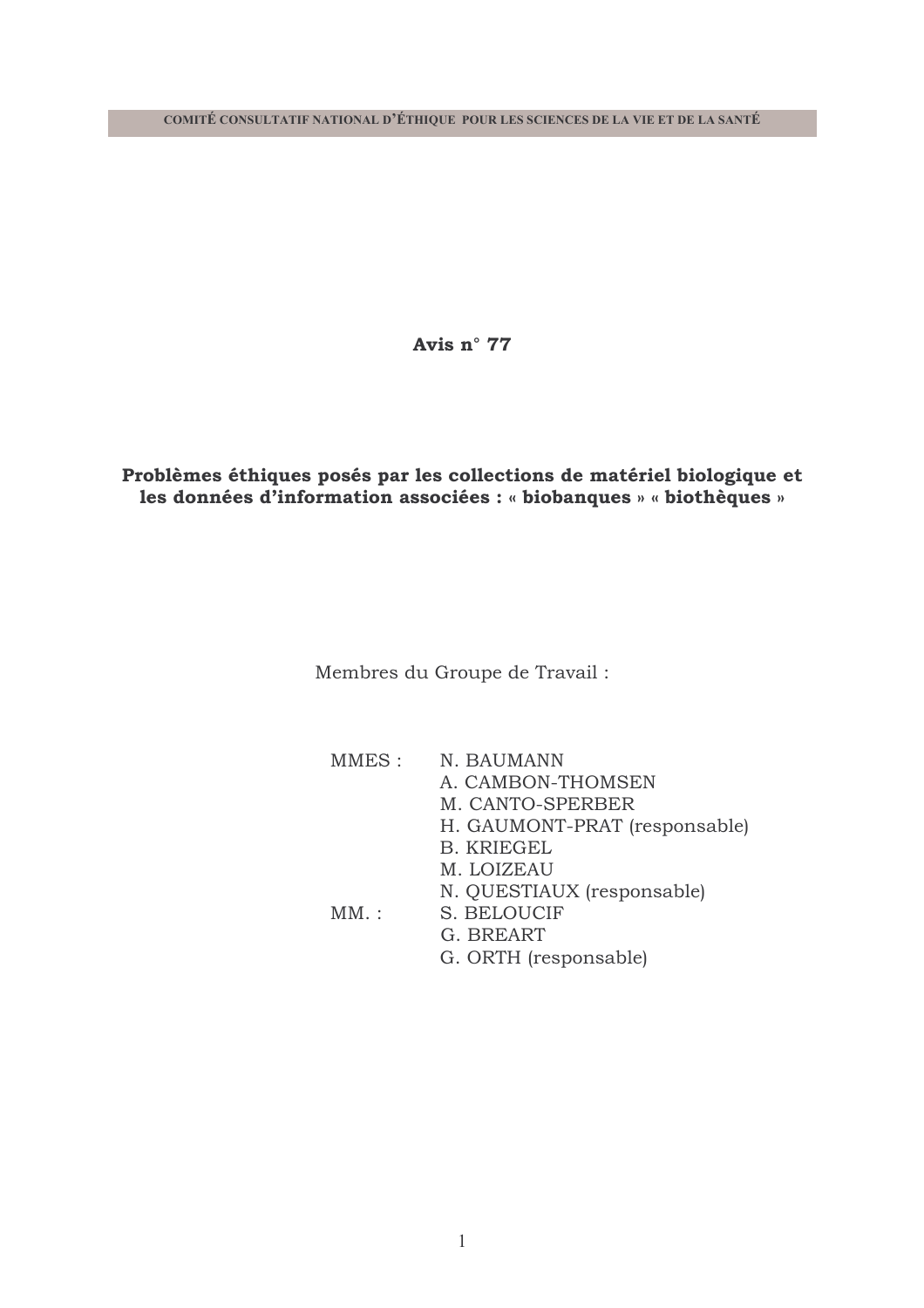COMITÉ CONSULTATIF NATIONAL D'ÉTHIQUE POUR LES SCIENCES DE LA VIE ET DE LA SANTÉ

# Avis n° 77

## Problèmes éthiques posés par les collections de matériel biologique et les données d'information associées : « biobanques » « biothèques »

Membres du Groupe de Travail :

MMES :
- N. BAUMANN
- A. CAMBON-THOMSEN
- M. CANTO-SPERBER
- H. GAUMONT-PRAT (responsable)
- B. KRIEGEL
- M. LOIZEAU
- N. QUESTIAUX (responsable)

MM. :
- S. BELOUCIF
- G. BREART
- G. ORTH (responsable)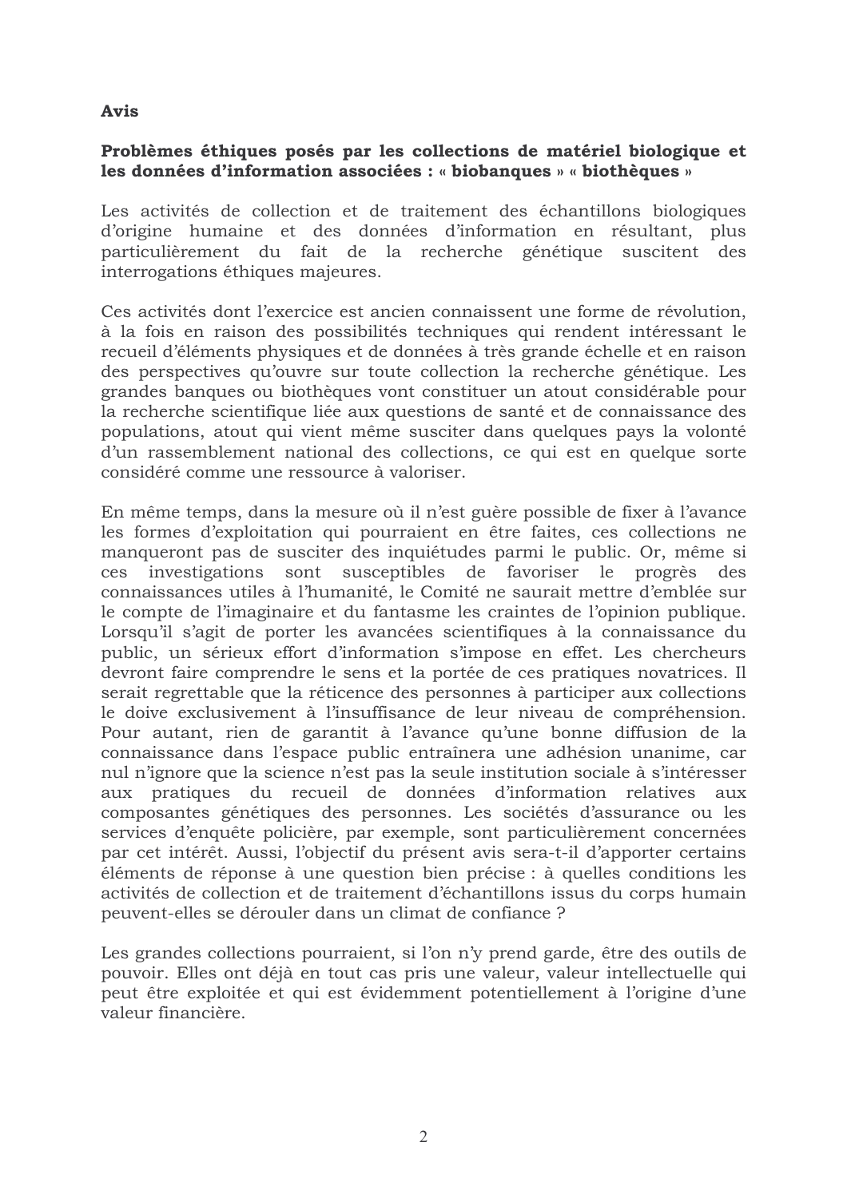**Avis**

**Problèmes éthiques posés par les collections de matériel biologique et les données d'information associées : « biobanques » « biothèques »**

Les activités de collection et de traitement des échantillons biologiques d'origine humaine et des données d'information en résultant, plus particulièrement du fait de la recherche génétique suscitent des interrogations éthiques majeures.

Ces activités dont l'exercice est ancien connaissent une forme de révolution, à la fois en raison des possibilités techniques qui rendent intéressant le recueil d'éléments physiques et de données à très grande échelle et en raison des perspectives qu'ouvre sur toute collection la recherche génétique. Les grandes banques ou biothèques vont constituer un atout considérable pour la recherche scientifique liée aux questions de santé et de connaissance des populations, atout qui vient même susciter dans quelques pays la volonté d'un rassemblement national des collections, ce qui est en quelque sorte considéré comme une ressource à valoriser.

En même temps, dans la mesure où il n'est guère possible de fixer à l'avance les formes d'exploitation qui pourraient en être faites, ces collections ne manqueront pas de susciter des inquiétudes parmi le public. Or, même si ces investigations sont susceptibles de favoriser le progrès des connaissances utiles à l'humanité, le Comité ne saurait mettre d'emblée sur le compte de l'imaginaire et du fantasme les craintes de l'opinion publique. Lorsqu'il s'agit de porter les avancées scientifiques à la connaissance du public, un sérieux effort d'information s'impose en effet. Les chercheurs devront faire comprendre le sens et la portée de ces pratiques novatrices. Il serait regrettable que la réticence des personnes à participer aux collections le doive exclusivement à l'insuffisance de leur niveau de compréhension. Pour autant, rien de garantit à l'avance qu'une bonne diffusion de la connaissance dans l'espace public entraînera une adhésion unanime, car nul n'ignore que la science n'est pas la seule institution sociale à s'intéresser aux pratiques du recueil de données d'information relatives aux composantes génétiques des personnes. Les sociétés d'assurance ou les services d'enquête policière, par exemple, sont particulièrement concernées par cet intérêt. Aussi, l'objectif du présent avis sera-t-il d'apporter certains éléments de réponse à une question bien précise : à quelles conditions les activités de collection et de traitement d'échantillons issus du corps humain peuvent-elles se dérouler dans un climat de confiance ?

Les grandes collections pourraient, si l'on n'y prend garde, être des outils de pouvoir. Elles ont déjà en tout cas pris une valeur, valeur intellectuelle qui peut être exploitée et qui est évidemment potentiellement à l'origine d'une valeur financière.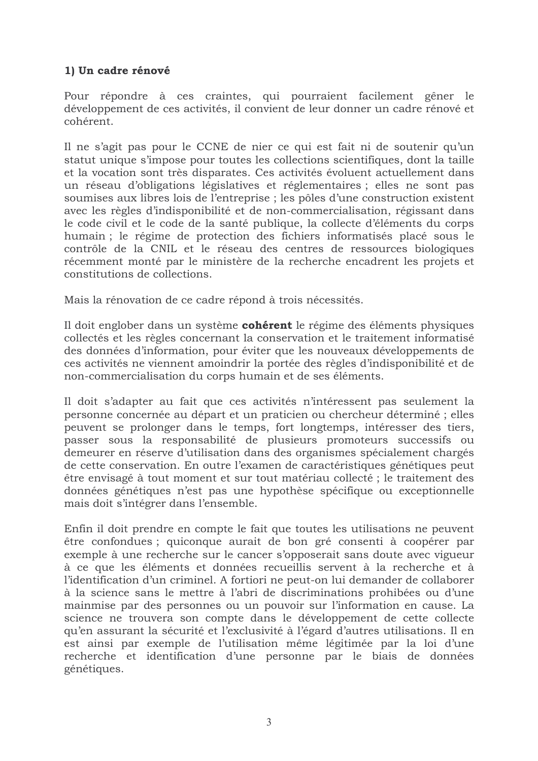**1) Un cadre rénové**

Pour répondre à ces craintes, qui pourraient facilement gêner le développement de ces activités, il convient de leur donner un cadre rénové et cohérent.

Il ne s'agit pas pour le CCNE de nier ce qui est fait ni de soutenir qu'un statut unique s'impose pour toutes les collections scientifiques, dont la taille et la vocation sont très disparates. Ces activités évoluent actuellement dans un réseau d'obligations législatives et réglementaires ; elles ne sont pas soumises aux libres lois de l'entreprise ; les pôles d'une construction existent avec les règles d'indisponibilité et de non-commercialisation, régissant dans le code civil et le code de la santé publique, la collecte d'éléments du corps humain ; le régime de protection des fichiers informatisés placé sous le contrôle de la CNIL et le réseau des centres de ressources biologiques récemment monté par le ministère de la recherche encadrent les projets et constitutions de collections.

Mais la rénovation de ce cadre répond à trois nécessités.

Il doit englober dans un système **cohérent** le régime des éléments physiques collectés et les règles concernant la conservation et le traitement informatisé des données d'information, pour éviter que les nouveaux développements de ces activités ne viennent amoindrir la portée des règles d'indisponibilité et de non-commercialisation du corps humain et de ses éléments.

Il doit s'adapter au fait que ces activités n'intéressent pas seulement la personne concernée au départ et un praticien ou chercheur déterminé ; elles peuvent se prolonger dans le temps, fort longtemps, intéresser des tiers, passer sous la responsabilité de plusieurs promoteurs successifs ou demeurer en réserve d'utilisation dans des organismes spécialement chargés de cette conservation. En outre l'examen de caractéristiques génétiques peut être envisagé à tout moment et sur tout matériau collecté ; le traitement des données génétiques n'est pas une hypothèse spécifique ou exceptionnelle mais doit s'intégrer dans l'ensemble.

Enfin il doit prendre en compte le fait que toutes les utilisations ne peuvent être confondues ; quiconque aurait de bon gré consenti à coopérer par exemple à une recherche sur le cancer s'opposerait sans doute avec vigueur à ce que les éléments et données recueillis servent à la recherche et à l'identification d'un criminel. A fortiori ne peut-on lui demander de collaborer à la science sans le mettre à l'abri de discriminations prohibées ou d'une mainmise par des personnes ou un pouvoir sur l'information en cause. La science ne trouvera son compte dans le développement de cette collecte qu'en assurant la sécurité et l'exclusivité à l'égard d'autres utilisations. Il en est ainsi par exemple de l'utilisation même légitimée par la loi d'une recherche et identification d'une personne par le biais de données génétiques.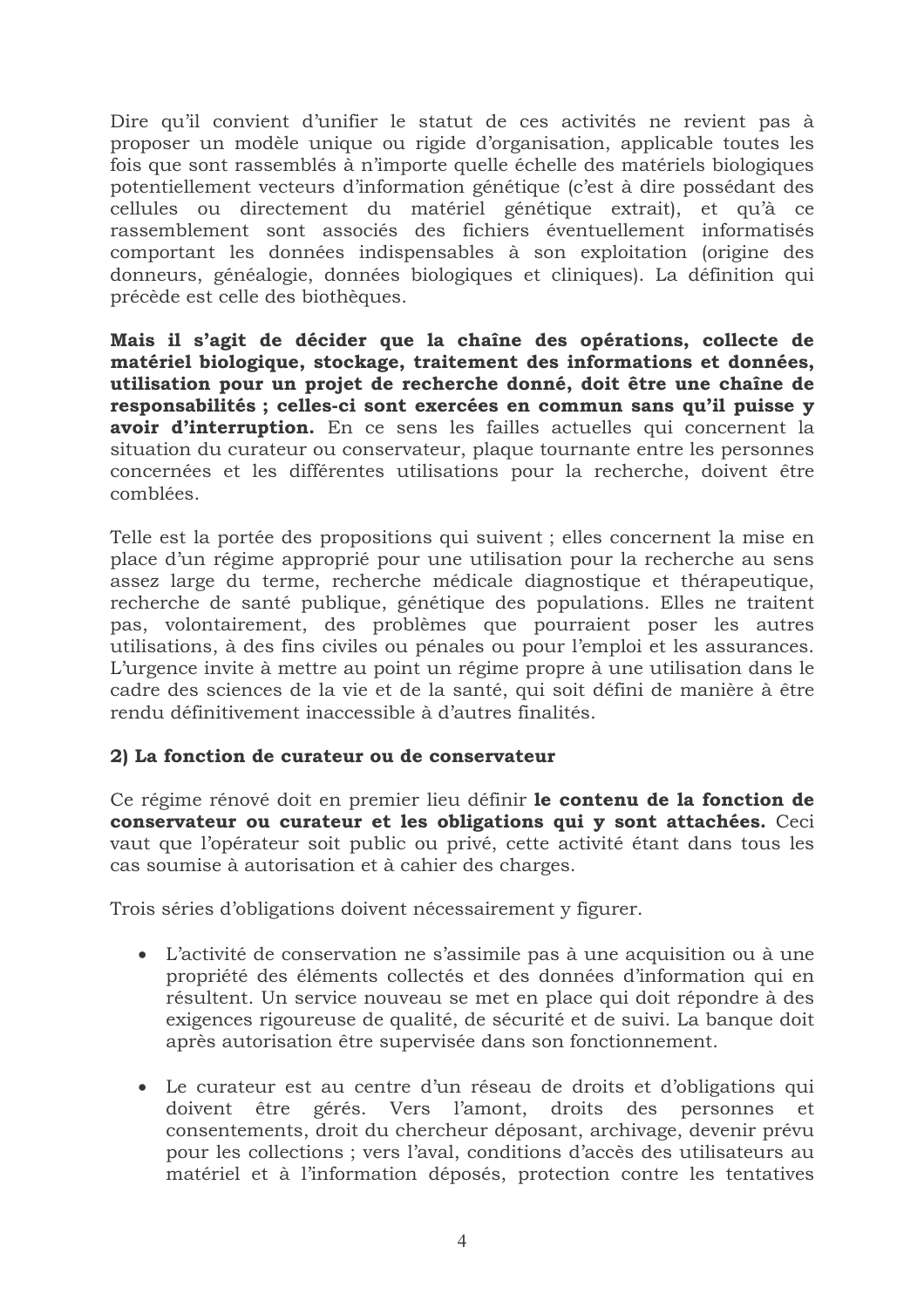Dire qu'il convient d'unifier le statut de ces activités ne revient pas à proposer un modèle unique ou rigide d'organisation, applicable toutes les fois que sont rassemblés à n'importe quelle échelle des matériels biologiques potentiellement vecteurs d'information génétique (c'est à dire possédant des cellules ou directement du matériel génétique extrait), et qu'à ce rassemblement sont associés des fichiers éventuellement informatisés comportant les données indispensables à son exploitation (origine des donneurs, généalogie, données biologiques et cliniques). La définition qui précède est celle des biothèques.

**Mais il s'agit de décider que la chaîne des opérations, collecte de matériel biologique, stockage, traitement des informations et données, utilisation pour un projet de recherche donné, doit être une chaîne de responsabilités ; celles-ci sont exercées en commun sans qu'il puisse y avoir d'interruption.** En ce sens les failles actuelles qui concernent la situation du curateur ou conservateur, plaque tournante entre les personnes concernées et les différentes utilisations pour la recherche, doivent être comblées.

Telle est la portée des propositions qui suivent ; elles concernent la mise en place d'un régime approprié pour une utilisation pour la recherche au sens assez large du terme, recherche médicale diagnostique et thérapeutique, recherche de santé publique, génétique des populations. Elles ne traitent pas, volontairement, des problèmes que pourraient poser les autres utilisations, à des fins civiles ou pénales ou pour l'emploi et les assurances. L'urgence invite à mettre au point un régime propre à une utilisation dans le cadre des sciences de la vie et de la santé, qui soit défini de manière à être rendu définitivement inaccessible à d'autres finalités.

### 2) La fonction de curateur ou de conservateur

Ce régime rénové doit en premier lieu définir **le contenu de la fonction de conservateur ou curateur et les obligations qui y sont attachées.** Ceci vaut que l'opérateur soit public ou privé, cette activité étant dans tous les cas soumise à autorisation et à cahier des charges.

Trois séries d'obligations doivent nécessairement y figurer.

- L'activité de conservation ne s'assimile pas à une acquisition ou à une propriété des éléments collectés et des données d'information qui en résultent. Un service nouveau se met en place qui doit répondre à des exigences rigoureuse de qualité, de sécurité et de suivi. La banque doit après autorisation être supervisée dans son fonctionnement.

- Le curateur est au centre d'un réseau de droits et d'obligations qui doivent être gérés. Vers l'amont, droits des personnes et consentements, droit du chercheur déposant, archivage, devenir prévu pour les collections ; vers l'aval, conditions d'accès des utilisateurs au matériel et à l'information déposés, protection contre les tentatives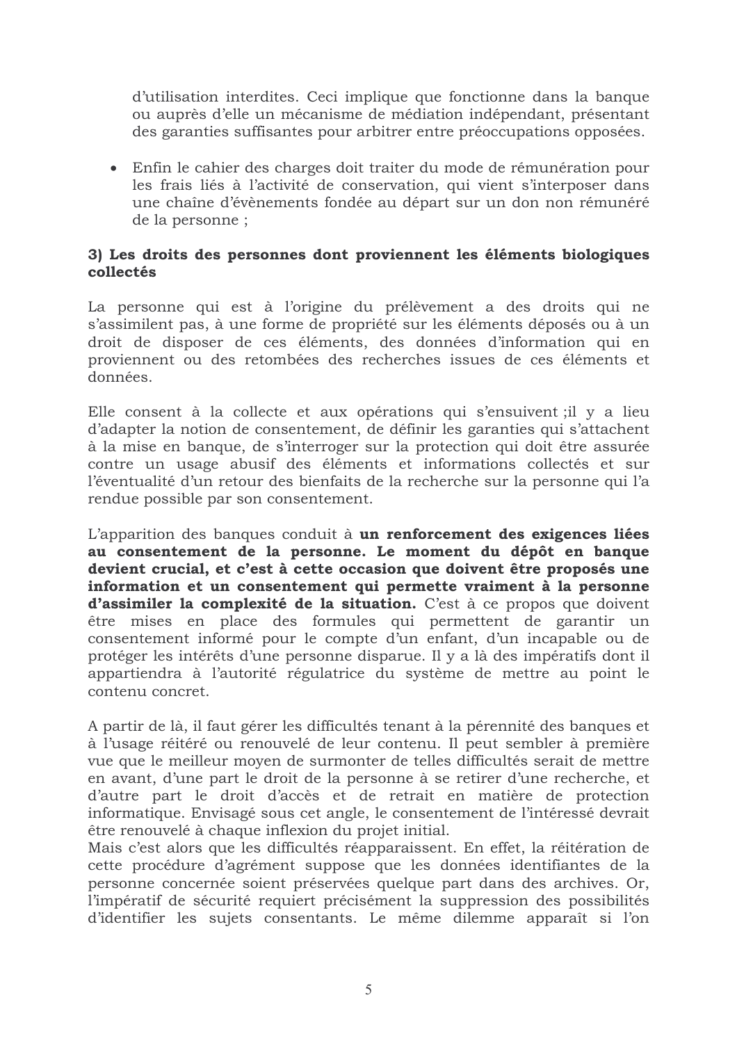d'utilisation interdites. Ceci implique que fonctionne dans la banque ou auprès d'elle un mécanisme de médiation indépendant, présentant des garanties suffisantes pour arbitrer entre préoccupations opposées.

- Enfin le cahier des charges doit traiter du mode de rémunération pour les frais liés à l'activité de conservation, qui vient s'interposer dans une chaîne d'évènements fondée au départ sur un don non rémunéré de la personne ;

**3) Les droits des personnes dont proviennent les éléments biologiques collectés**

La personne qui est à l'origine du prélèvement a des droits qui ne s'assimilent pas, à une forme de propriété sur les éléments déposés ou à un droit de disposer de ces éléments, des données d'information qui en proviennent ou des retombées des recherches issues de ces éléments et données.

Elle consent à la collecte et aux opérations qui s'ensuivent ;il y a lieu d'adapter la notion de consentement, de définir les garanties qui s'attachent à la mise en banque, de s'interroger sur la protection qui doit être assurée contre un usage abusif des éléments et informations collectés et sur l'éventualité d'un retour des bienfaits de la recherche sur la personne qui l'a rendue possible par son consentement.

L'apparition des banques conduit à **un renforcement des exigences liées au consentement de la personne. Le moment du dépôt en banque devient crucial, et c'est à cette occasion que doivent être proposés une information et un consentement qui permette vraiment à la personne d'assimiler la complexité de la situation.** C'est à ce propos que doivent être mises en place des formules qui permettent de garantir un consentement informé pour le compte d'un enfant, d'un incapable ou de protéger les intérêts d'une personne disparue. Il y a là des impératifs dont il appartiendra à l'autorité régulatrice du système de mettre au point le contenu concret.

A partir de là, il faut gérer les difficultés tenant à la pérennité des banques et à l'usage réitéré ou renouvelé de leur contenu. Il peut sembler à première vue que le meilleur moyen de surmonter de telles difficultés serait de mettre en avant, d'une part le droit de la personne à se retirer d'une recherche, et d'autre part le droit d'accès et de retrait en matière de protection informatique. Envisagé sous cet angle, le consentement de l'intéressé devrait être renouvelé à chaque inflexion du projet initial.
Mais c'est alors que les difficultés réapparaissent. En effet, la réitération de cette procédure d'agrément suppose que les données identifiantes de la personne concernée soient préservées quelque part dans des archives. Or, l'impératif de sécurité requiert précisément la suppression des possibilités d'identifier les sujets consentants. Le même dilemme apparaît si l'on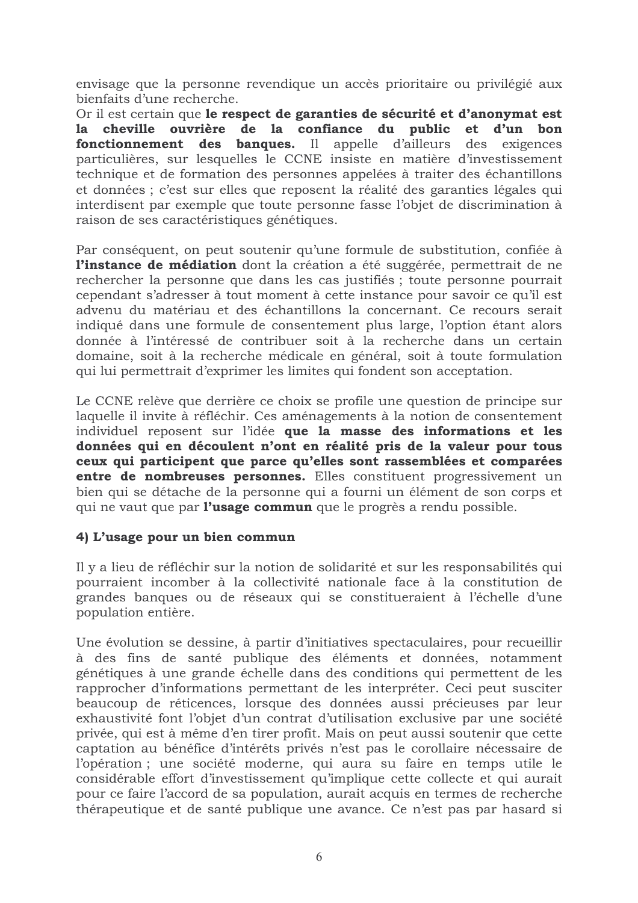envisage que la personne revendique un accès prioritaire ou privilégié aux bienfaits d'une recherche.
Or il est certain que **le respect de garanties de sécurité et d'anonymat est la cheville ouvrière de la confiance du public et d'un bon fonctionnement des banques.** Il appelle d'ailleurs des exigences particulières, sur lesquelles le CCNE insiste en matière d'investissement technique et de formation des personnes appelées à traiter des échantillons et données ; c'est sur elles que reposent la réalité des garanties légales qui interdisent par exemple que toute personne fasse l'objet de discrimination à raison de ses caractéristiques génétiques.

Par conséquent, on peut soutenir qu'une formule de substitution, confiée à **l'instance de médiation** dont la création a été suggérée, permettrait de ne rechercher la personne que dans les cas justifiés ; toute personne pourrait cependant s'adresser à tout moment à cette instance pour savoir ce qu'il est advenu du matériau et des échantillons la concernant. Ce recours serait indiqué dans une formule de consentement plus large, l'option étant alors donnée à l'intéressé de contribuer soit à la recherche dans un certain domaine, soit à la recherche médicale en général, soit à toute formulation qui lui permettrait d'exprimer les limites qui fondent son acceptation.

Le CCNE relève que derrière ce choix se profile une question de principe sur laquelle il invite à réfléchir. Ces aménagements à la notion de consentement individuel reposent sur l'idée **que la masse des informations et les données qui en découlent n'ont en réalité pris de la valeur pour tous ceux qui participent que parce qu'elles sont rassemblées et comparées entre de nombreuses personnes.** Elles constituent progressivement un bien qui se détache de la personne qui a fourni un élément de son corps et qui ne vaut que par **l'usage commun** que le progrès a rendu possible.

#### 4) L'usage pour un bien commun

Il y a lieu de réfléchir sur la notion de solidarité et sur les responsabilités qui pourraient incomber à la collectivité nationale face à la constitution de grandes banques ou de réseaux qui se constitueraient à l'échelle d'une population entière.

Une évolution se dessine, à partir d'initiatives spectaculaires, pour recueillir à des fins de santé publique des éléments et données, notamment génétiques à une grande échelle dans des conditions qui permettent de les rapprocher d'informations permettant de les interpréter. Ceci peut susciter beaucoup de réticences, lorsque des données aussi précieuses par leur exhaustivité font l'objet d'un contrat d'utilisation exclusive par une société privée, qui est à même d'en tirer profit. Mais on peut aussi soutenir que cette captation au bénéfice d'intérêts privés n'est pas le corollaire nécessaire de l'opération ; une société moderne, qui aura su faire en temps utile le considérable effort d'investissement qu'implique cette collecte et qui aurait pour ce faire l'accord de sa population, aurait acquis en termes de recherche thérapeutique et de santé publique une avance. Ce n'est pas par hasard si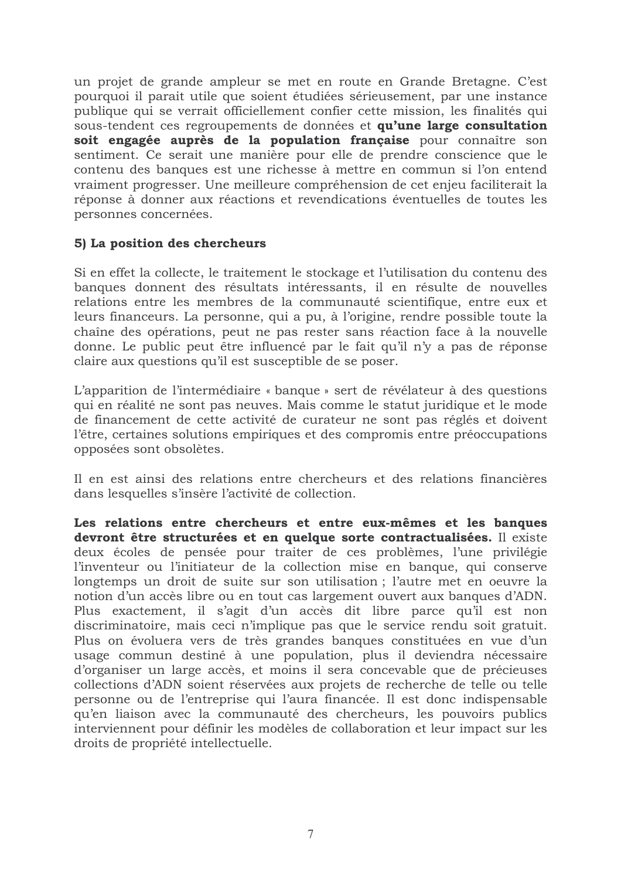un projet de grande ampleur se met en route en Grande Bretagne. C'est pourquoi il parait utile que soient étudiées sérieusement, par une instance publique qui se verrait officiellement confier cette mission, les finalités qui sous-tendent ces regroupements de données et **qu'une large consultation soit engagée auprès de la population française** pour connaître son sentiment. Ce serait une manière pour elle de prendre conscience que le contenu des banques est une richesse à mettre en commun si l'on entend vraiment progresser. Une meilleure compréhension de cet enjeu faciliterait la réponse à donner aux réactions et revendications éventuelles de toutes les personnes concernées.

### 5) La position des chercheurs

Si en effet la collecte, le traitement le stockage et l'utilisation du contenu des banques donnent des résultats intéressants, il en résulte de nouvelles relations entre les membres de la communauté scientifique, entre eux et leurs financeurs. La personne, qui a pu, à l'origine, rendre possible toute la chaîne des opérations, peut ne pas rester sans réaction face à la nouvelle donne. Le public peut être influencé par le fait qu'il n'y a pas de réponse claire aux questions qu'il est susceptible de se poser.

L'apparition de l'intermédiaire « banque » sert de révélateur à des questions qui en réalité ne sont pas neuves. Mais comme le statut juridique et le mode de financement de cette activité de curateur ne sont pas réglés et doivent l'être, certaines solutions empiriques et des compromis entre préoccupations opposées sont obsolètes.

Il en est ainsi des relations entre chercheurs et des relations financières dans lesquelles s'insère l'activité de collection.

**Les relations entre chercheurs et entre eux-mêmes et les banques devront être structurées et en quelque sorte contractualisées.** Il existe deux écoles de pensée pour traiter de ces problèmes, l'une privilégie l'inventeur ou l'initiateur de la collection mise en banque, qui conserve longtemps un droit de suite sur son utilisation ; l'autre met en oeuvre la notion d'un accès libre ou en tout cas largement ouvert aux banques d'ADN. Plus exactement, il s'agit d'un accès dit libre parce qu'il est non discriminatoire, mais ceci n'implique pas que le service rendu soit gratuit. Plus on évoluera vers de très grandes banques constituées en vue d'un usage commun destiné à une population, plus il deviendra nécessaire d'organiser un large accès, et moins il sera concevable que de précieuses collections d'ADN soient réservées aux projets de recherche de telle ou telle personne ou de l'entreprise qui l'aura financée. Il est donc indispensable qu'en liaison avec la communauté des chercheurs, les pouvoirs publics interviennent pour définir les modèles de collaboration et leur impact sur les droits de propriété intellectuelle.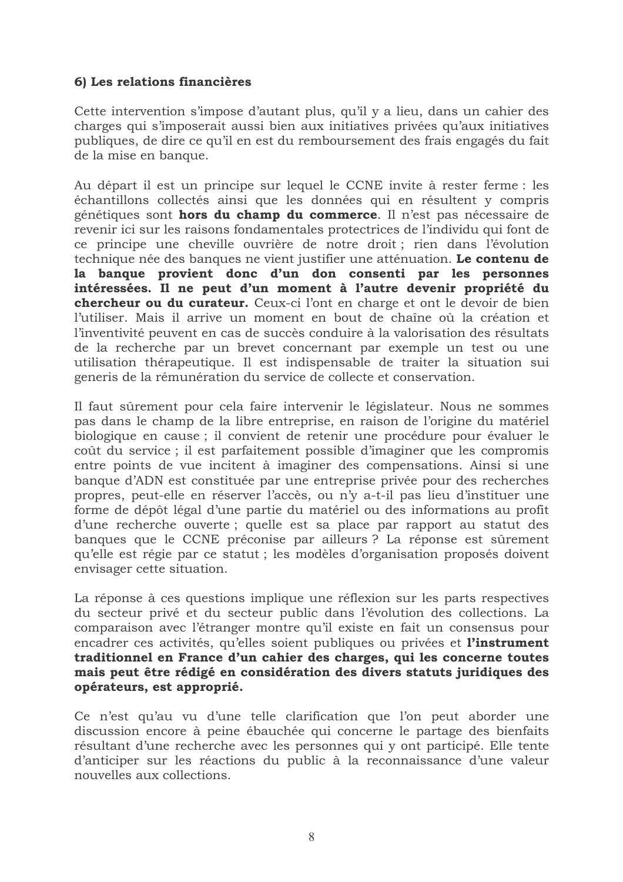**6) Les relations financières**

Cette intervention s'impose d'autant plus, qu'il y a lieu, dans un cahier des charges qui s'imposerait aussi bien aux initiatives privées qu'aux initiatives publiques, de dire ce qu'il en est du remboursement des frais engagés du fait de la mise en banque.

Au départ il est un principe sur lequel le CCNE invite à rester ferme : les échantillons collectés ainsi que les données qui en résultent y compris génétiques sont **hors du champ du commerce**. Il n'est pas nécessaire de revenir ici sur les raisons fondamentales protectrices de l'individu qui font de ce principe une cheville ouvrière de notre droit ; rien dans l'évolution technique née des banques ne vient justifier une atténuation. **Le contenu de la banque provient donc d'un don consenti par les personnes intéressées. Il ne peut d'un moment à l'autre devenir propriété du chercheur ou du curateur.** Ceux-ci l'ont en charge et ont le devoir de bien l'utiliser. Mais il arrive un moment en bout de chaîne où la création et l'inventivité peuvent en cas de succès conduire à la valorisation des résultats de la recherche par un brevet concernant par exemple un test ou une utilisation thérapeutique. Il est indispensable de traiter la situation sui generis de la rémunération du service de collecte et conservation.

Il faut sûrement pour cela faire intervenir le législateur. Nous ne sommes pas dans le champ de la libre entreprise, en raison de l'origine du matériel biologique en cause ; il convient de retenir une procédure pour évaluer le coût du service ; il est parfaitement possible d'imaginer que les compromis entre points de vue incitent à imaginer des compensations. Ainsi si une banque d'ADN est constituée par une entreprise privée pour des recherches propres, peut-elle en réserver l'accès, ou n'y a-t-il pas lieu d'instituer une forme de dépôt légal d'une partie du matériel ou des informations au profit d'une recherche ouverte ; quelle est sa place par rapport au statut des banques que le CCNE préconise par ailleurs ? La réponse est sûrement qu'elle est régie par ce statut ; les modèles d'organisation proposés doivent envisager cette situation.

La réponse à ces questions implique une réflexion sur les parts respectives du secteur privé et du secteur public dans l'évolution des collections. La comparaison avec l'étranger montre qu'il existe en fait un consensus pour encadrer ces activités, qu'elles soient publiques ou privées et **l'instrument traditionnel en France d'un cahier des charges, qui les concerne toutes mais peut être rédigé en considération des divers statuts juridiques des opérateurs, est approprié.**

Ce n'est qu'au vu d'une telle clarification que l'on peut aborder une discussion encore à peine ébauchée qui concerne le partage des bienfaits résultant d'une recherche avec les personnes qui y ont participé. Elle tente d'anticiper sur les réactions du public à la reconnaissance d'une valeur nouvelles aux collections.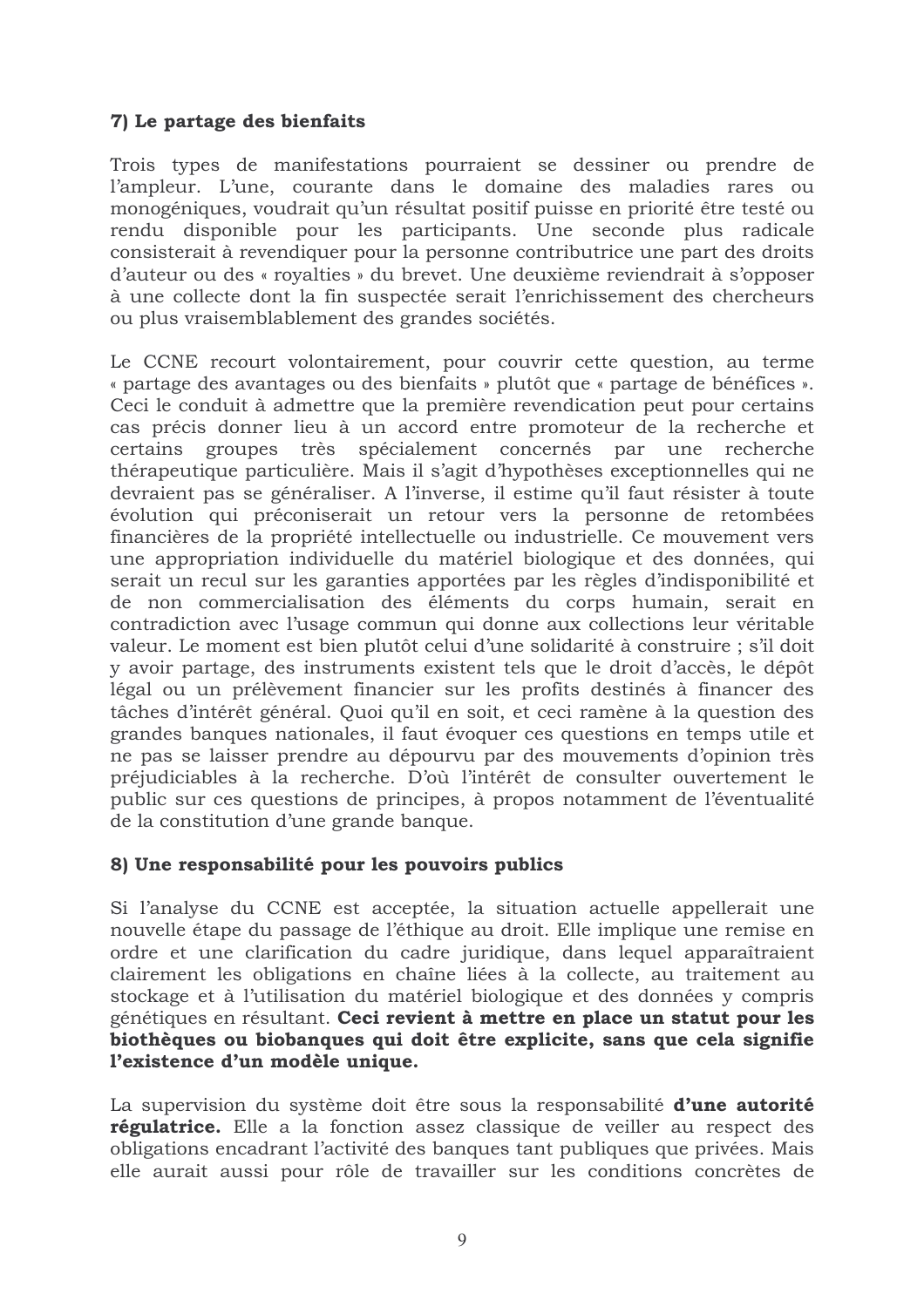**7) Le partage des bienfaits**

Trois types de manifestations pourraient se dessiner ou prendre de l'ampleur. L'une, courante dans le domaine des maladies rares ou monogéniques, voudrait qu'un résultat positif puisse en priorité être testé ou rendu disponible pour les participants. Une seconde plus radicale consisterait à revendiquer pour la personne contributrice une part des droits d'auteur ou des « royalties » du brevet. Une deuxième reviendrait à s'opposer à une collecte dont la fin suspectée serait l'enrichissement des chercheurs ou plus vraisemblablement des grandes sociétés.

Le CCNE recourt volontairement, pour couvrir cette question, au terme « partage des avantages ou des bienfaits » plutôt que « partage de bénéfices ». Ceci le conduit à admettre que la première revendication peut pour certains cas précis donner lieu à un accord entre promoteur de la recherche et certains groupes très spécialement concernés par une recherche thérapeutique particulière. Mais il s'agit d'hypothèses exceptionnelles qui ne devraient pas se généraliser. A l'inverse, il estime qu'il faut résister à toute évolution qui préconiserait un retour vers la personne de retombées financières de la propriété intellectuelle ou industrielle. Ce mouvement vers une appropriation individuelle du matériel biologique et des données, qui serait un recul sur les garanties apportées par les règles d'indisponibilité et de non commercialisation des éléments du corps humain, serait en contradiction avec l'usage commun qui donne aux collections leur véritable valeur. Le moment est bien plutôt celui d'une solidarité à construire ; s'il doit y avoir partage, des instruments existent tels que le droit d'accès, le dépôt légal ou un prélèvement financier sur les profits destinés à financer des tâches d'intérêt général. Quoi qu'il en soit, et ceci ramène à la question des grandes banques nationales, il faut évoquer ces questions en temps utile et ne pas se laisser prendre au dépourvu par des mouvements d'opinion très préjudiciables à la recherche. D'où l'intérêt de consulter ouvertement le public sur ces questions de principes, à propos notamment de l'éventualité de la constitution d'une grande banque.

**8) Une responsabilité pour les pouvoirs publics**

Si l'analyse du CCNE est acceptée, la situation actuelle appellerait une nouvelle étape du passage de l'éthique au droit. Elle implique une remise en ordre et une clarification du cadre juridique, dans lequel apparaîtraient clairement les obligations en chaîne liées à la collecte, au traitement au stockage et à l'utilisation du matériel biologique et des données y compris génétiques en résultant. **Ceci revient à mettre en place un statut pour les biothèques ou biobanques qui doit être explicite, sans que cela signifie l'existence d'un modèle unique.**

La supervision du système doit être sous la responsabilité **d'une autorité régulatrice.** Elle a la fonction assez classique de veiller au respect des obligations encadrant l'activité des banques tant publiques que privées. Mais elle aurait aussi pour rôle de travailler sur les conditions concrètes de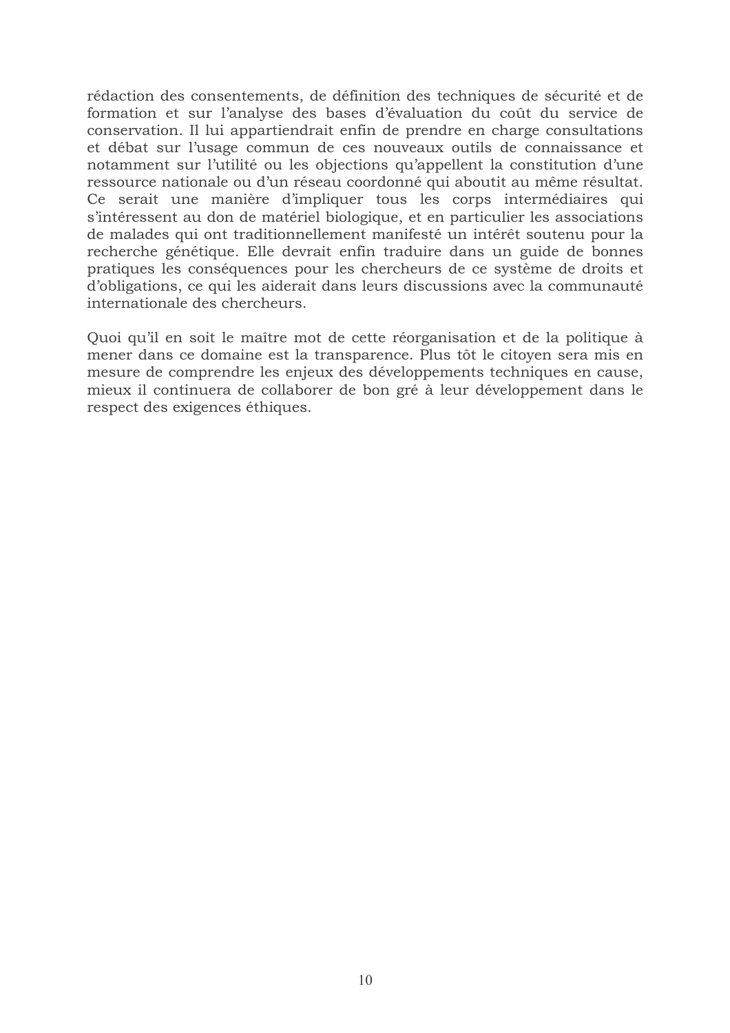rédaction des consentements, de définition des techniques de sécurité et de formation et sur l'analyse des bases d'évaluation du coût du service de conservation. Il lui appartiendrait enfin de prendre en charge consultations et débat sur l'usage commun de ces nouveaux outils de connaissance et notamment sur l'utilité ou les objections qu'appellent la constitution d'une ressource nationale ou d'un réseau coordonné qui aboutit au même résultat. Ce serait une manière d'impliquer tous les corps intermédiaires qui s'intéressent au don de matériel biologique, et en particulier les associations de malades qui ont traditionnellement manifesté un intérêt soutenu pour la recherche génétique. Elle devrait enfin traduire dans un guide de bonnes pratiques les conséquences pour les chercheurs de ce système de droits et d'obligations, ce qui les aiderait dans leurs discussions avec la communauté internationale des chercheurs.

Quoi qu'il en soit le maître mot de cette réorganisation et de la politique à mener dans ce domaine est la transparence. Plus tôt le citoyen sera mis en mesure de comprendre les enjeux des développements techniques en cause, mieux il continuera de collaborer de bon gré à leur développement dans le respect des exigences éthiques.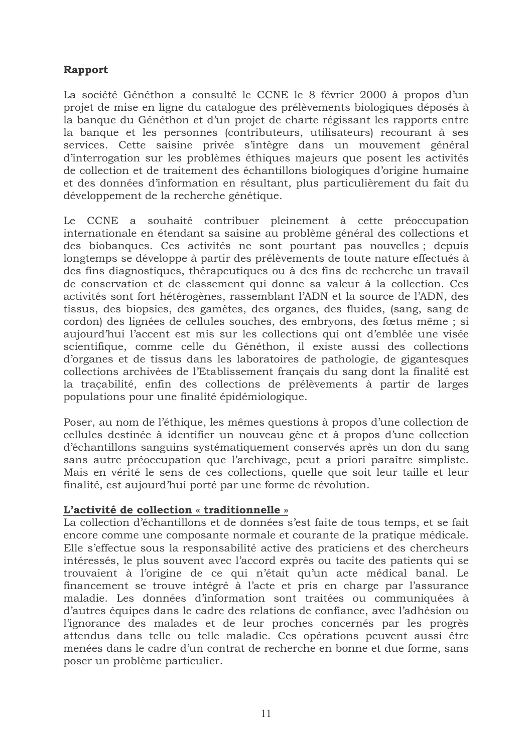**Rapport**

La société Généthon a consulté le CCNE le 8 février 2000 à propos d'un projet de mise en ligne du catalogue des prélèvements biologiques déposés à la banque du Généthon et d'un projet de charte régissant les rapports entre la banque et les personnes (contributeurs, utilisateurs) recourant à ses services. Cette saisine privée s'intègre dans un mouvement général d'interrogation sur les problèmes éthiques majeurs que posent les activités de collection et de traitement des échantillons biologiques d'origine humaine et des données d'information en résultant, plus particulièrement du fait du développement de la recherche génétique.

Le CCNE a souhaité contribuer pleinement à cette préoccupation internationale en étendant sa saisine au problème général des collections et des biobanques. Ces activités ne sont pourtant pas nouvelles ; depuis longtemps se développe à partir des prélèvements de toute nature effectués à des fins diagnostiques, thérapeutiques ou à des fins de recherche un travail de conservation et de classement qui donne sa valeur à la collection. Ces activités sont fort hétérogènes, rassemblant l'ADN et la source de l'ADN, des tissus, des biopsies, des gamètes, des organes, des fluides, (sang, sang de cordon) des lignées de cellules souches, des embryons, des fœtus même ; si aujourd'hui l'accent est mis sur les collections qui ont d'emblée une visée scientifique, comme celle du Généthon, il existe aussi des collections d'organes et de tissus dans les laboratoires de pathologie, de gigantesques collections archivées de l'Etablissement français du sang dont la finalité est la traçabilité, enfin des collections de prélèvements à partir de larges populations pour une finalité épidémiologique.

Poser, au nom de l'éthique, les mêmes questions à propos d'une collection de cellules destinée à identifier un nouveau gène et à propos d'une collection d'échantillons sanguins systématiquement conservés après un don du sang sans autre préoccupation que l'archivage, peut a priori paraître simpliste. Mais en vérité le sens de ces collections, quelle que soit leur taille et leur finalité, est aujourd'hui porté par une forme de révolution.

**L'activité de collection « traditionnelle »**

La collection d'échantillons et de données s'est faite de tous temps, et se fait encore comme une composante normale et courante de la pratique médicale. Elle s'effectue sous la responsabilité active des praticiens et des chercheurs intéressés, le plus souvent avec l'accord exprès ou tacite des patients qui se trouvaient à l'origine de ce qui n'était qu'un acte médical banal. Le financement se trouve intégré à l'acte et pris en charge par l'assurance maladie. Les données d'information sont traitées ou communiquées à d'autres équipes dans le cadre des relations de confiance, avec l'adhésion ou l'ignorance des malades et de leur proches concernés par les progrès attendus dans telle ou telle maladie. Ces opérations peuvent aussi être menées dans le cadre d'un contrat de recherche en bonne et due forme, sans poser un problème particulier.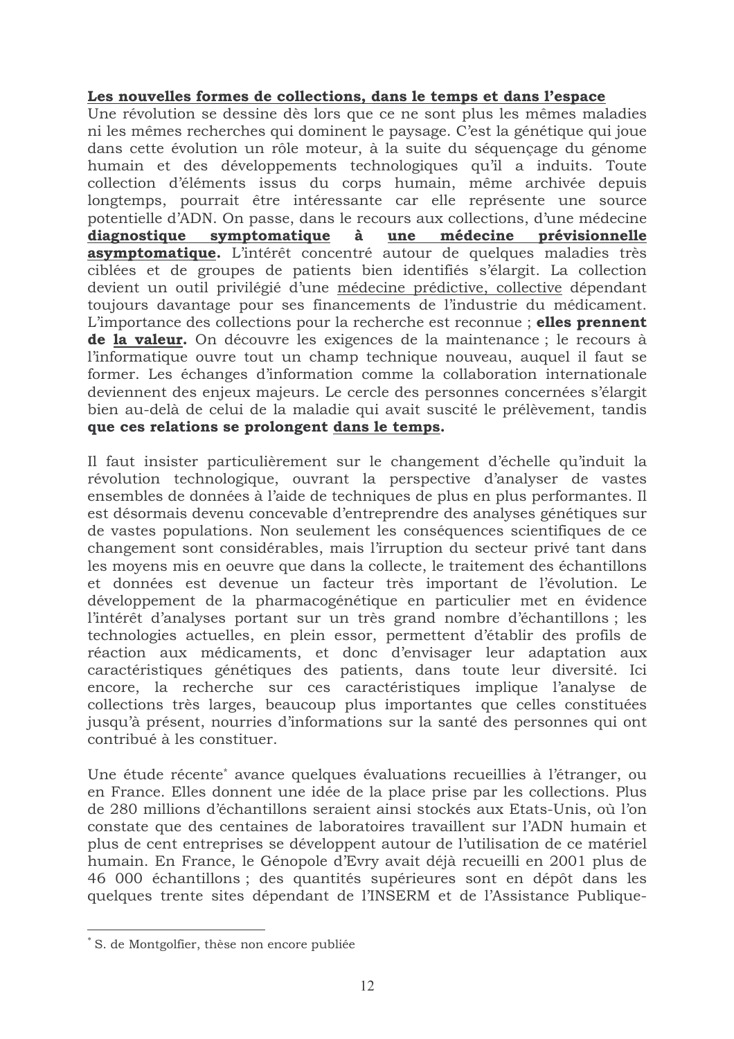**Les nouvelles formes de collections, dans le temps et dans l'espace**

Une révolution se dessine dès lors que ce ne sont plus les mêmes maladies ni les mêmes recherches qui dominent le paysage. C'est la génétique qui joue dans cette évolution un rôle moteur, à la suite du séquençage du génome humain et des développements technologiques qu'il a induits. Toute collection d'éléments issus du corps humain, même archivée depuis longtemps, pourrait être intéressante car elle représente une source potentielle d'ADN. On passe, dans le recours aux collections, d'une médecine **diagnostique symptomatique à une médecine prévisionnelle asymptomatique.** L'intérêt concentré autour de quelques maladies très ciblées et de groupes de patients bien identifiés s'élargit. La collection devient un outil privilégié d'une médecine prédictive, collective dépendant toujours davantage pour ses financements de l'industrie du médicament. L'importance des collections pour la recherche est reconnue ; **elles prennent de la valeur.** On découvre les exigences de la maintenance ; le recours à l'informatique ouvre tout un champ technique nouveau, auquel il faut se former. Les échanges d'information comme la collaboration internationale deviennent des enjeux majeurs. Le cercle des personnes concernées s'élargit bien au-delà de celui de la maladie qui avait suscité le prélèvement, tandis **que ces relations se prolongent dans le temps.**

Il faut insister particulièrement sur le changement d'échelle qu'induit la révolution technologique, ouvrant la perspective d'analyser de vastes ensembles de données à l'aide de techniques de plus en plus performantes. Il est désormais devenu concevable d'entreprendre des analyses génétiques sur de vastes populations. Non seulement les conséquences scientifiques de ce changement sont considérables, mais l'irruption du secteur privé tant dans les moyens mis en oeuvre que dans la collecte, le traitement des échantillons et données est devenue un facteur très important de l'évolution. Le développement de la pharmacogénétique en particulier met en évidence l'intérêt d'analyses portant sur un très grand nombre d'échantillons ; les technologies actuelles, en plein essor, permettent d'établir des profils de réaction aux médicaments, et donc d'envisager leur adaptation aux caractéristiques génétiques des patients, dans toute leur diversité. Ici encore, la recherche sur ces caractéristiques implique l'analyse de collections très larges, beaucoup plus importantes que celles constituées jusqu'à présent, nourries d'informations sur la santé des personnes qui ont contribué à les constituer.

Une étude récente[*] avance quelques évaluations recueillies à l'étranger, ou en France. Elles donnent une idée de la place prise par les collections. Plus de 280 millions d'échantillons seraient ainsi stockés aux Etats-Unis, où l'on constate que des centaines de laboratoires travaillent sur l'ADN humain et plus de cent entreprises se développent autour de l'utilisation de ce matériel humain. En France, le Génopole d'Evry avait déjà recueilli en 2001 plus de 46 000 échantillons ; des quantités supérieures sont en dépôt dans les quelques trente sites dépendant de l'INSERM et de l'Assistance Publique-

---

[*] S. de Montgolfier, thèse non encore publiée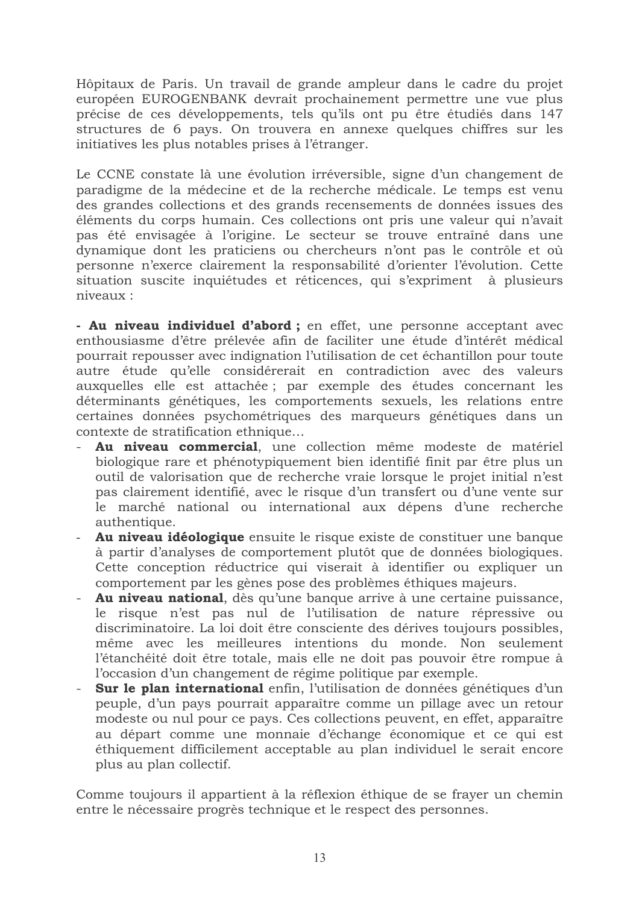Hôpitaux de Paris. Un travail de grande ampleur dans le cadre du projet européen EUROGENBANK devrait prochainement permettre une vue plus précise de ces développements, tels qu'ils ont pu être étudiés dans 147 structures de 6 pays. On trouvera en annexe quelques chiffres sur les initiatives les plus notables prises à l'étranger.

Le CCNE constate là une évolution irréversible, signe d'un changement de paradigme de la médecine et de la recherche médicale. Le temps est venu des grandes collections et des grands recensements de données issues des éléments du corps humain. Ces collections ont pris une valeur qui n'avait pas été envisagée à l'origine. Le secteur se trouve entraîné dans une dynamique dont les praticiens ou chercheurs n'ont pas le contrôle et où personne n'exerce clairement la responsabilité d'orienter l'évolution. Cette situation suscite inquiétudes et réticences, qui s'expriment à plusieurs niveaux :

**- Au niveau individuel d'abord ;** en effet, une personne acceptant avec enthousiasme d'être prélevée afin de faciliter une étude d'intérêt médical pourrait repousser avec indignation l'utilisation de cet échantillon pour toute autre étude qu'elle considérerait en contradiction avec des valeurs auxquelles elle est attachée ; par exemple des études concernant les déterminants génétiques, les comportements sexuels, les relations entre certaines données psychométriques des marqueurs génétiques dans un contexte de stratification ethnique…

- **Au niveau commercial**, une collection même modeste de matériel biologique rare et phénotypiquement bien identifié finit par être plus un outil de valorisation que de recherche vraie lorsque le projet initial n'est pas clairement identifié, avec le risque d'un transfert ou d'une vente sur le marché national ou international aux dépens d'une recherche authentique.
- **Au niveau idéologique** ensuite le risque existe de constituer une banque à partir d'analyses de comportement plutôt que de données biologiques. Cette conception réductrice qui viserait à identifier ou expliquer un comportement par les gènes pose des problèmes éthiques majeurs.
- **Au niveau national**, dès qu'une banque arrive à une certaine puissance, le risque n'est pas nul de l'utilisation de nature répressive ou discriminatoire. La loi doit être consciente des dérives toujours possibles, même avec les meilleures intentions du monde. Non seulement l'étanchéité doit être totale, mais elle ne doit pas pouvoir être rompue à l'occasion d'un changement de régime politique par exemple.
- **Sur le plan international** enfin, l'utilisation de données génétiques d'un peuple, d'un pays pourrait apparaître comme un pillage avec un retour modeste ou nul pour ce pays. Ces collections peuvent, en effet, apparaître au départ comme une monnaie d'échange économique et ce qui est éthiquement difficilement acceptable au plan individuel le serait encore plus au plan collectif.

Comme toujours il appartient à la réflexion éthique de se frayer un chemin entre le nécessaire progrès technique et le respect des personnes.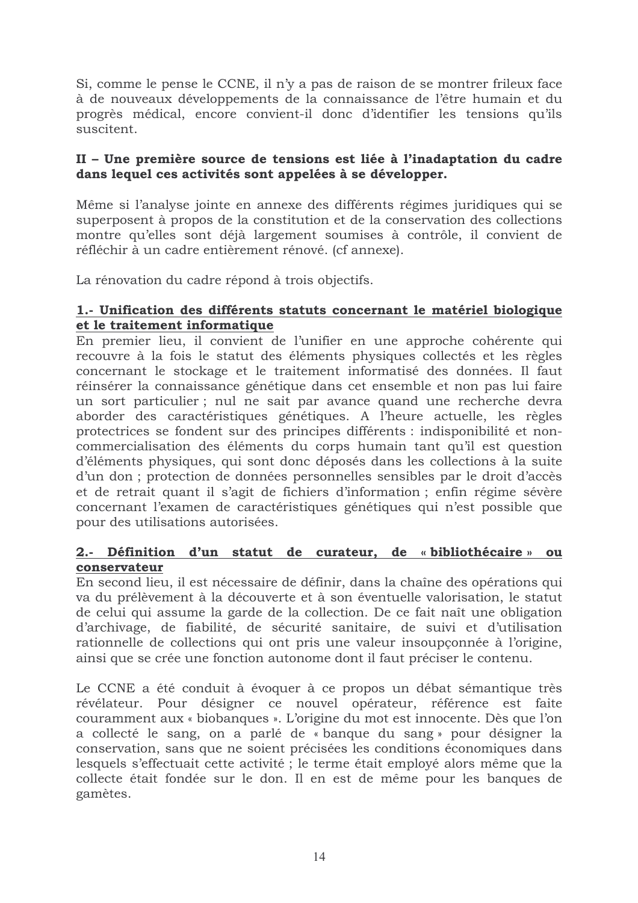Si, comme le pense le CCNE, il n'y a pas de raison de se montrer frileux face à de nouveaux développements de la connaissance de l'être humain et du progrès médical, encore convient-il donc d'identifier les tensions qu'ils suscitent.

## II – Une première source de tensions est liée à l'inadaptation du cadre dans lequel ces activités sont appelées à se développer.

Même si l'analyse jointe en annexe des différents régimes juridiques qui se superposent à propos de la constitution et de la conservation des collections montre qu'elles sont déjà largement soumises à contrôle, il convient de réfléchir à un cadre entièrement rénové. (cf annexe).

La rénovation du cadre répond à trois objectifs.

### 1.- Unification des différents statuts concernant le matériel biologique et le traitement informatique

En premier lieu, il convient de l'unifier en une approche cohérente qui recouvre à la fois le statut des éléments physiques collectés et les règles concernant le stockage et le traitement informatisé des données. Il faut réinsérer la connaissance génétique dans cet ensemble et non pas lui faire un sort particulier ; nul ne sait par avance quand une recherche devra aborder des caractéristiques génétiques. A l'heure actuelle, les règles protectrices se fondent sur des principes différents : indisponibilité et non-commercialisation des éléments du corps humain tant qu'il est question d'éléments physiques, qui sont donc déposés dans les collections à la suite d'un don ; protection de données personnelles sensibles par le droit d'accès et de retrait quant il s'agit de fichiers d'information ; enfin régime sévère concernant l'examen de caractéristiques génétiques qui n'est possible que pour des utilisations autorisées.

### 2.- Définition d'un statut de curateur, de « bibliothécaire » ou conservateur

En second lieu, il est nécessaire de définir, dans la chaîne des opérations qui va du prélèvement à la découverte et à son éventuelle valorisation, le statut de celui qui assume la garde de la collection. De ce fait naît une obligation d'archivage, de fiabilité, de sécurité sanitaire, de suivi et d'utilisation rationnelle de collections qui ont pris une valeur insoupçonnée à l'origine, ainsi que se crée une fonction autonome dont il faut préciser le contenu.

Le CCNE a été conduit à évoquer à ce propos un débat sémantique très révélateur. Pour désigner ce nouvel opérateur, référence est faite couramment aux « biobanques ». L'origine du mot est innocente. Dès que l'on a collecté le sang, on a parlé de « banque du sang » pour désigner la conservation, sans que ne soient précisées les conditions économiques dans lesquels s'effectuait cette activité ; le terme était employé alors même que la collecte était fondée sur le don. Il en est de même pour les banques de gamètes.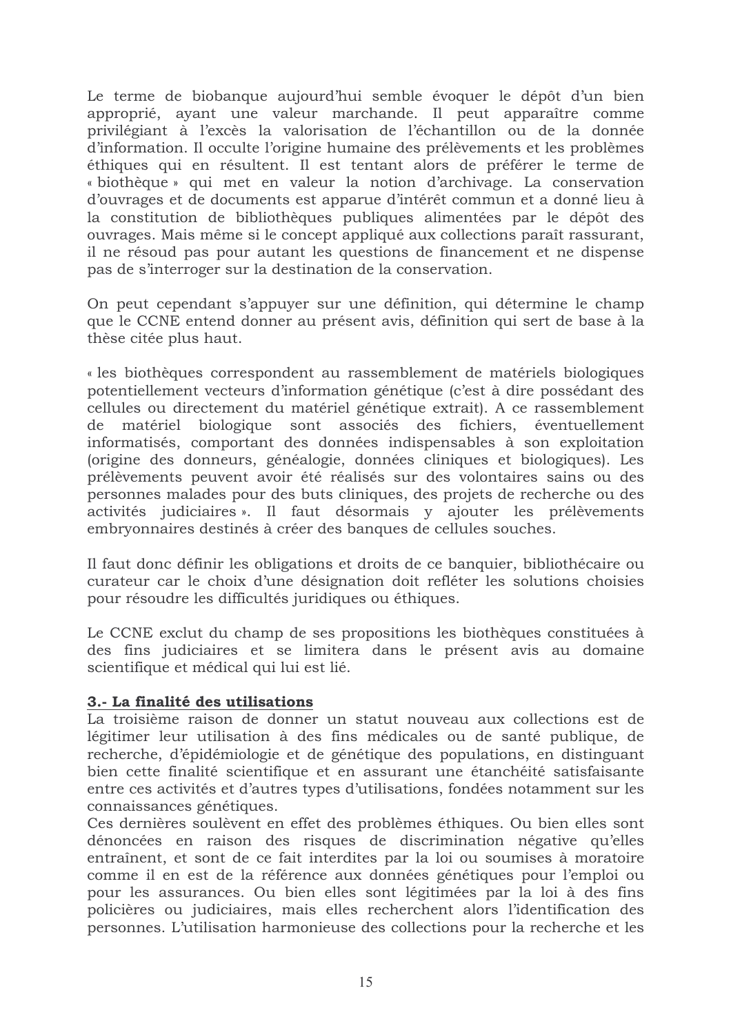Le terme de biobanque aujourd'hui semble évoquer le dépôt d'un bien approprié, ayant une valeur marchande. Il peut apparaître comme privilégiant à l'excès la valorisation de l'échantillon ou de la donnée d'information. Il occulte l'origine humaine des prélèvements et les problèmes éthiques qui en résultent. Il est tentant alors de préférer le terme de « biothèque » qui met en valeur la notion d'archivage. La conservation d'ouvrages et de documents est apparue d'intérêt commun et a donné lieu à la constitution de bibliothèques publiques alimentées par le dépôt des ouvrages. Mais même si le concept appliqué aux collections paraît rassurant, il ne résoud pas pour autant les questions de financement et ne dispense pas de s'interroger sur la destination de la conservation.

On peut cependant s'appuyer sur une définition, qui détermine le champ que le CCNE entend donner au présent avis, définition qui sert de base à la thèse citée plus haut.

« les biothèques correspondent au rassemblement de matériels biologiques potentiellement vecteurs d'information génétique (c'est à dire possédant des cellules ou directement du matériel génétique extrait). A ce rassemblement de matériel biologique sont associés des fichiers, éventuellement informatisés, comportant des données indispensables à son exploitation (origine des donneurs, généalogie, données cliniques et biologiques). Les prélèvements peuvent avoir été réalisés sur des volontaires sains ou des personnes malades pour des buts cliniques, des projets de recherche ou des activités judiciaires ». Il faut désormais y ajouter les prélèvements embryonnaires destinés à créer des banques de cellules souches.

Il faut donc définir les obligations et droits de ce banquier, bibliothécaire ou curateur car le choix d'une désignation doit refléter les solutions choisies pour résoudre les difficultés juridiques ou éthiques.

Le CCNE exclut du champ de ses propositions les biothèques constituées à des fins judiciaires et se limitera dans le présent avis au domaine scientifique et médical qui lui est lié.

**3.- La finalité des utilisations**

La troisième raison de donner un statut nouveau aux collections est de légitimer leur utilisation à des fins médicales ou de santé publique, de recherche, d'épidémiologie et de génétique des populations, en distinguant bien cette finalité scientifique et en assurant une étanchéité satisfaisante entre ces activités et d'autres types d'utilisations, fondées notamment sur les connaissances génétiques.
Ces dernières soulèvent en effet des problèmes éthiques. Ou bien elles sont dénoncées en raison des risques de discrimination négative qu'elles entraînent, et sont de ce fait interdites par la loi ou soumises à moratoire comme il en est de la référence aux données génétiques pour l'emploi ou pour les assurances. Ou bien elles sont légitimées par la loi à des fins policières ou judiciaires, mais elles recherchent alors l'identification des personnes. L'utilisation harmonieuse des collections pour la recherche et les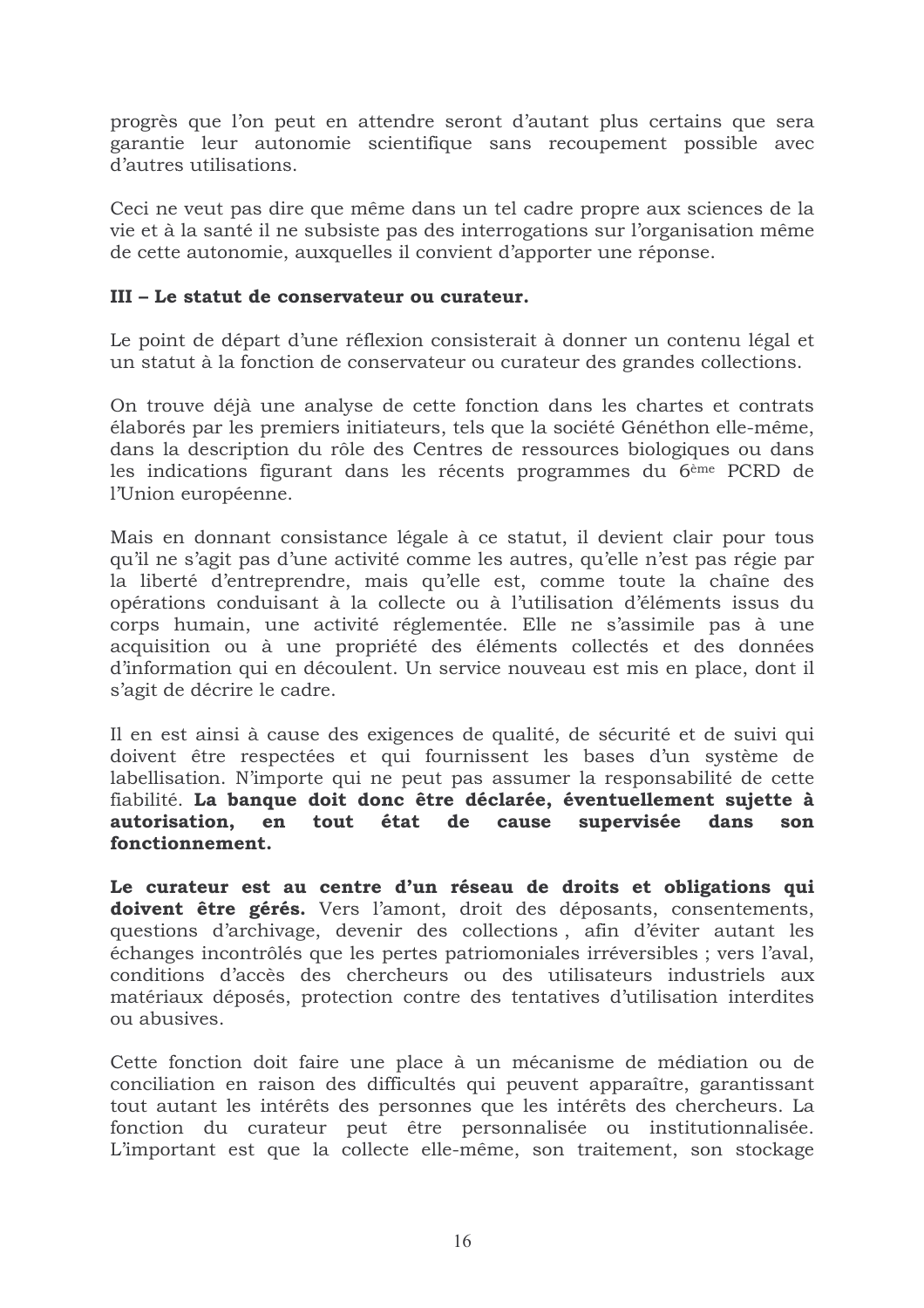progrès que l'on peut en attendre seront d'autant plus certains que sera garantie leur autonomie scientifique sans recoupement possible avec d'autres utilisations.

Ceci ne veut pas dire que même dans un tel cadre propre aux sciences de la vie et à la santé il ne subsiste pas des interrogations sur l'organisation même de cette autonomie, auxquelles il convient d'apporter une réponse.

### III – Le statut de conservateur ou curateur.

Le point de départ d'une réflexion consisterait à donner un contenu légal et un statut à la fonction de conservateur ou curateur des grandes collections.

On trouve déjà une analyse de cette fonction dans les chartes et contrats élaborés par les premiers initiateurs, tels que la société Généthon elle-même, dans la description du rôle des Centres de ressources biologiques ou dans les indications figurant dans les récents programmes du 6ème PCRD de l'Union européenne.

Mais en donnant consistance légale à ce statut, il devient clair pour tous qu'il ne s'agit pas d'une activité comme les autres, qu'elle n'est pas régie par la liberté d'entreprendre, mais qu'elle est, comme toute la chaîne des opérations conduisant à la collecte ou à l'utilisation d'éléments issus du corps humain, une activité réglementée. Elle ne s'assimile pas à une acquisition ou à une propriété des éléments collectés et des données d'information qui en découlent. Un service nouveau est mis en place, dont il s'agit de décrire le cadre.

Il en est ainsi à cause des exigences de qualité, de sécurité et de suivi qui doivent être respectées et qui fournissent les bases d'un système de labellisation. N'importe qui ne peut pas assumer la responsabilité de cette fiabilité. **La banque doit donc être déclarée, éventuellement sujette à autorisation, en tout état de cause supervisée dans son fonctionnement.**

**Le curateur est au centre d'un réseau de droits et obligations qui doivent être gérés.** Vers l'amont, droit des déposants, consentements, questions d'archivage, devenir des collections , afin d'éviter autant les échanges incontrôlés que les pertes patriomoniales irréversibles ; vers l'aval, conditions d'accès des chercheurs ou des utilisateurs industriels aux matériaux déposés, protection contre des tentatives d'utilisation interdites ou abusives.

Cette fonction doit faire une place à un mécanisme de médiation ou de conciliation en raison des difficultés qui peuvent apparaître, garantissant tout autant les intérêts des personnes que les intérêts des chercheurs. La fonction du curateur peut être personnalisée ou institutionnalisée. L'important est que la collecte elle-même, son traitement, son stockage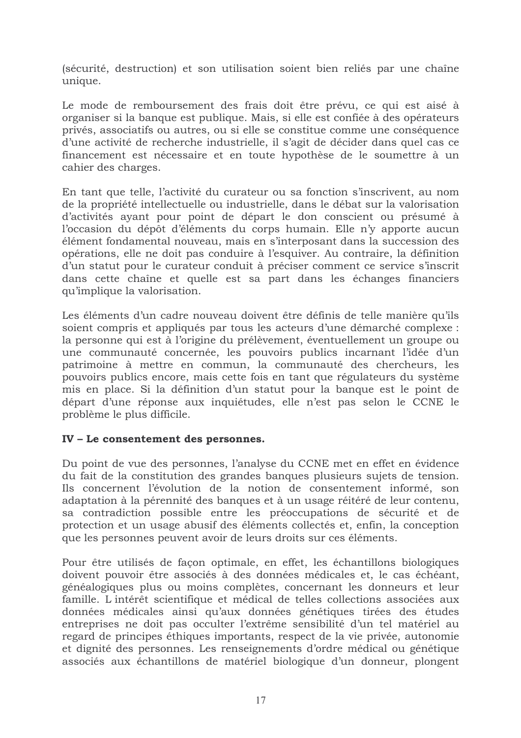(sécurité, destruction) et son utilisation soient bien reliés par une chaîne unique.

Le mode de remboursement des frais doit être prévu, ce qui est aisé à organiser si la banque est publique. Mais, si elle est confiée à des opérateurs privés, associatifs ou autres, ou si elle se constitue comme une conséquence d'une activité de recherche industrielle, il s'agit de décider dans quel cas ce financement est nécessaire et en toute hypothèse de le soumettre à un cahier des charges.

En tant que telle, l'activité du curateur ou sa fonction s'inscrivent, au nom de la propriété intellectuelle ou industrielle, dans le débat sur la valorisation d'activités ayant pour point de départ le don conscient ou présumé à l'occasion du dépôt d'éléments du corps humain. Elle n'y apporte aucun élément fondamental nouveau, mais en s'interposant dans la succession des opérations, elle ne doit pas conduire à l'esquiver. Au contraire, la définition d'un statut pour le curateur conduit à préciser comment ce service s'inscrit dans cette chaîne et quelle est sa part dans les échanges financiers qu'implique la valorisation.

Les éléments d'un cadre nouveau doivent être définis de telle manière qu'ils soient compris et appliqués par tous les acteurs d'une démarché complexe : la personne qui est à l'origine du prélèvement, éventuellement un groupe ou une communauté concernée, les pouvoirs publics incarnant l'idée d'un patrimoine à mettre en commun, la communauté des chercheurs, les pouvoirs publics encore, mais cette fois en tant que régulateurs du système mis en place. Si la définition d'un statut pour la banque est le point de départ d'une réponse aux inquiétudes, elle n'est pas selon le CCNE le problème le plus difficile.

**IV – Le consentement des personnes.**

Du point de vue des personnes, l'analyse du CCNE met en effet en évidence du fait de la constitution des grandes banques plusieurs sujets de tension. Ils concernent l'évolution de la notion de consentement informé, son adaptation à la pérennité des banques et à un usage réitéré de leur contenu, sa contradiction possible entre les préoccupations de sécurité et de protection et un usage abusif des éléments collectés et, enfin, la conception que les personnes peuvent avoir de leurs droits sur ces éléments.

Pour être utilisés de façon optimale, en effet, les échantillons biologiques doivent pouvoir être associés à des données médicales et, le cas échéant, généalogiques plus ou moins complètes, concernant les donneurs et leur famille. L intérêt scientifique et médical de telles collections associées aux données médicales ainsi qu'aux données génétiques tirées des études entreprises ne doit pas occulter l'extrême sensibilité d'un tel matériel au regard de principes éthiques importants, respect de la vie privée, autonomie et dignité des personnes. Les renseignements d'ordre médical ou génétique associés aux échantillons de matériel biologique d'un donneur, plongent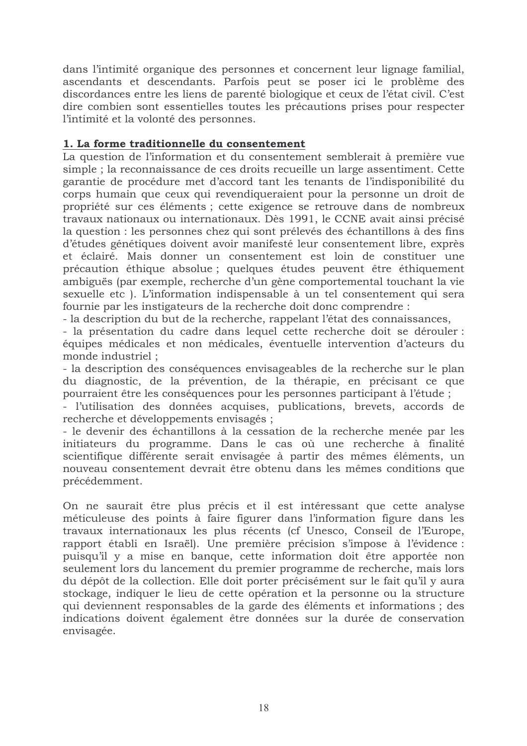dans l'intimité organique des personnes et concernent leur lignage familial, ascendants et descendants. Parfois peut se poser ici le problème des discordances entre les liens de parenté biologique et ceux de l'état civil. C'est dire combien sont essentielles toutes les précautions prises pour respecter l'intimité et la volonté des personnes.

**1. La forme traditionnelle du consentement**

La question de l'information et du consentement semblerait à première vue simple ; la reconnaissance de ces droits recueille un large assentiment. Cette garantie de procédure met d'accord tant les tenants de l'indisponibilité du corps humain que ceux qui revendiqueraient pour la personne un droit de propriété sur ces éléments ; cette exigence se retrouve dans de nombreux travaux nationaux ou internationaux. Dès 1991, le CCNE avait ainsi précisé la question : les personnes chez qui sont prélevés des échantillons à des fins d'études génétiques doivent avoir manifesté leur consentement libre, exprès et éclairé. Mais donner un consentement est loin de constituer une précaution éthique absolue ; quelques études peuvent être éthiquement ambiguës (par exemple, recherche d'un gène comportemental touchant la vie sexuelle etc ). L'information indispensable à un tel consentement qui sera fournie par les instigateurs de la recherche doit donc comprendre :

- la description du but de la recherche, rappelant l'état des connaissances,
- la présentation du cadre dans lequel cette recherche doit se dérouler : équipes médicales et non médicales, éventuelle intervention d'acteurs du monde industriel ;
- la description des conséquences envisageables de la recherche sur le plan du diagnostic, de la prévention, de la thérapie, en précisant ce que pourraient être les conséquences pour les personnes participant à l'étude ;
- l'utilisation des données acquises, publications, brevets, accords de recherche et développements envisagés ;
- le devenir des échantillons à la cessation de la recherche menée par les initiateurs du programme. Dans le cas où une recherche à finalité scientifique différente serait envisagée à partir des mêmes éléments, un nouveau consentement devrait être obtenu dans les mêmes conditions que précédemment.

On ne saurait être plus précis et il est intéressant que cette analyse méticuleuse des points à faire figurer dans l'information figure dans les travaux internationaux les plus récents (cf Unesco, Conseil de l'Europe, rapport établi en Israël). Une première précision s'impose à l'évidence : puisqu'il y a mise en banque, cette information doit être apportée non seulement lors du lancement du premier programme de recherche, mais lors du dépôt de la collection. Elle doit porter précisément sur le fait qu'il y aura stockage, indiquer le lieu de cette opération et la personne ou la structure qui deviennent responsables de la garde des éléments et informations ; des indications doivent également être données sur la durée de conservation envisagée.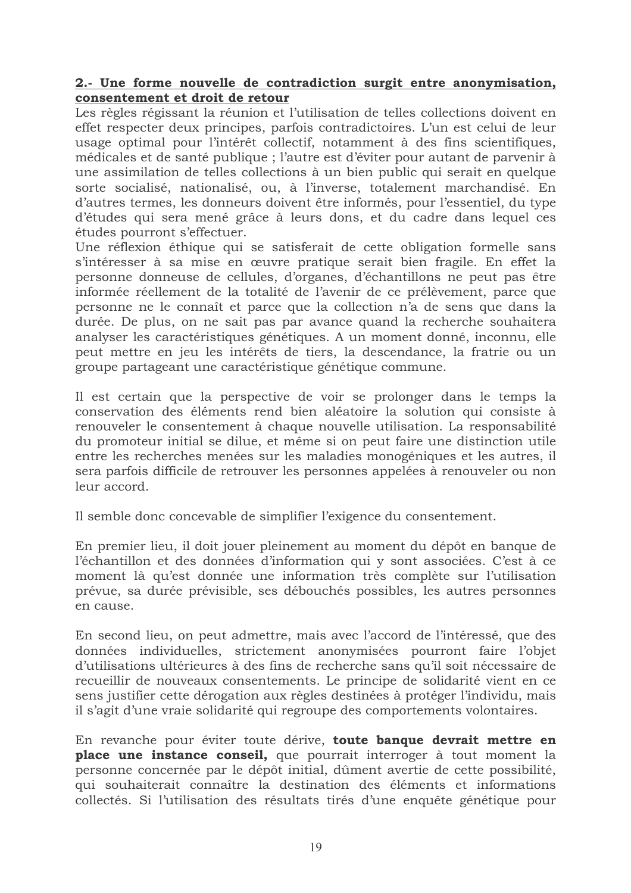**2.- Une forme nouvelle de contradiction surgit entre anonymisation, consentement et droit de retour**

Les règles régissant la réunion et l'utilisation de telles collections doivent en effet respecter deux principes, parfois contradictoires. L'un est celui de leur usage optimal pour l'intérêt collectif, notamment à des fins scientifiques, médicales et de santé publique ; l'autre est d'éviter pour autant de parvenir à une assimilation de telles collections à un bien public qui serait en quelque sorte socialisé, nationalisé, ou, à l'inverse, totalement marchandisé. En d'autres termes, les donneurs doivent être informés, pour l'essentiel, du type d'études qui sera mené grâce à leurs dons, et du cadre dans lequel ces études pourront s'effectuer.

Une réflexion éthique qui se satisferait de cette obligation formelle sans s'intéresser à sa mise en œuvre pratique serait bien fragile. En effet la personne donneuse de cellules, d'organes, d'échantillons ne peut pas être informée réellement de la totalité de l'avenir de ce prélèvement, parce que personne ne le connaît et parce que la collection n'a de sens que dans la durée. De plus, on ne sait pas par avance quand la recherche souhaitera analyser les caractéristiques génétiques. A un moment donné, inconnu, elle peut mettre en jeu les intérêts de tiers, la descendance, la fratrie ou un groupe partageant une caractéristique génétique commune.

Il est certain que la perspective de voir se prolonger dans le temps la conservation des éléments rend bien aléatoire la solution qui consiste à renouveler le consentement à chaque nouvelle utilisation. La responsabilité du promoteur initial se dilue, et même si on peut faire une distinction utile entre les recherches menées sur les maladies monogéniques et les autres, il sera parfois difficile de retrouver les personnes appelées à renouveler ou non leur accord.

Il semble donc concevable de simplifier l'exigence du consentement.

En premier lieu, il doit jouer pleinement au moment du dépôt en banque de l'échantillon et des données d'information qui y sont associées. C'est à ce moment là qu'est donnée une information très complète sur l'utilisation prévue, sa durée prévisible, ses débouchés possibles, les autres personnes en cause.

En second lieu, on peut admettre, mais avec l'accord de l'intéressé, que des données individuelles, strictement anonymisées pourront faire l'objet d'utilisations ultérieures à des fins de recherche sans qu'il soit nécessaire de recueillir de nouveaux consentements. Le principe de solidarité vient en ce sens justifier cette dérogation aux règles destinées à protéger l'individu, mais il s'agit d'une vraie solidarité qui regroupe des comportements volontaires.

En revanche pour éviter toute dérive, **toute banque devrait mettre en place une instance conseil,** que pourrait interroger à tout moment la personne concernée par le dépôt initial, dûment avertie de cette possibilité, qui souhaiterait connaître la destination des éléments et informations collectés. Si l'utilisation des résultats tirés d'une enquête génétique pour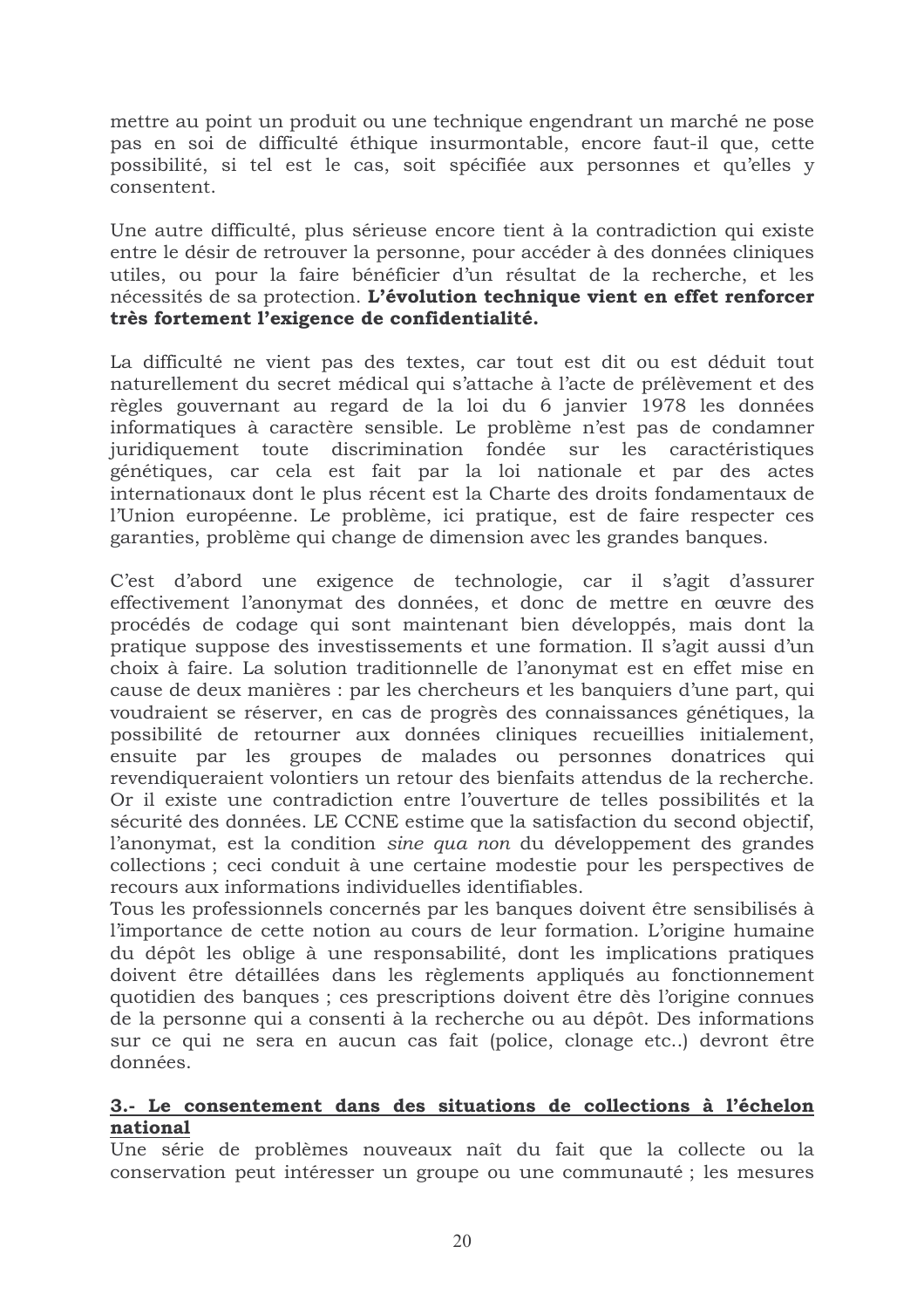mettre au point un produit ou une technique engendrant un marché ne pose pas en soi de difficulté éthique insurmontable, encore faut-il que, cette possibilité, si tel est le cas, soit spécifiée aux personnes et qu'elles y consentent.

Une autre difficulté, plus sérieuse encore tient à la contradiction qui existe entre le désir de retrouver la personne, pour accéder à des données cliniques utiles, ou pour la faire bénéficier d'un résultat de la recherche, et les nécessités de sa protection. **L'évolution technique vient en effet renforcer très fortement l'exigence de confidentialité.**

La difficulté ne vient pas des textes, car tout est dit ou est déduit tout naturellement du secret médical qui s'attache à l'acte de prélèvement et des règles gouvernant au regard de la loi du 6 janvier 1978 les données informatiques à caractère sensible. Le problème n'est pas de condamner juridiquement toute discrimination fondée sur les caractéristiques génétiques, car cela est fait par la loi nationale et par des actes internationaux dont le plus récent est la Charte des droits fondamentaux de l'Union européenne. Le problème, ici pratique, est de faire respecter ces garanties, problème qui change de dimension avec les grandes banques.

C'est d'abord une exigence de technologie, car il s'agit d'assurer effectivement l'anonymat des données, et donc de mettre en œuvre des procédés de codage qui sont maintenant bien développés, mais dont la pratique suppose des investissements et une formation. Il s'agit aussi d'un choix à faire. La solution traditionnelle de l'anonymat est en effet mise en cause de deux manières : par les chercheurs et les banquiers d'une part, qui voudraient se réserver, en cas de progrès des connaissances génétiques, la possibilité de retourner aux données cliniques recueillies initialement, ensuite par les groupes de malades ou personnes donatrices qui revendiqueraient volontiers un retour des bienfaits attendus de la recherche. Or il existe une contradiction entre l'ouverture de telles possibilités et la sécurité des données. LE CCNE estime que la satisfaction du second objectif, l'anonymat, est la condition *sine qua non* du développement des grandes collections ; ceci conduit à une certaine modestie pour les perspectives de recours aux informations individuelles identifiables.
Tous les professionnels concernés par les banques doivent être sensibilisés à l'importance de cette notion au cours de leur formation. L'origine humaine du dépôt les oblige à une responsabilité, dont les implications pratiques doivent être détaillées dans les règlements appliqués au fonctionnement quotidien des banques ; ces prescriptions doivent être dès l'origine connues de la personne qui a consenti à la recherche ou au dépôt. Des informations sur ce qui ne sera en aucun cas fait (police, clonage etc..) devront être données.

### **<u>3.- Le consentement dans des situations de collections à l'échelon national</u>**

Une série de problèmes nouveaux naît du fait que la collecte ou la conservation peut intéresser un groupe ou une communauté ; les mesures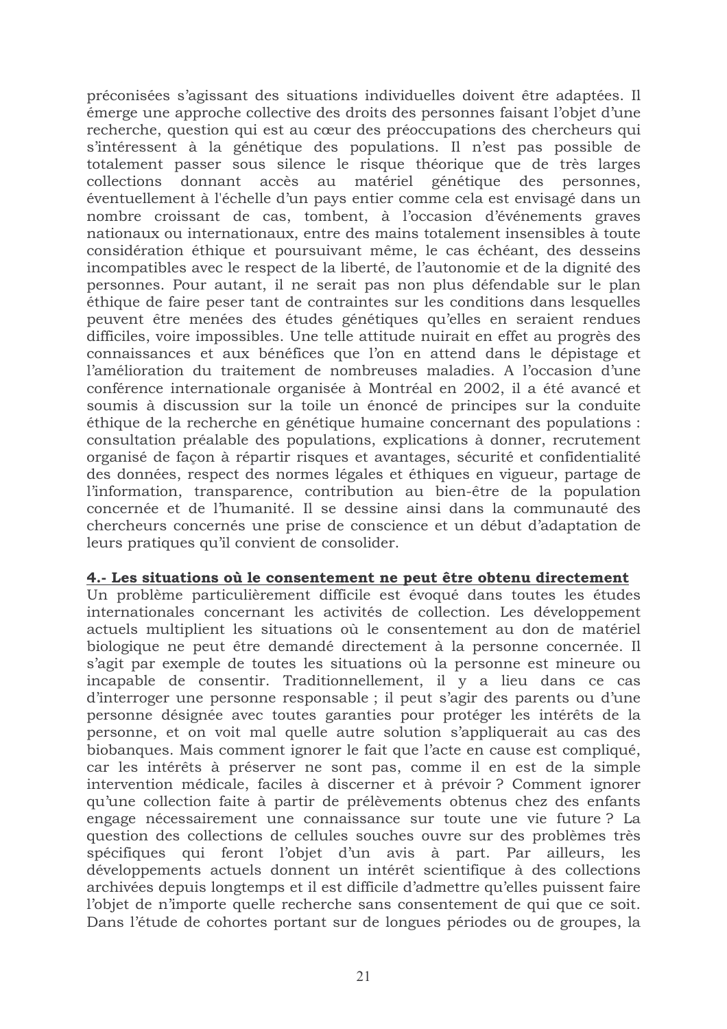préconisées s'agissant des situations individuelles doivent être adaptées. Il émerge une approche collective des droits des personnes faisant l'objet d'une recherche, question qui est au cœur des préoccupations des chercheurs qui s'intéressent à la génétique des populations. Il n'est pas possible de totalement passer sous silence le risque théorique que de très larges collections donnant accès au matériel génétique des personnes, éventuellement à l'échelle d'un pays entier comme cela est envisagé dans un nombre croissant de cas, tombent, à l'occasion d'événements graves nationaux ou internationaux, entre des mains totalement insensibles à toute considération éthique et poursuivant même, le cas échéant, des desseins incompatibles avec le respect de la liberté, de l'autonomie et de la dignité des personnes. Pour autant, il ne serait pas non plus défendable sur le plan éthique de faire peser tant de contraintes sur les conditions dans lesquelles peuvent être menées des études génétiques qu'elles en seraient rendues difficiles, voire impossibles. Une telle attitude nuirait en effet au progrès des connaissances et aux bénéfices que l'on en attend dans le dépistage et l'amélioration du traitement de nombreuses maladies. A l'occasion d'une conférence internationale organisée à Montréal en 2002, il a été avancé et soumis à discussion sur la toile un énoncé de principes sur la conduite éthique de la recherche en génétique humaine concernant des populations : consultation préalable des populations, explications à donner, recrutement organisé de façon à répartir risques et avantages, sécurité et confidentialité des données, respect des normes légales et éthiques en vigueur, partage de l'information, transparence, contribution au bien-être de la population concernée et de l'humanité. Il se dessine ainsi dans la communauté des chercheurs concernés une prise de conscience et un début d'adaptation de leurs pratiques qu'il convient de consolider.

#### 4.- Les situations où le consentement ne peut être obtenu directement

Un problème particulièrement difficile est évoqué dans toutes les études internationales concernant les activités de collection. Les développement actuels multiplient les situations où le consentement au don de matériel biologique ne peut être demandé directement à la personne concernée. Il s'agit par exemple de toutes les situations où la personne est mineure ou incapable de consentir. Traditionnellement, il y a lieu dans ce cas d'interroger une personne responsable ; il peut s'agir des parents ou d'une personne désignée avec toutes garanties pour protéger les intérêts de la personne, et on voit mal quelle autre solution s'appliquerait au cas des biobanques. Mais comment ignorer le fait que l'acte en cause est compliqué, car les intérêts à préserver ne sont pas, comme il en est de la simple intervention médicale, faciles à discerner et à prévoir ? Comment ignorer qu'une collection faite à partir de prélèvements obtenus chez des enfants engage nécessairement une connaissance sur toute une vie future ? La question des collections de cellules souches ouvre sur des problèmes très spécifiques qui feront l'objet d'un avis à part. Par ailleurs, les développements actuels donnent un intérêt scientifique à des collections archivées depuis longtemps et il est difficile d'admettre qu'elles puissent faire l'objet de n'importe quelle recherche sans consentement de qui que ce soit. Dans l'étude de cohortes portant sur de longues périodes ou de groupes, la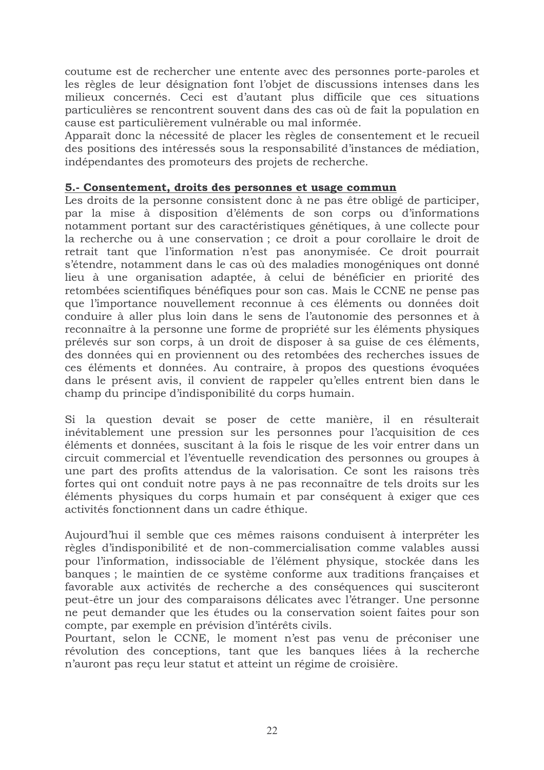coutume est de rechercher une entente avec des personnes porte-paroles et les règles de leur désignation font l'objet de discussions intenses dans les milieux concernés. Ceci est d'autant plus difficile que ces situations particulières se rencontrent souvent dans des cas où de fait la population en cause est particulièrement vulnérable ou mal informée.
Apparaît donc la nécessité de placer les règles de consentement et le recueil des positions des intéressés sous la responsabilité d'instances de médiation, indépendantes des promoteurs des projets de recherche.

## 5.- Consentement, droits des personnes et usage commun

Les droits de la personne consistent donc à ne pas être obligé de participer, par la mise à disposition d'éléments de son corps ou d'informations notamment portant sur des caractéristiques génétiques, à une collecte pour la recherche ou à une conservation ; ce droit a pour corollaire le droit de retrait tant que l'information n'est pas anonymisée. Ce droit pourrait s'étendre, notamment dans le cas où des maladies monogéniques ont donné lieu à une organisation adaptée, à celui de bénéficier en priorité des retombées scientifiques bénéfiques pour son cas. Mais le CCNE ne pense pas que l'importance nouvellement reconnue à ces éléments ou données doit conduire à aller plus loin dans le sens de l'autonomie des personnes et à reconnaître à la personne une forme de propriété sur les éléments physiques prélevés sur son corps, à un droit de disposer à sa guise de ces éléments, des données qui en proviennent ou des retombées des recherches issues de ces éléments et données. Au contraire, à propos des questions évoquées dans le présent avis, il convient de rappeler qu'elles entrent bien dans le champ du principe d'indisponibilité du corps humain.

Si la question devait se poser de cette manière, il en résulterait inévitablement une pression sur les personnes pour l'acquisition de ces éléments et données, suscitant à la fois le risque de les voir entrer dans un circuit commercial et l'éventuelle revendication des personnes ou groupes à une part des profits attendus de la valorisation. Ce sont les raisons très fortes qui ont conduit notre pays à ne pas reconnaître de tels droits sur les éléments physiques du corps humain et par conséquent à exiger que ces activités fonctionnent dans un cadre éthique.

Aujourd'hui il semble que ces mêmes raisons conduisent à interpréter les règles d'indisponibilité et de non-commercialisation comme valables aussi pour l'information, indissociable de l'élément physique, stockée dans les banques ; le maintien de ce système conforme aux traditions françaises et favorable aux activités de recherche a des conséquences qui susciteront peut-être un jour des comparaisons délicates avec l'étranger. Une personne ne peut demander que les études ou la conservation soient faites pour son compte, par exemple en prévision d'intérêts civils.
Pourtant, selon le CCNE, le moment n'est pas venu de préconiser une révolution des conceptions, tant que les banques liées à la recherche n'auront pas reçu leur statut et atteint un régime de croisière.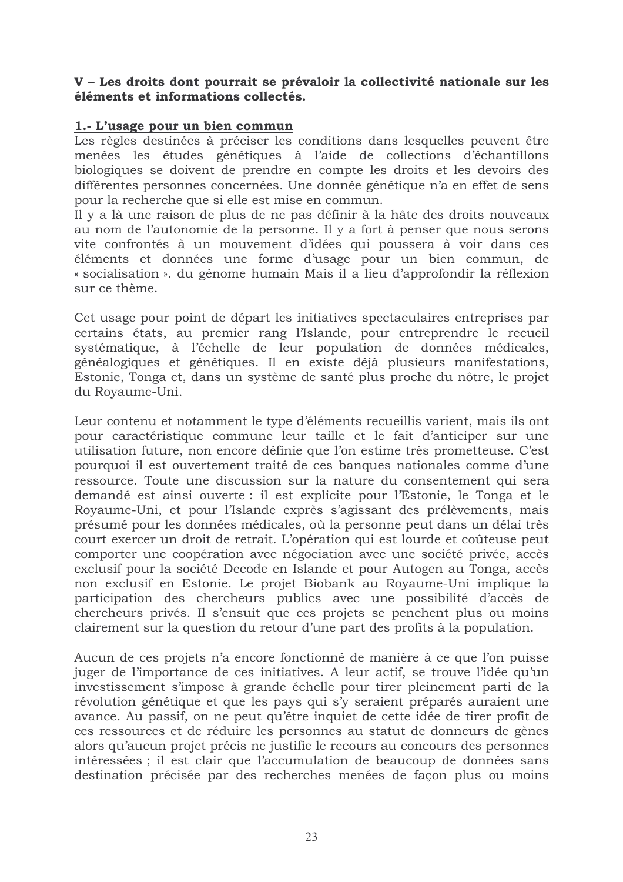**V – Les droits dont pourrait se prévaloir la collectivité nationale sur les éléments et informations collectés.**

**1.- L'usage pour un bien commun**

Les règles destinées à préciser les conditions dans lesquelles peuvent être menées les études génétiques à l'aide de collections d'échantillons biologiques se doivent de prendre en compte les droits et les devoirs des différentes personnes concernées. Une donnée génétique n'a en effet de sens pour la recherche que si elle est mise en commun.

Il y a là une raison de plus de ne pas définir à la hâte des droits nouveaux au nom de l'autonomie de la personne. Il y a fort à penser que nous serons vite confrontés à un mouvement d'idées qui poussera à voir dans ces éléments et données une forme d'usage pour un bien commun, de « socialisation ». du génome humain Mais il a lieu d'approfondir la réflexion sur ce thème.

Cet usage pour point de départ les initiatives spectaculaires entreprises par certains états, au premier rang l'Islande, pour entreprendre le recueil systématique, à l'échelle de leur population de données médicales, généalogiques et génétiques. Il en existe déjà plusieurs manifestations, Estonie, Tonga et, dans un système de santé plus proche du nôtre, le projet du Royaume-Uni.

Leur contenu et notamment le type d'éléments recueillis varient, mais ils ont pour caractéristique commune leur taille et le fait d'anticiper sur une utilisation future, non encore définie que l'on estime très prometteuse. C'est pourquoi il est ouvertement traité de ces banques nationales comme d'une ressource. Toute une discussion sur la nature du consentement qui sera demandé est ainsi ouverte : il est explicite pour l'Estonie, le Tonga et le Royaume-Uni, et pour l'Islande exprès s'agissant des prélèvements, mais présumé pour les données médicales, où la personne peut dans un délai très court exercer un droit de retrait. L'opération qui est lourde et coûteuse peut comporter une coopération avec négociation avec une société privée, accès exclusif pour la société Decode en Islande et pour Autogen au Tonga, accès non exclusif en Estonie. Le projet Biobank au Royaume-Uni implique la participation des chercheurs publics avec une possibilité d'accès de chercheurs privés. Il s'ensuit que ces projets se penchent plus ou moins clairement sur la question du retour d'une part des profits à la population.

Aucun de ces projets n'a encore fonctionné de manière à ce que l'on puisse juger de l'importance de ces initiatives. A leur actif, se trouve l'idée qu'un investissement s'impose à grande échelle pour tirer pleinement parti de la révolution génétique et que les pays qui s'y seraient préparés auraient une avance. Au passif, on ne peut qu'être inquiet de cette idée de tirer profit de ces ressources et de réduire les personnes au statut de donneurs de gènes alors qu'aucun projet précis ne justifie le recours au concours des personnes intéressées ; il est clair que l'accumulation de beaucoup de données sans destination précisée par des recherches menées de façon plus ou moins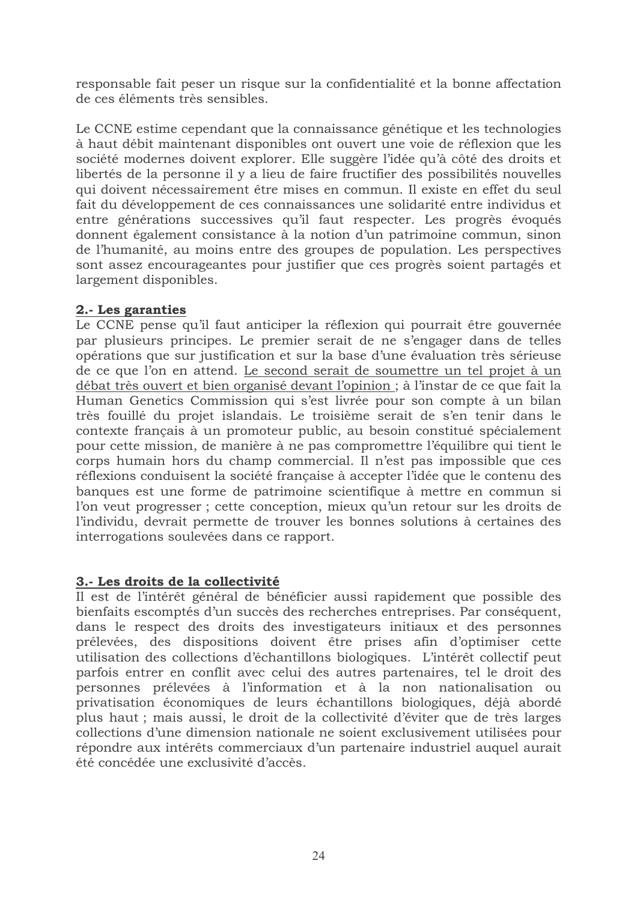responsable fait peser un risque sur la confidentialité et la bonne affectation de ces éléments très sensibles.

Le CCNE estime cependant que la connaissance génétique et les technologies à haut débit maintenant disponibles ont ouvert une voie de réflexion que les société modernes doivent explorer. Elle suggère l'idée qu'à côté des droits et libertés de la personne il y a lieu de faire fructifier des possibilités nouvelles qui doivent nécessairement être mises en commun. Il existe en effet du seul fait du développement de ces connaissances une solidarité entre individus et entre générations successives qu'il faut respecter. Les progrès évoqués donnent également consistance à la notion d'un patrimoine commun, sinon de l'humanité, au moins entre des groupes de population. Les perspectives sont assez encourageantes pour justifier que ces progrès soient partagés et largement disponibles.

### 2.- Les garanties

Le CCNE pense qu'il faut anticiper la réflexion qui pourrait être gouvernée par plusieurs principes. Le premier serait de ne s'engager dans de telles opérations que sur justification et sur la base d'une évaluation très sérieuse de ce que l'on en attend. Le second serait de soumettre un tel projet à un débat très ouvert et bien organisé devant l'opinion ; à l'instar de ce que fait la Human Genetics Commission qui s'est livrée pour son compte à un bilan très fouillé du projet islandais. Le troisième serait de s'en tenir dans le contexte français à un promoteur public, au besoin constitué spécialement pour cette mission, de manière à ne pas compromettre l'équilibre qui tient le corps humain hors du champ commercial. Il n'est pas impossible que ces réflexions conduisent la société française à accepter l'idée que le contenu des banques est une forme de patrimoine scientifique à mettre en commun si l'on veut progresser ; cette conception, mieux qu'un retour sur les droits de l'individu, devrait permette de trouver les bonnes solutions à certaines des interrogations soulevées dans ce rapport.

### 3.- Les droits de la collectivité

Il est de l'intérêt général de bénéficier aussi rapidement que possible des bienfaits escomptés d'un succès des recherches entreprises. Par conséquent, dans le respect des droits des investigateurs initiaux et des personnes prélevées, des dispositions doivent être prises afin d'optimiser cette utilisation des collections d'échantillons biologiques. L'intérêt collectif peut parfois entrer en conflit avec celui des autres partenaires, tel le droit des personnes prélevées à l'information et à la non nationalisation ou privatisation économiques de leurs échantillons biologiques, déjà abordé plus haut ; mais aussi, le droit de la collectivité d'éviter que de très larges collections d'une dimension nationale ne soient exclusivement utilisées pour répondre aux intérêts commerciaux d'un partenaire industriel auquel aurait été concédée une exclusivité d'accès.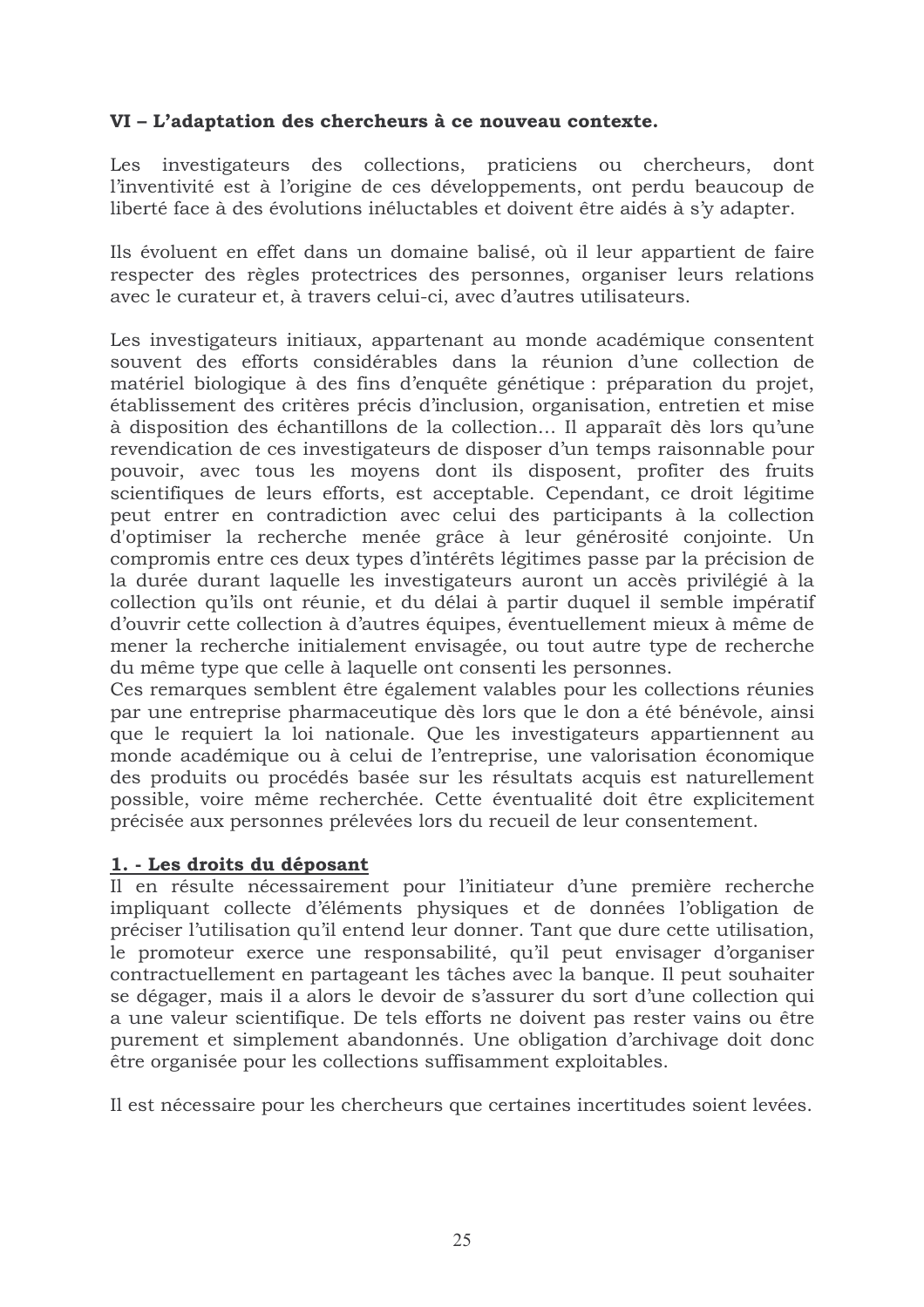**VI – L'adaptation des chercheurs à ce nouveau contexte.**

Les investigateurs des collections, praticiens ou chercheurs, dont l'inventivité est à l'origine de ces développements, ont perdu beaucoup de liberté face à des évolutions inéluctables et doivent être aidés à s'y adapter.

Ils évoluent en effet dans un domaine balisé, où il leur appartient de faire respecter des règles protectrices des personnes, organiser leurs relations avec le curateur et, à travers celui-ci, avec d'autres utilisateurs.

Les investigateurs initiaux, appartenant au monde académique consentent souvent des efforts considérables dans la réunion d'une collection de matériel biologique à des fins d'enquête génétique : préparation du projet, établissement des critères précis d'inclusion, organisation, entretien et mise à disposition des échantillons de la collection… Il apparaît dès lors qu'une revendication de ces investigateurs de disposer d'un temps raisonnable pour pouvoir, avec tous les moyens dont ils disposent, profiter des fruits scientifiques de leurs efforts, est acceptable. Cependant, ce droit légitime peut entrer en contradiction avec celui des participants à la collection d'optimiser la recherche menée grâce à leur générosité conjointe. Un compromis entre ces deux types d'intérêts légitimes passe par la précision de la durée durant laquelle les investigateurs auront un accès privilégié à la collection qu'ils ont réunie, et du délai à partir duquel il semble impératif d'ouvrir cette collection à d'autres équipes, éventuellement mieux à même de mener la recherche initialement envisagée, ou tout autre type de recherche du même type que celle à laquelle ont consenti les personnes.
Ces remarques semblent être également valables pour les collections réunies par une entreprise pharmaceutique dès lors que le don a été bénévole, ainsi que le requiert la loi nationale. Que les investigateurs appartiennent au monde académique ou à celui de l'entreprise, une valorisation économique des produits ou procédés basée sur les résultats acquis est naturellement possible, voire même recherchée. Cette éventualité doit être explicitement précisée aux personnes prélevées lors du recueil de leur consentement.

**1. - Les droits du déposant**

Il en résulte nécessairement pour l'initiateur d'une première recherche impliquant collecte d'éléments physiques et de données l'obligation de préciser l'utilisation qu'il entend leur donner. Tant que dure cette utilisation, le promoteur exerce une responsabilité, qu'il peut envisager d'organiser contractuellement en partageant les tâches avec la banque. Il peut souhaiter se dégager, mais il a alors le devoir de s'assurer du sort d'une collection qui a une valeur scientifique. De tels efforts ne doivent pas rester vains ou être purement et simplement abandonnés. Une obligation d'archivage doit donc être organisée pour les collections suffisamment exploitables.

Il est nécessaire pour les chercheurs que certaines incertitudes soient levées.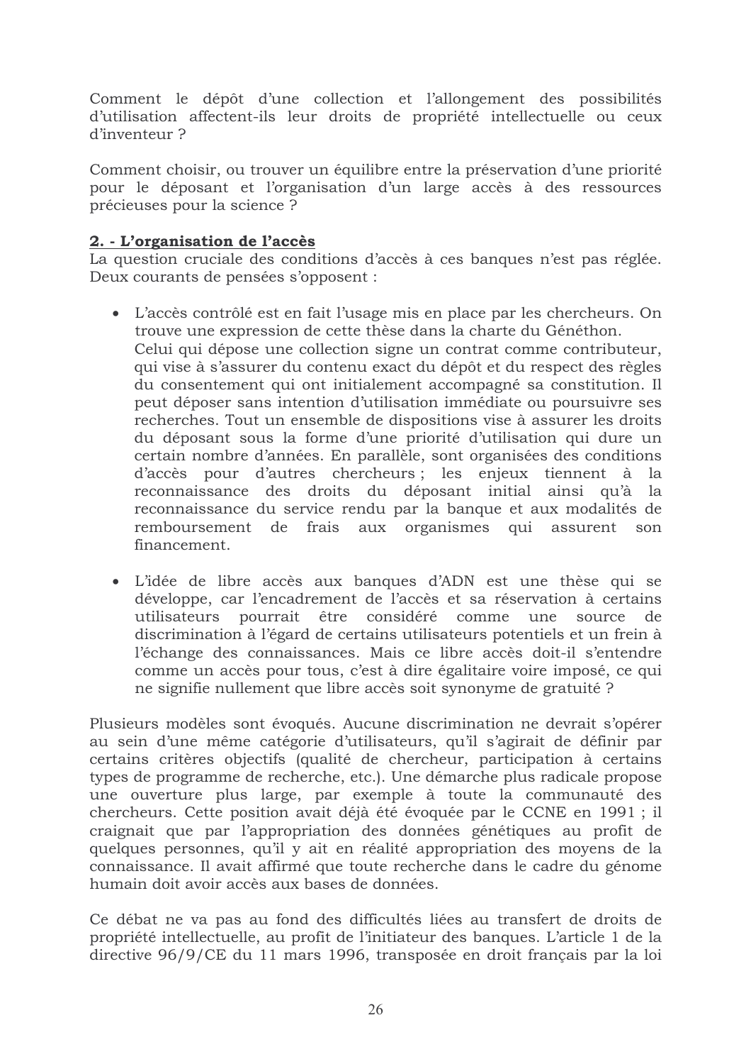Comment le dépôt d'une collection et l'allongement des possibilités d'utilisation affectent-ils leur droits de propriété intellectuelle ou ceux d'inventeur ?

Comment choisir, ou trouver un équilibre entre la préservation d'une priorité pour le déposant et l'organisation d'un large accès à des ressources précieuses pour la science ?

**2. - L'organisation de l'accès**

La question cruciale des conditions d'accès à ces banques n'est pas réglée. Deux courants de pensées s'opposent :

- L'accès contrôlé est en fait l'usage mis en place par les chercheurs. On trouve une expression de cette thèse dans la charte du Généthon.
  Celui qui dépose une collection signe un contrat comme contributeur, qui vise à s'assurer du contenu exact du dépôt et du respect des règles du consentement qui ont initialement accompagné sa constitution. Il peut déposer sans intention d'utilisation immédiate ou poursuivre ses recherches. Tout un ensemble de dispositions vise à assurer les droits du déposant sous la forme d'une priorité d'utilisation qui dure un certain nombre d'années. En parallèle, sont organisées des conditions d'accès pour d'autres chercheurs ; les enjeux tiennent à la reconnaissance des droits du déposant initial ainsi qu'à la reconnaissance du service rendu par la banque et aux modalités de remboursement de frais aux organismes qui assurent son financement.

- L'idée de libre accès aux banques d'ADN est une thèse qui se développe, car l'encadrement de l'accès et sa réservation à certains utilisateurs pourrait être considéré comme une source de discrimination à l'égard de certains utilisateurs potentiels et un frein à l'échange des connaissances. Mais ce libre accès doit-il s'entendre comme un accès pour tous, c'est à dire égalitaire voire imposé, ce qui ne signifie nullement que libre accès soit synonyme de gratuité ?

Plusieurs modèles sont évoqués. Aucune discrimination ne devrait s'opérer au sein d'une même catégorie d'utilisateurs, qu'il s'agirait de définir par certains critères objectifs (qualité de chercheur, participation à certains types de programme de recherche, etc.). Une démarche plus radicale propose une ouverture plus large, par exemple à toute la communauté des chercheurs. Cette position avait déjà été évoquée par le CCNE en 1991 ; il craignait que par l'appropriation des données génétiques au profit de quelques personnes, qu'il y ait en réalité appropriation des moyens de la connaissance. Il avait affirmé que toute recherche dans le cadre du génome humain doit avoir accès aux bases de données.

Ce débat ne va pas au fond des difficultés liées au transfert de droits de propriété intellectuelle, au profit de l'initiateur des banques. L'article 1 de la directive 96/9/CE du 11 mars 1996, transposée en droit français par la loi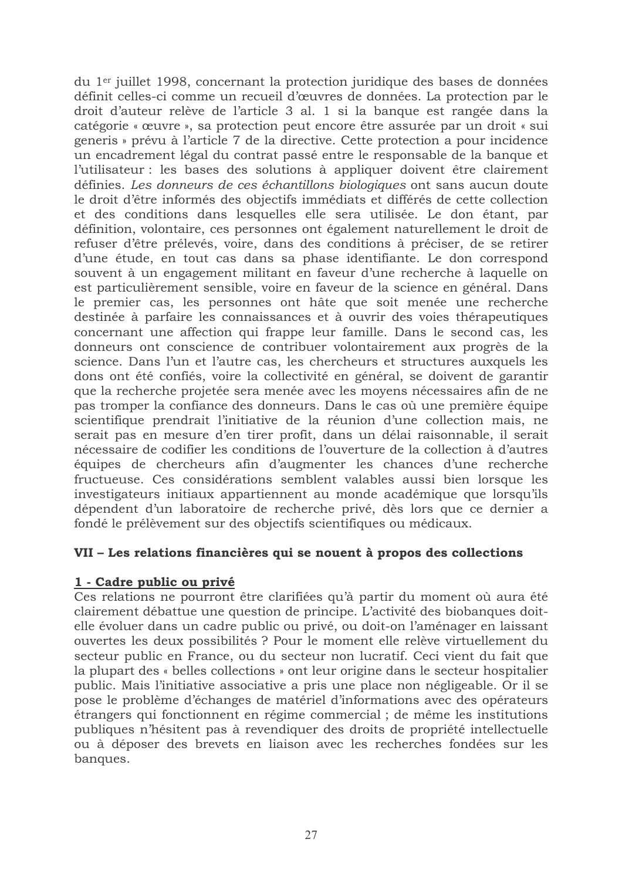du 1er juillet 1998, concernant la protection juridique des bases de données définit celles-ci comme un recueil d'œuvres de données. La protection par le droit d'auteur relève de l'article 3 al. 1 si la banque est rangée dans la catégorie « œuvre », sa protection peut encore être assurée par un droit « sui generis » prévu à l'article 7 de la directive. Cette protection a pour incidence un encadrement légal du contrat passé entre le responsable de la banque et l'utilisateur : les bases des solutions à appliquer doivent être clairement définies. *Les donneurs de ces échantillons biologiques* ont sans aucun doute le droit d'être informés des objectifs immédiats et différés de cette collection et des conditions dans lesquelles elle sera utilisée. Le don étant, par définition, volontaire, ces personnes ont également naturellement le droit de refuser d'être prélevés, voire, dans des conditions à préciser, de se retirer d'une étude, en tout cas dans sa phase identifiante. Le don correspond souvent à un engagement militant en faveur d'une recherche à laquelle on est particulièrement sensible, voire en faveur de la science en général. Dans le premier cas, les personnes ont hâte que soit menée une recherche destinée à parfaire les connaissances et à ouvrir des voies thérapeutiques concernant une affection qui frappe leur famille. Dans le second cas, les donneurs ont conscience de contribuer volontairement aux progrès de la science. Dans l'un et l'autre cas, les chercheurs et structures auxquels les dons ont été confiés, voire la collectivité en général, se doivent de garantir que la recherche projetée sera menée avec les moyens nécessaires afin de ne pas tromper la confiance des donneurs. Dans le cas où une première équipe scientifique prendrait l'initiative de la réunion d'une collection mais, ne serait pas en mesure d'en tirer profit, dans un délai raisonnable, il serait nécessaire de codifier les conditions de l'ouverture de la collection à d'autres équipes de chercheurs afin d'augmenter les chances d'une recherche fructueuse. Ces considérations semblent valables aussi bien lorsque les investigateurs initiaux appartiennent au monde académique que lorsqu'ils dépendent d'un laboratoire de recherche privé, dès lors que ce dernier a fondé le prélèvement sur des objectifs scientifiques ou médicaux.

## VII – Les relations financières qui se nouent à propos des collections

### 1 - Cadre public ou privé

Ces relations ne pourront être clarifiées qu'à partir du moment où aura été clairement débattue une question de principe. L'activité des biobanques doit-elle évoluer dans un cadre public ou privé, ou doit-on l'aménager en laissant ouvertes les deux possibilités ? Pour le moment elle relève virtuellement du secteur public en France, ou du secteur non lucratif. Ceci vient du fait que la plupart des « belles collections » ont leur origine dans le secteur hospitalier public. Mais l'initiative associative a pris une place non négligeable. Or il se pose le problème d'échanges de matériel d'informations avec des opérateurs étrangers qui fonctionnent en régime commercial ; de même les institutions publiques n'hésitent pas à revendiquer des droits de propriété intellectuelle ou à déposer des brevets en liaison avec les recherches fondées sur les banques.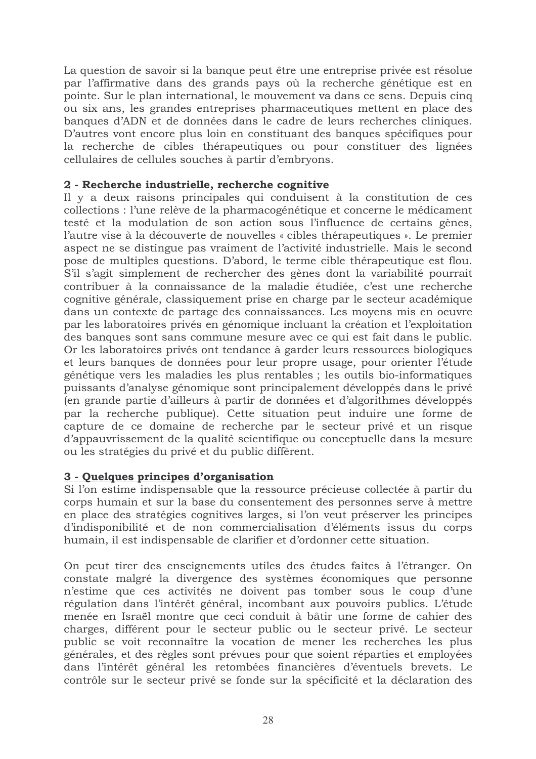La question de savoir si la banque peut être une entreprise privée est résolue par l'affirmative dans des grands pays où la recherche génétique est en pointe. Sur le plan international, le mouvement va dans ce sens. Depuis cinq ou six ans, les grandes entreprises pharmaceutiques mettent en place des banques d'ADN et de données dans le cadre de leurs recherches cliniques. D'autres vont encore plus loin en constituant des banques spécifiques pour la recherche de cibles thérapeutiques ou pour constituer des lignées cellulaires de cellules souches à partir d'embryons.

## **2 - Recherche industrielle, recherche cognitive**

Il y a deux raisons principales qui conduisent à la constitution de ces collections : l'une relève de la pharmacogénétique et concerne le médicament testé et la modulation de son action sous l'influence de certains gènes, l'autre vise à la découverte de nouvelles « cibles thérapeutiques ». Le premier aspect ne se distingue pas vraiment de l'activité industrielle. Mais le second pose de multiples questions. D'abord, le terme cible thérapeutique est flou. S'il s'agit simplement de rechercher des gènes dont la variabilité pourrait contribuer à la connaissance de la maladie étudiée, c'est une recherche cognitive générale, classiquement prise en charge par le secteur académique dans un contexte de partage des connaissances. Les moyens mis en oeuvre par les laboratoires privés en génomique incluant la création et l'exploitation des banques sont sans commune mesure avec ce qui est fait dans le public. Or les laboratoires privés ont tendance à garder leurs ressources biologiques et leurs banques de données pour leur propre usage, pour orienter l'étude génétique vers les maladies les plus rentables ; les outils bio-informatiques puissants d'analyse génomique sont principalement développés dans le privé (en grande partie d'ailleurs à partir de données et d'algorithmes développés par la recherche publique). Cette situation peut induire une forme de capture de ce domaine de recherche par le secteur privé et un risque d'appauvrissement de la qualité scientifique ou conceptuelle dans la mesure ou les stratégies du privé et du public diffèrent.

## **3 - Quelques principes d'organisation**

Si l'on estime indispensable que la ressource précieuse collectée à partir du corps humain et sur la base du consentement des personnes serve à mettre en place des stratégies cognitives larges, si l'on veut préserver les principes d'indisponibilité et de non commercialisation d'éléments issus du corps humain, il est indispensable de clarifier et d'ordonner cette situation.

On peut tirer des enseignements utiles des études faites à l'étranger. On constate malgré la divergence des systèmes économiques que personne n'estime que ces activités ne doivent pas tomber sous le coup d'une régulation dans l'intérêt général, incombant aux pouvoirs publics. L'étude menée en Israël montre que ceci conduit à bâtir une forme de cahier des charges, différent pour le secteur public ou le secteur privé. Le secteur public se voit reconnaître la vocation de mener les recherches les plus générales, et des règles sont prévues pour que soient réparties et employées dans l'intérêt général les retombées financières d'éventuels brevets. Le contrôle sur le secteur privé se fonde sur la spécificité et la déclaration des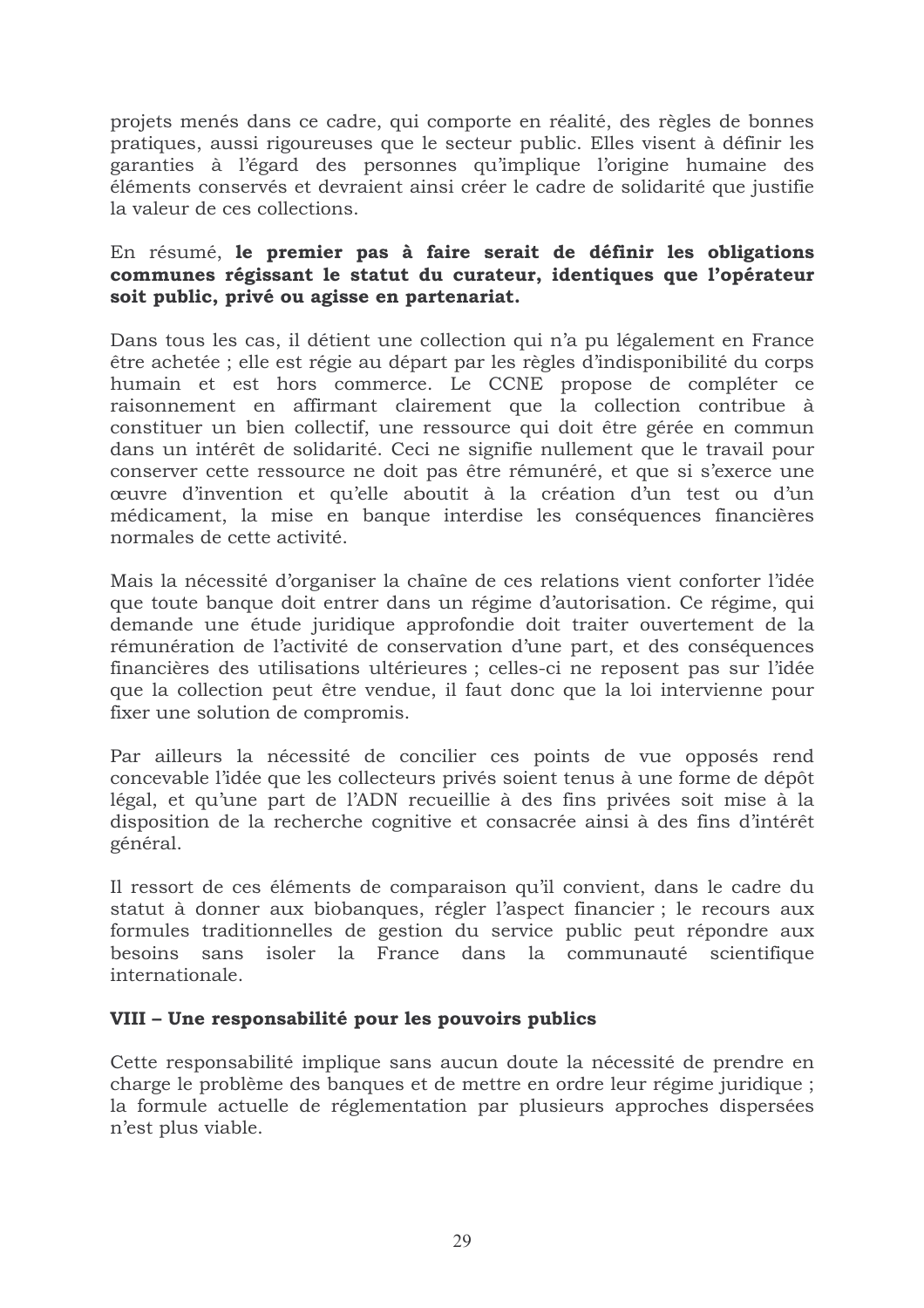projets menés dans ce cadre, qui comporte en réalité, des règles de bonnes pratiques, aussi rigoureuses que le secteur public. Elles visent à définir les garanties à l'égard des personnes qu'implique l'origine humaine des éléments conservés et devraient ainsi créer le cadre de solidarité que justifie la valeur de ces collections.

En résumé, **le premier pas à faire serait de définir les obligations communes régissant le statut du curateur, identiques que l'opérateur soit public, privé ou agisse en partenariat.**

Dans tous les cas, il détient une collection qui n'a pu légalement en France être achetée ; elle est régie au départ par les règles d'indisponibilité du corps humain et est hors commerce. Le CCNE propose de compléter ce raisonnement en affirmant clairement que la collection contribue à constituer un bien collectif, une ressource qui doit être gérée en commun dans un intérêt de solidarité. Ceci ne signifie nullement que le travail pour conserver cette ressource ne doit pas être rémunéré, et que si s'exerce une œuvre d'invention et qu'elle aboutit à la création d'un test ou d'un médicament, la mise en banque interdise les conséquences financières normales de cette activité.

Mais la nécessité d'organiser la chaîne de ces relations vient conforter l'idée que toute banque doit entrer dans un régime d'autorisation. Ce régime, qui demande une étude juridique approfondie doit traiter ouvertement de la rémunération de l'activité de conservation d'une part, et des conséquences financières des utilisations ultérieures ; celles-ci ne reposent pas sur l'idée que la collection peut être vendue, il faut donc que la loi intervienne pour fixer une solution de compromis.

Par ailleurs la nécessité de concilier ces points de vue opposés rend concevable l'idée que les collecteurs privés soient tenus à une forme de dépôt légal, et qu'une part de l'ADN recueillie à des fins privées soit mise à la disposition de la recherche cognitive et consacrée ainsi à des fins d'intérêt général.

Il ressort de ces éléments de comparaison qu'il convient, dans le cadre du statut à donner aux biobanques, régler l'aspect financier ; le recours aux formules traditionnelles de gestion du service public peut répondre aux besoins sans isoler la France dans la communauté scientifique internationale.

### VIII – Une responsabilité pour les pouvoirs publics

Cette responsabilité implique sans aucun doute la nécessité de prendre en charge le problème des banques et de mettre en ordre leur régime juridique ; la formule actuelle de réglementation par plusieurs approches dispersées n'est plus viable.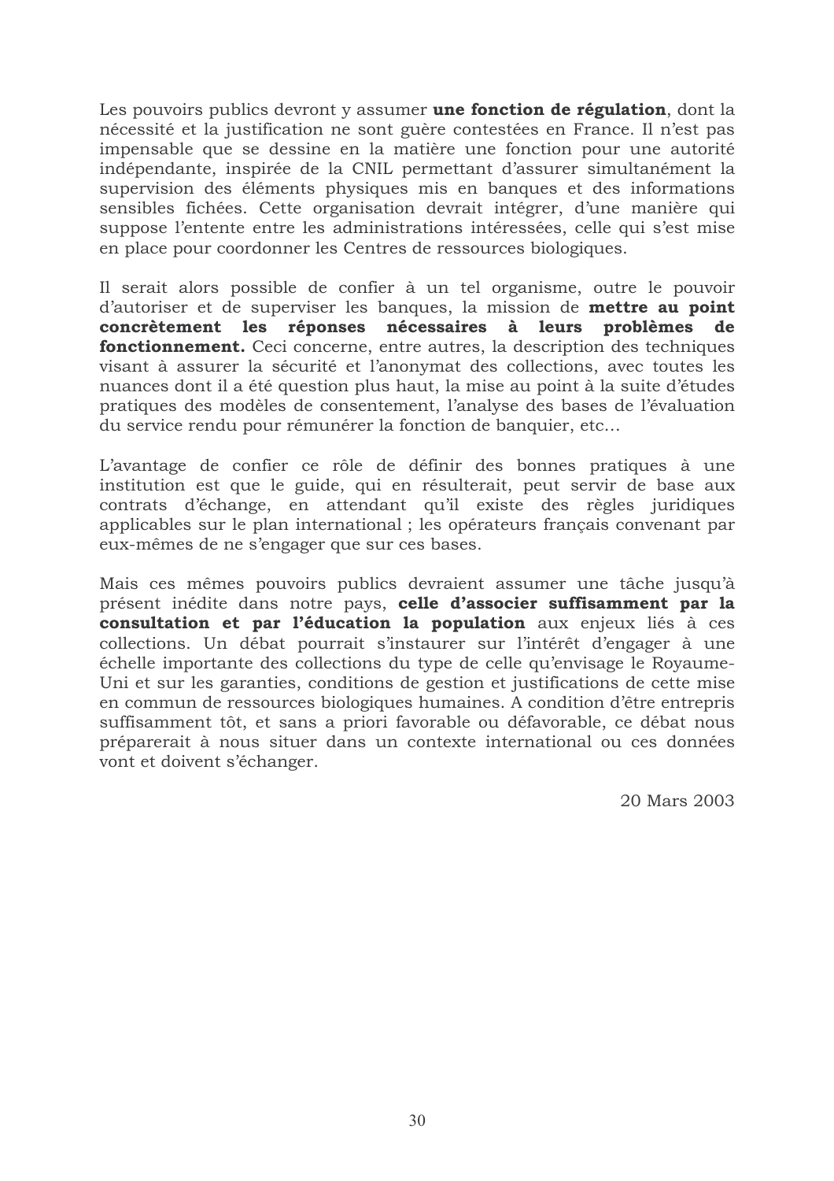Les pouvoirs publics devront y assumer **une fonction de régulation**, dont la nécessité et la justification ne sont guère contestées en France. Il n'est pas impensable que se dessine en la matière une fonction pour une autorité indépendante, inspirée de la CNIL permettant d'assurer simultanément la supervision des éléments physiques mis en banques et des informations sensibles fichées. Cette organisation devrait intégrer, d'une manière qui suppose l'entente entre les administrations intéressées, celle qui s'est mise en place pour coordonner les Centres de ressources biologiques.

Il serait alors possible de confier à un tel organisme, outre le pouvoir d'autoriser et de superviser les banques, la mission de **mettre au point concrètement les réponses nécessaires à leurs problèmes de fonctionnement.** Ceci concerne, entre autres, la description des techniques visant à assurer la sécurité et l'anonymat des collections, avec toutes les nuances dont il a été question plus haut, la mise au point à la suite d'études pratiques des modèles de consentement, l'analyse des bases de l'évaluation du service rendu pour rémunérer la fonction de banquier, etc…

L'avantage de confier ce rôle de définir des bonnes pratiques à une institution est que le guide, qui en résulterait, peut servir de base aux contrats d'échange, en attendant qu'il existe des règles juridiques applicables sur le plan international ; les opérateurs français convenant par eux-mêmes de ne s'engager que sur ces bases.

Mais ces mêmes pouvoirs publics devraient assumer une tâche jusqu'à présent inédite dans notre pays, **celle d'associer suffisamment par la consultation et par l'éducation la population** aux enjeux liés à ces collections. Un débat pourrait s'instaurer sur l'intérêt d'engager à une échelle importante des collections du type de celle qu'envisage le Royaume-Uni et sur les garanties, conditions de gestion et justifications de cette mise en commun de ressources biologiques humaines. A condition d'être entrepris suffisamment tôt, et sans a priori favorable ou défavorable, ce débat nous préparerait à nous situer dans un contexte international ou ces données vont et doivent s'échanger.

20 Mars 2003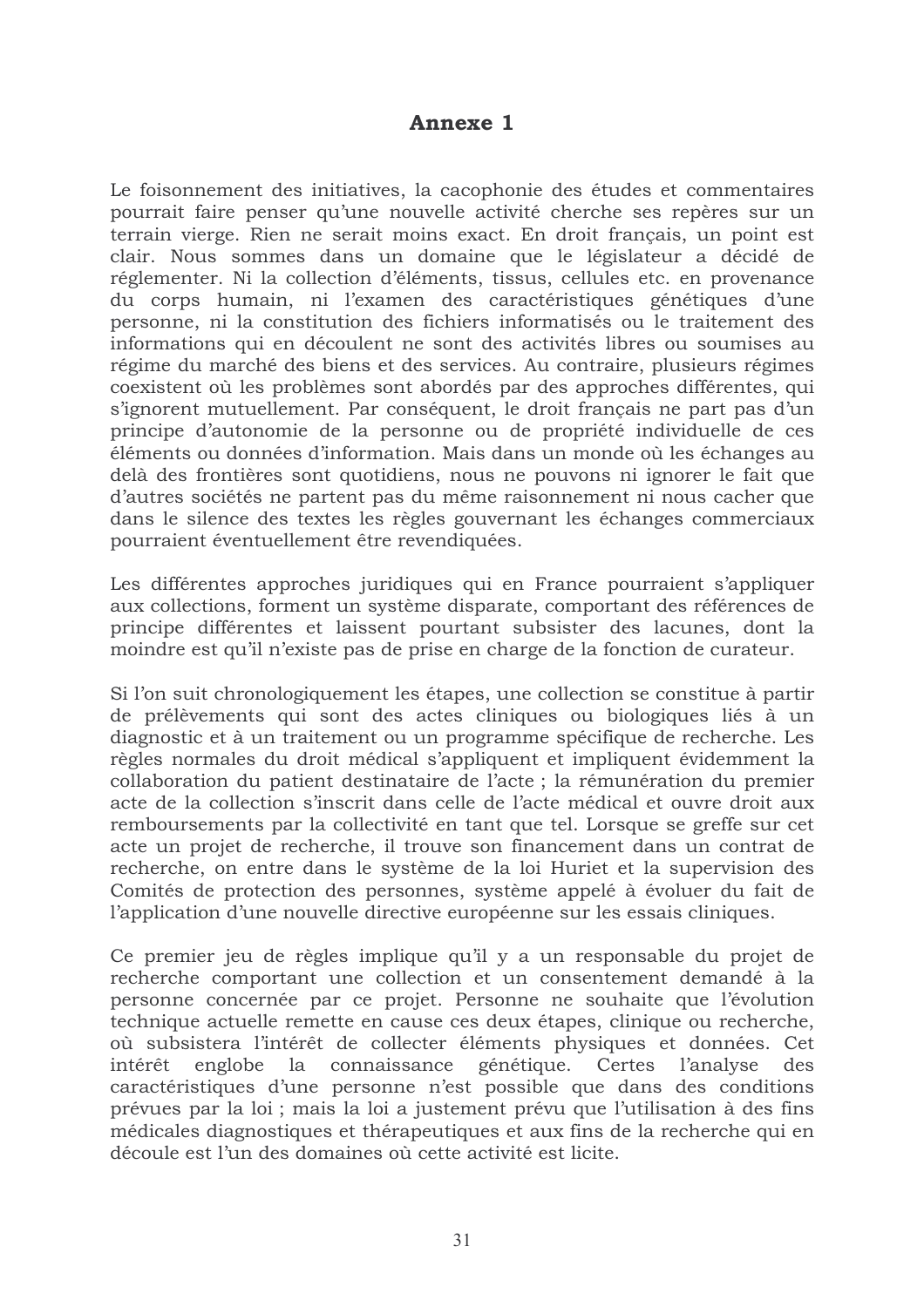# Annexe 1

Le foisonnement des initiatives, la cacophonie des études et commentaires pourrait faire penser qu'une nouvelle activité cherche ses repères sur un terrain vierge. Rien ne serait moins exact. En droit français, un point est clair. Nous sommes dans un domaine que le législateur a décidé de réglementer. Ni la collection d'éléments, tissus, cellules etc. en provenance du corps humain, ni l'examen des caractéristiques génétiques d'une personne, ni la constitution des fichiers informatisés ou le traitement des informations qui en découlent ne sont des activités libres ou soumises au régime du marché des biens et des services. Au contraire, plusieurs régimes coexistent où les problèmes sont abordés par des approches différentes, qui s'ignorent mutuellement. Par conséquent, le droit français ne part pas d'un principe d'autonomie de la personne ou de propriété individuelle de ces éléments ou données d'information. Mais dans un monde où les échanges au delà des frontières sont quotidiens, nous ne pouvons ni ignorer le fait que d'autres sociétés ne partent pas du même raisonnement ni nous cacher que dans le silence des textes les règles gouvernant les échanges commerciaux pourraient éventuellement être revendiquées.

Les différentes approches juridiques qui en France pourraient s'appliquer aux collections, forment un système disparate, comportant des références de principe différentes et laissent pourtant subsister des lacunes, dont la moindre est qu'il n'existe pas de prise en charge de la fonction de curateur.

Si l'on suit chronologiquement les étapes, une collection se constitue à partir de prélèvements qui sont des actes cliniques ou biologiques liés à un diagnostic et à un traitement ou un programme spécifique de recherche. Les règles normales du droit médical s'appliquent et impliquent évidemment la collaboration du patient destinataire de l'acte ; la rémunération du premier acte de la collection s'inscrit dans celle de l'acte médical et ouvre droit aux remboursements par la collectivité en tant que tel. Lorsque se greffe sur cet acte un projet de recherche, il trouve son financement dans un contrat de recherche, on entre dans le système de la loi Huriet et la supervision des Comités de protection des personnes, système appelé à évoluer du fait de l'application d'une nouvelle directive européenne sur les essais cliniques.

Ce premier jeu de règles implique qu'il y a un responsable du projet de recherche comportant une collection et un consentement demandé à la personne concernée par ce projet. Personne ne souhaite que l'évolution technique actuelle remette en cause ces deux étapes, clinique ou recherche, où subsistera l'intérêt de collecter éléments physiques et données. Cet intérêt englobe la connaissance génétique. Certes l'analyse des caractéristiques d'une personne n'est possible que dans des conditions prévues par la loi ; mais la loi a justement prévu que l'utilisation à des fins médicales diagnostiques et thérapeutiques et aux fins de la recherche qui en découle est l'un des domaines où cette activité est licite.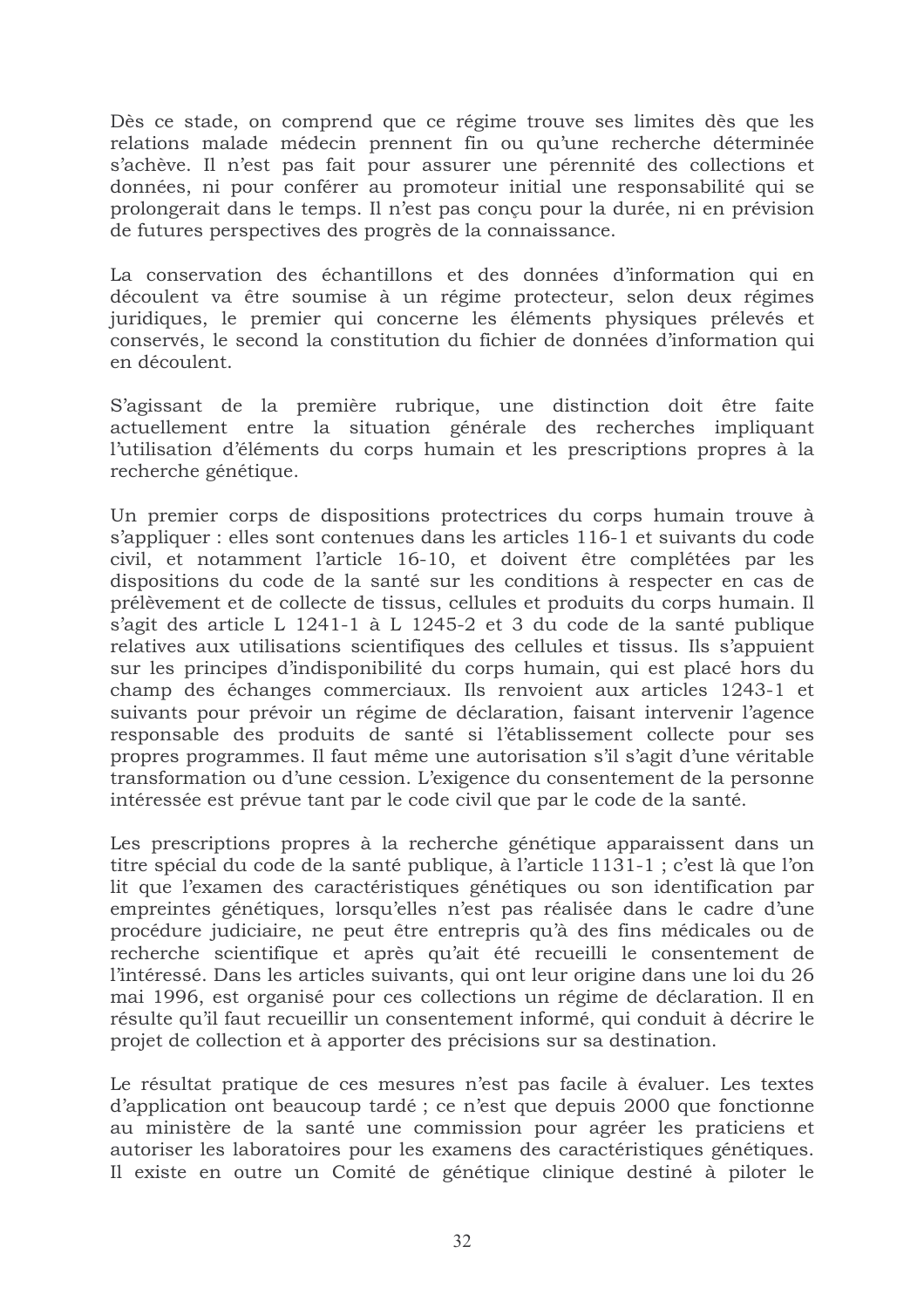Dès ce stade, on comprend que ce régime trouve ses limites dès que les relations malade médecin prennent fin ou qu'une recherche déterminée s'achève. Il n'est pas fait pour assurer une pérennité des collections et données, ni pour conférer au promoteur initial une responsabilité qui se prolongerait dans le temps. Il n'est pas conçu pour la durée, ni en prévision de futures perspectives des progrès de la connaissance.

La conservation des échantillons et des données d'information qui en découlent va être soumise à un régime protecteur, selon deux régimes juridiques, le premier qui concerne les éléments physiques prélevés et conservés, le second la constitution du fichier de données d'information qui en découlent.

S'agissant de la première rubrique, une distinction doit être faite actuellement entre la situation générale des recherches impliquant l'utilisation d'éléments du corps humain et les prescriptions propres à la recherche génétique.

Un premier corps de dispositions protectrices du corps humain trouve à s'appliquer : elles sont contenues dans les articles 116-1 et suivants du code civil, et notamment l'article 16-10, et doivent être complétées par les dispositions du code de la santé sur les conditions à respecter en cas de prélèvement et de collecte de tissus, cellules et produits du corps humain. Il s'agit des article L 1241-1 à L 1245-2 et 3 du code de la santé publique relatives aux utilisations scientifiques des cellules et tissus. Ils s'appuient sur les principes d'indisponibilité du corps humain, qui est placé hors du champ des échanges commerciaux. Ils renvoient aux articles 1243-1 et suivants pour prévoir un régime de déclaration, faisant intervenir l'agence responsable des produits de santé si l'établissement collecte pour ses propres programmes. Il faut même une autorisation s'il s'agit d'une véritable transformation ou d'une cession. L'exigence du consentement de la personne intéressée est prévue tant par le code civil que par le code de la santé.

Les prescriptions propres à la recherche génétique apparaissent dans un titre spécial du code de la santé publique, à l'article 1131-1 ; c'est là que l'on lit que l'examen des caractéristiques génétiques ou son identification par empreintes génétiques, lorsqu'elles n'est pas réalisée dans le cadre d'une procédure judiciaire, ne peut être entrepris qu'à des fins médicales ou de recherche scientifique et après qu'ait été recueilli le consentement de l'intéressé. Dans les articles suivants, qui ont leur origine dans une loi du 26 mai 1996, est organisé pour ces collections un régime de déclaration. Il en résulte qu'il faut recueillir un consentement informé, qui conduit à décrire le projet de collection et à apporter des précisions sur sa destination.

Le résultat pratique de ces mesures n'est pas facile à évaluer. Les textes d'application ont beaucoup tardé ; ce n'est que depuis 2000 que fonctionne au ministère de la santé une commission pour agréer les praticiens et autoriser les laboratoires pour les examens des caractéristiques génétiques. Il existe en outre un Comité de génétique clinique destiné à piloter le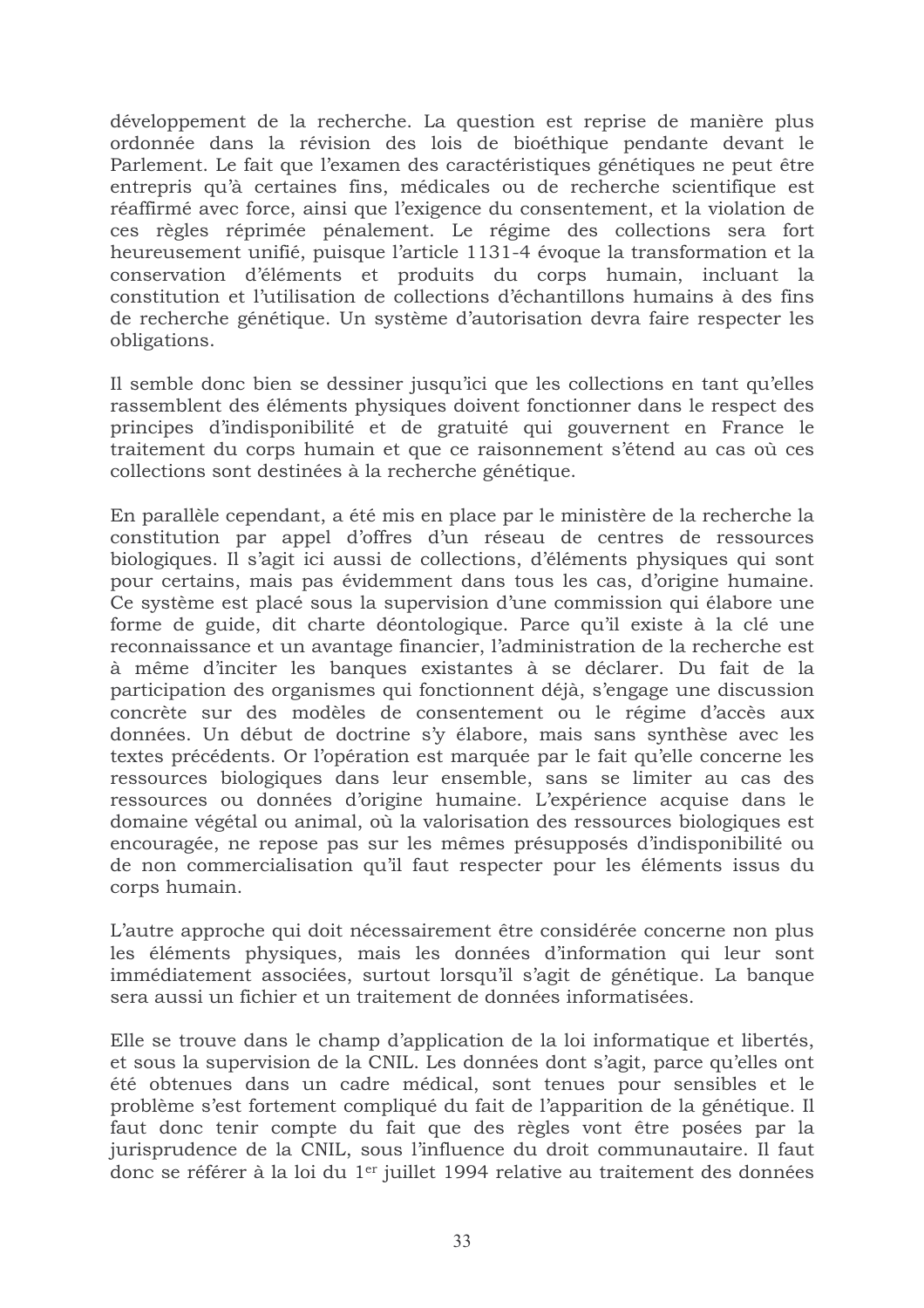développement de la recherche. La question est reprise de manière plus ordonnée dans la révision des lois de bioéthique pendante devant le Parlement. Le fait que l'examen des caractéristiques génétiques ne peut être entrepris qu'à certaines fins, médicales ou de recherche scientifique est réaffirmé avec force, ainsi que l'exigence du consentement, et la violation de ces règles réprimée pénalement. Le régime des collections sera fort heureusement unifié, puisque l'article 1131-4 évoque la transformation et la conservation d'éléments et produits du corps humain, incluant la constitution et l'utilisation de collections d'échantillons humains à des fins de recherche génétique. Un système d'autorisation devra faire respecter les obligations.

Il semble donc bien se dessiner jusqu'ici que les collections en tant qu'elles rassemblent des éléments physiques doivent fonctionner dans le respect des principes d'indisponibilité et de gratuité qui gouvernent en France le traitement du corps humain et que ce raisonnement s'étend au cas où ces collections sont destinées à la recherche génétique.

En parallèle cependant, a été mis en place par le ministère de la recherche la constitution par appel d'offres d'un réseau de centres de ressources biologiques. Il s'agit ici aussi de collections, d'éléments physiques qui sont pour certains, mais pas évidemment dans tous les cas, d'origine humaine. Ce système est placé sous la supervision d'une commission qui élabore une forme de guide, dit charte déontologique. Parce qu'il existe à la clé une reconnaissance et un avantage financier, l'administration de la recherche est à même d'inciter les banques existantes à se déclarer. Du fait de la participation des organismes qui fonctionnent déjà, s'engage une discussion concrète sur des modèles de consentement ou le régime d'accès aux données. Un début de doctrine s'y élabore, mais sans synthèse avec les textes précédents. Or l'opération est marquée par le fait qu'elle concerne les ressources biologiques dans leur ensemble, sans se limiter au cas des ressources ou données d'origine humaine. L'expérience acquise dans le domaine végétal ou animal, où la valorisation des ressources biologiques est encouragée, ne repose pas sur les mêmes présupposés d'indisponibilité ou de non commercialisation qu'il faut respecter pour les éléments issus du corps humain.

L'autre approche qui doit nécessairement être considérée concerne non plus les éléments physiques, mais les données d'information qui leur sont immédiatement associées, surtout lorsqu'il s'agit de génétique. La banque sera aussi un fichier et un traitement de données informatisées.

Elle se trouve dans le champ d'application de la loi informatique et libertés, et sous la supervision de la CNIL. Les données dont s'agit, parce qu'elles ont été obtenues dans un cadre médical, sont tenues pour sensibles et le problème s'est fortement compliqué du fait de l'apparition de la génétique. Il faut donc tenir compte du fait que des règles vont être posées par la jurisprudence de la CNIL, sous l'influence du droit communautaire. Il faut donc se référer à la loi du 1er juillet 1994 relative au traitement des données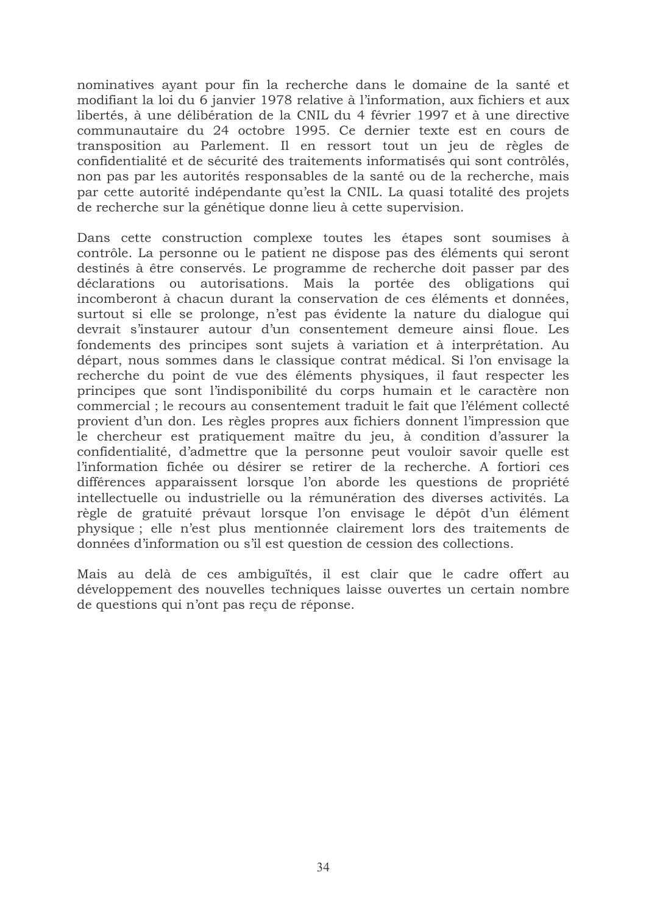nominatives ayant pour fin la recherche dans le domaine de la santé et modifiant la loi du 6 janvier 1978 relative à l'information, aux fichiers et aux libertés, à une délibération de la CNIL du 4 février 1997 et à une directive communautaire du 24 octobre 1995. Ce dernier texte est en cours de transposition au Parlement. Il en ressort tout un jeu de règles de confidentialité et de sécurité des traitements informatisés qui sont contrôlés, non pas par les autorités responsables de la santé ou de la recherche, mais par cette autorité indépendante qu'est la CNIL. La quasi totalité des projets de recherche sur la génétique donne lieu à cette supervision.

Dans cette construction complexe toutes les étapes sont soumises à contrôle. La personne ou le patient ne dispose pas des éléments qui seront destinés à être conservés. Le programme de recherche doit passer par des déclarations ou autorisations. Mais la portée des obligations qui incomberont à chacun durant la conservation de ces éléments et données, surtout si elle se prolonge, n'est pas évidente la nature du dialogue qui devrait s'instaurer autour d'un consentement demeure ainsi floue. Les fondements des principes sont sujets à variation et à interprétation. Au départ, nous sommes dans le classique contrat médical. Si l'on envisage la recherche du point de vue des éléments physiques, il faut respecter les principes que sont l'indisponibilité du corps humain et le caractère non commercial ; le recours au consentement traduit le fait que l'élément collecté provient d'un don. Les règles propres aux fichiers donnent l'impression que le chercheur est pratiquement maître du jeu, à condition d'assurer la confidentialité, d'admettre que la personne peut vouloir savoir quelle est l'information fichée ou désirer se retirer de la recherche. A fortiori ces différences apparaissent lorsque l'on aborde les questions de propriété intellectuelle ou industrielle ou la rémunération des diverses activités. La règle de gratuité prévaut lorsque l'on envisage le dépôt d'un élément physique ; elle n'est plus mentionnée clairement lors des traitements de données d'information ou s'il est question de cession des collections.

Mais au delà de ces ambiguïtés, il est clair que le cadre offert au développement des nouvelles techniques laisse ouvertes un certain nombre de questions qui n'ont pas reçu de réponse.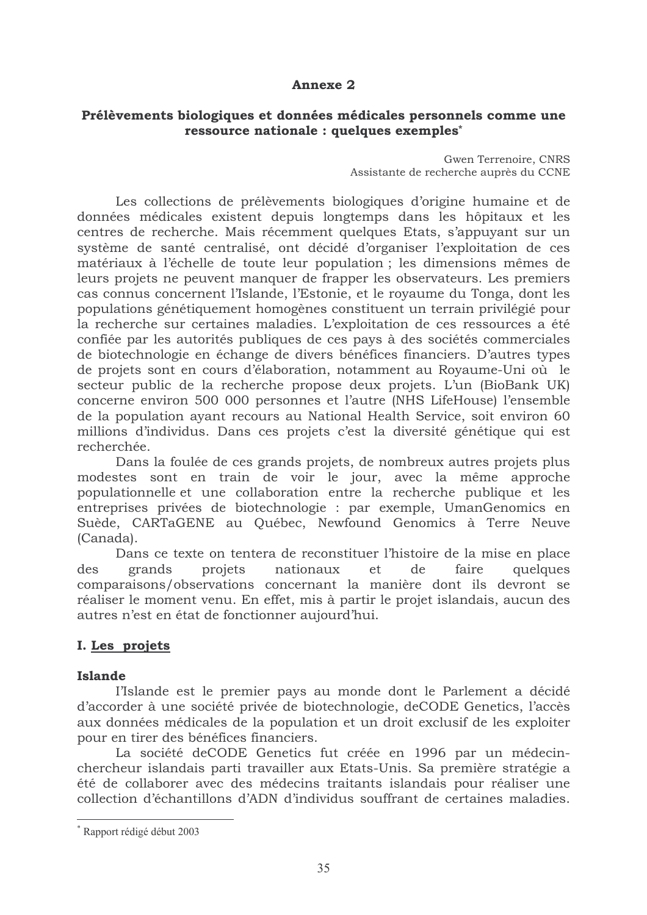# Annexe 2

## Prélèvements biologiques et données médicales personnels comme une ressource nationale : quelques exemples*

Gwen Terrenoire, CNRS
Assistante de recherche auprès du CCNE

Les collections de prélèvements biologiques d'origine humaine et de données médicales existent depuis longtemps dans les hôpitaux et les centres de recherche. Mais récemment quelques Etats, s'appuyant sur un système de santé centralisé, ont décidé d'organiser l'exploitation de ces matériaux à l'échelle de toute leur population ; les dimensions mêmes de leurs projets ne peuvent manquer de frapper les observateurs. Les premiers cas connus concernent l'Islande, l'Estonie, et le royaume du Tonga, dont les populations génétiquement homogènes constituent un terrain privilégié pour la recherche sur certaines maladies. L'exploitation de ces ressources a été confiée par les autorités publiques de ces pays à des sociétés commerciales de biotechnologie en échange de divers bénéfices financiers. D'autres types de projets sont en cours d'élaboration, notamment au Royaume-Uni où le secteur public de la recherche propose deux projets. L'un (BioBank UK) concerne environ 500 000 personnes et l'autre (NHS LifeHouse) l'ensemble de la population ayant recours au National Health Service, soit environ 60 millions d'individus. Dans ces projets c'est la diversité génétique qui est recherchée.

Dans la foulée de ces grands projets, de nombreux autres projets plus modestes sont en train de voir le jour, avec la même approche populationnelle et une collaboration entre la recherche publique et les entreprises privées de biotechnologie : par exemple, UmanGenomics en Suède, CARTaGENE au Québec, Newfound Genomics à Terre Neuve (Canada).

Dans ce texte on tentera de reconstituer l'histoire de la mise en place des grands projets nationaux et de faire quelques comparaisons/observations concernant la manière dont ils devront se réaliser le moment venu. En effet, mis à partir le projet islandais, aucun des autres n'est en état de fonctionner aujourd'hui.

## I. <u>Les projets</u>

### Islande

L'Islande est le premier pays au monde dont le Parlement a décidé d'accorder à une société privée de biotechnologie, deCODE Genetics, l'accès aux données médicales de la population et un droit exclusif de les exploiter pour en tirer des bénéfices financiers.

La société deCODE Genetics fut créée en 1996 par un médecin-chercheur islandais parti travailler aux Etats-Unis. Sa première stratégie a été de collaborer avec des médecins traitants islandais pour réaliser une collection d'échantillons d'ADN d'individus souffrant de certaines maladies.

---

* Rapport rédigé début 2003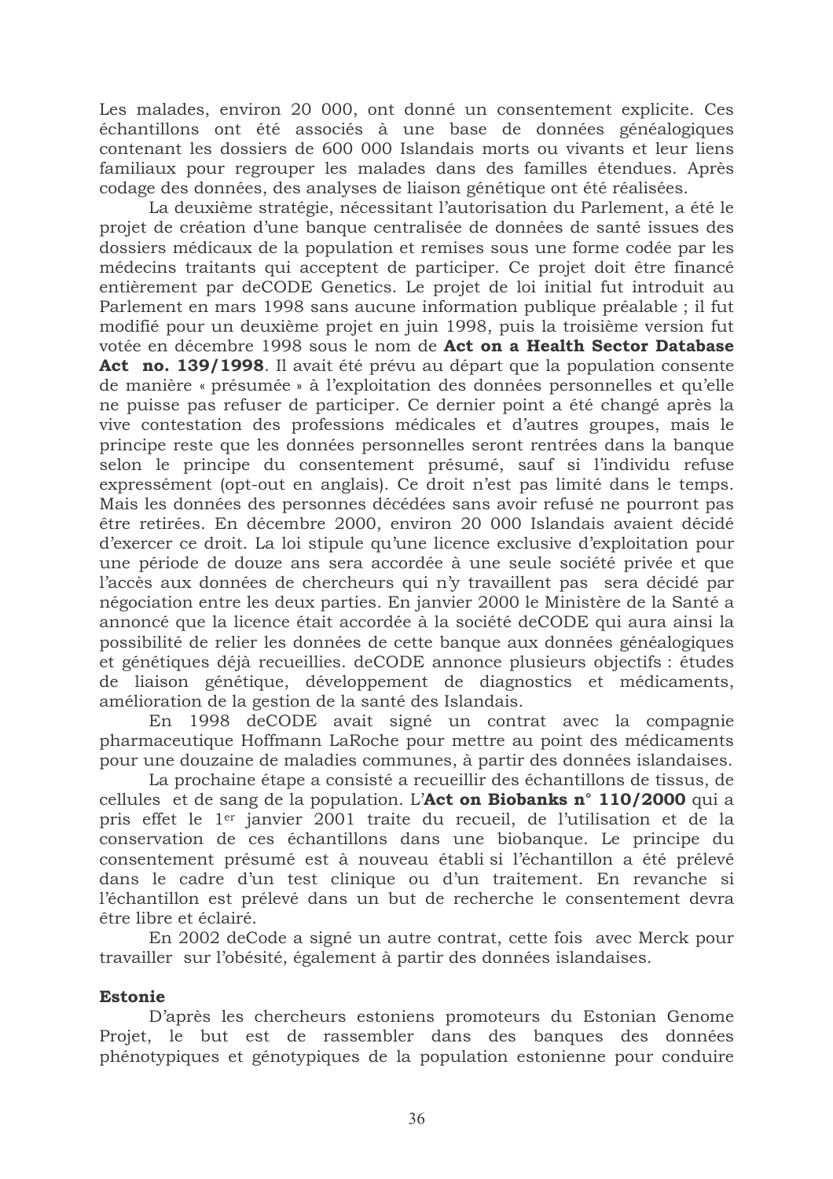Les malades, environ 20 000, ont donné un consentement explicite. Ces échantillons ont été associés à une base de données généalogiques contenant les dossiers de 600 000 Islandais morts ou vivants et leur liens familiaux pour regrouper les malades dans des familles étendues. Après codage des données, des analyses de liaison génétique ont été réalisées.

La deuxième stratégie, nécessitant l'autorisation du Parlement, a été le projet de création d'une banque centralisée de données de santé issues des dossiers médicaux de la population et remises sous une forme codée par les médecins traitants qui acceptent de participer. Ce projet doit être financé entièrement par deCODE Genetics. Le projet de loi initial fut introduit au Parlement en mars 1998 sans aucune information publique préalable ; il fut modifié pour un deuxième projet en juin 1998, puis la troisième version fut votée en décembre 1998 sous le nom de **Act on a Health Sector Database Act no. 139/1998**. Il avait été prévu au départ que la population consente de manière « présumée » à l'exploitation des données personnelles et qu'elle ne puisse pas refuser de participer. Ce dernier point a été changé après la vive contestation des professions médicales et d'autres groupes, mais le principe reste que les données personnelles seront rentrées dans la banque selon le principe du consentement présumé, sauf si l'individu refuse expressément (opt-out en anglais). Ce droit n'est pas limité dans le temps. Mais les données des personnes décédées sans avoir refusé ne pourront pas être retirées. En décembre 2000, environ 20 000 Islandais avaient décidé d'exercer ce droit. La loi stipule qu'une licence exclusive d'exploitation pour une période de douze ans sera accordée à une seule société privée et que l'accès aux données de chercheurs qui n'y travaillent pas sera décidé par négociation entre les deux parties. En janvier 2000 le Ministère de la Santé a annoncé que la licence était accordée à la société deCODE qui aura ainsi la possibilité de relier les données de cette banque aux données généalogiques et génétiques déjà recueillies. deCODE annonce plusieurs objectifs : études de liaison génétique, développement de diagnostics et médicaments, amélioration de la gestion de la santé des Islandais.

En 1998 deCODE avait signé un contrat avec la compagnie pharmaceutique Hoffmann LaRoche pour mettre au point des médicaments pour une douzaine de maladies communes, à partir des données islandaises.

La prochaine étape a consisté a recueillir des échantillons de tissus, de cellules et de sang de la population. L'**Act on Biobanks n° 110/2000** qui a pris effet le 1er janvier 2001 traite du recueil, de l'utilisation et de la conservation de ces échantillons dans une biobanque. Le principe du consentement présumé est à nouveau établi si l'échantillon a été prélevé dans le cadre d'un test clinique ou d'un traitement. En revanche si l'échantillon est prélevé dans un but de recherche le consentement devra être libre et éclairé.

En 2002 deCode a signé un autre contrat, cette fois avec Merck pour travailler sur l'obésité, également à partir des données islandaises.

**Estonie**

D'après les chercheurs estoniens promoteurs du Estonian Genome Projet, le but est de rassembler dans des banques des données phénotypiques et génotypiques de la population estonienne pour conduire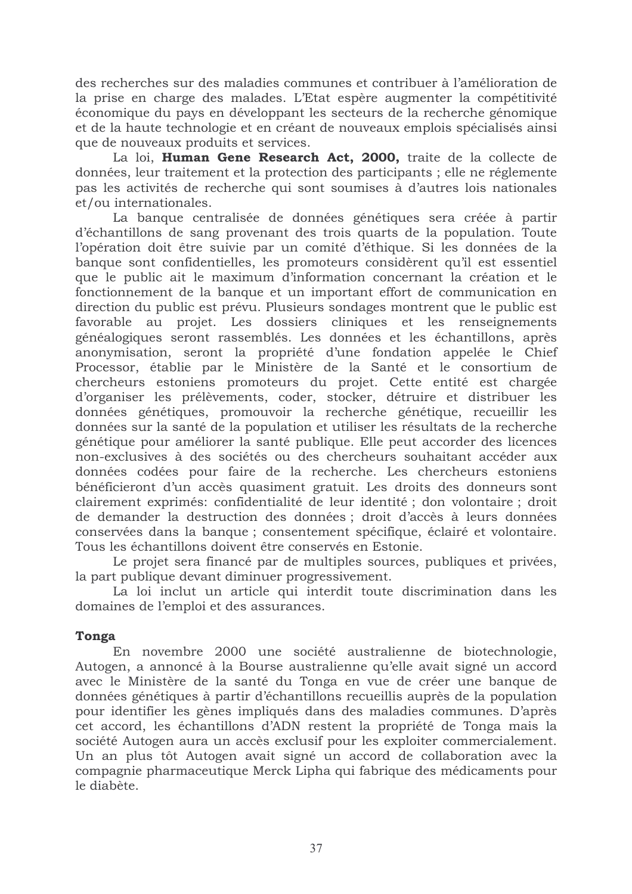des recherches sur des maladies communes et contribuer à l'amélioration de la prise en charge des malades. L'Etat espère augmenter la compétitivité économique du pays en développant les secteurs de la recherche génomique et de la haute technologie et en créant de nouveaux emplois spécialisés ainsi que de nouveaux produits et services.

La loi, **Human Gene Research Act, 2000,** traite de la collecte de données, leur traitement et la protection des participants ; elle ne réglemente pas les activités de recherche qui sont soumises à d'autres lois nationales et/ou internationales.

La banque centralisée de données génétiques sera créée à partir d'échantillons de sang provenant des trois quarts de la population. Toute l'opération doit être suivie par un comité d'éthique. Si les données de la banque sont confidentielles, les promoteurs considèrent qu'il est essentiel que le public ait le maximum d'information concernant la création et le fonctionnement de la banque et un important effort de communication en direction du public est prévu. Plusieurs sondages montrent que le public est favorable au projet. Les dossiers cliniques et les renseignements généalogiques seront rassemblés. Les données et les échantillons, après anonymisation, seront la propriété d'une fondation appelée le Chief Processor, établie par le Ministère de la Santé et le consortium de chercheurs estoniens promoteurs du projet. Cette entité est chargée d'organiser les prélèvements, coder, stocker, détruire et distribuer les données génétiques, promouvoir la recherche génétique, recueillir les données sur la santé de la population et utiliser les résultats de la recherche génétique pour améliorer la santé publique. Elle peut accorder des licences non-exclusives à des sociétés ou des chercheurs souhaitant accéder aux données codées pour faire de la recherche. Les chercheurs estoniens bénéficieront d'un accès quasiment gratuit. Les droits des donneurs sont clairement exprimés: confidentialité de leur identité ; don volontaire ; droit de demander la destruction des données ; droit d'accès à leurs données conservées dans la banque ; consentement spécifique, éclairé et volontaire. Tous les échantillons doivent être conservés en Estonie.

Le projet sera financé par de multiples sources, publiques et privées, la part publique devant diminuer progressivement.

La loi inclut un article qui interdit toute discrimination dans les domaines de l'emploi et des assurances.

**Tonga**

En novembre 2000 une société australienne de biotechnologie, Autogen, a annoncé à la Bourse australienne qu'elle avait signé un accord avec le Ministère de la santé du Tonga en vue de créer une banque de données génétiques à partir d'échantillons recueillis auprès de la population pour identifier les gènes impliqués dans des maladies communes. D'après cet accord, les échantillons d'ADN restent la propriété de Tonga mais la société Autogen aura un accès exclusif pour les exploiter commercialement. Un an plus tôt Autogen avait signé un accord de collaboration avec la compagnie pharmaceutique Merck Lipha qui fabrique des médicaments pour le diabète.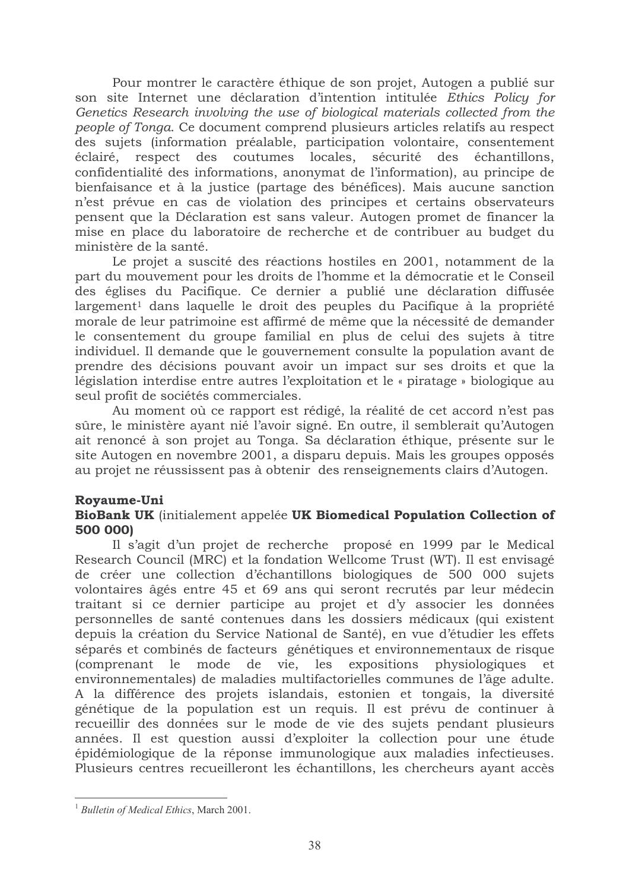Pour montrer le caractère éthique de son projet, Autogen a publié sur son site Internet une déclaration d'intention intitulée *Ethics Policy for Genetics Research involving the use of biological materials collected from the people of Tonga*. Ce document comprend plusieurs articles relatifs au respect des sujets (information préalable, participation volontaire, consentement éclairé, respect des coutumes locales, sécurité des échantillons, confidentialité des informations, anonymat de l'information), au principe de bienfaisance et à la justice (partage des bénéfices). Mais aucune sanction n'est prévue en cas de violation des principes et certains observateurs pensent que la Déclaration est sans valeur. Autogen promet de financer la mise en place du laboratoire de recherche et de contribuer au budget du ministère de la santé.

Le projet a suscité des réactions hostiles en 2001, notamment de la part du mouvement pour les droits de l'homme et la démocratie et le Conseil des églises du Pacifique. Ce dernier a publié une déclaration diffusée largement[1] dans laquelle le droit des peuples du Pacifique à la propriété morale de leur patrimoine est affirmé de même que la nécessité de demander le consentement du groupe familial en plus de celui des sujets à titre individuel. Il demande que le gouvernement consulte la population avant de prendre des décisions pouvant avoir un impact sur ses droits et que la législation interdise entre autres l'exploitation et le « piratage » biologique au seul profit de sociétés commerciales.

Au moment où ce rapport est rédigé, la réalité de cet accord n'est pas sûre, le ministère ayant nié l'avoir signé. En outre, il semblerait qu'Autogen ait renoncé à son projet au Tonga. Sa déclaration éthique, présente sur le site Autogen en novembre 2001, a disparu depuis. Mais les groupes opposés au projet ne réussissent pas à obtenir des renseignements clairs d'Autogen.

**Royaume-Uni**

**BioBank UK** (initialement appelée **UK Biomedical Population Collection of 500 000)**

Il s'agit d'un projet de recherche proposé en 1999 par le Medical Research Council (MRC) et la fondation Wellcome Trust (WT). Il est envisagé de créer une collection d'échantillons biologiques de 500 000 sujets volontaires âgés entre 45 et 69 ans qui seront recrutés par leur médecin traitant si ce dernier participe au projet et d'y associer les données personnelles de santé contenues dans les dossiers médicaux (qui existent depuis la création du Service National de Santé), en vue d'étudier les effets séparés et combinés de facteurs génétiques et environnementaux de risque (comprenant le mode de vie, les expositions physiologiques et environnementales) de maladies multifactorielles communes de l'âge adulte. A la différence des projets islandais, estonien et tongais, la diversité génétique de la population est un requis. Il est prévu de continuer à recueillir des données sur le mode de vie des sujets pendant plusieurs années. Il est question aussi d'exploiter la collection pour une étude épidémiologique de la réponse immunologique aux maladies infectieuses. Plusieurs centres recueilleront les échantillons, les chercheurs ayant accès

---

[1] *Bulletin of Medical Ethics*, March 2001.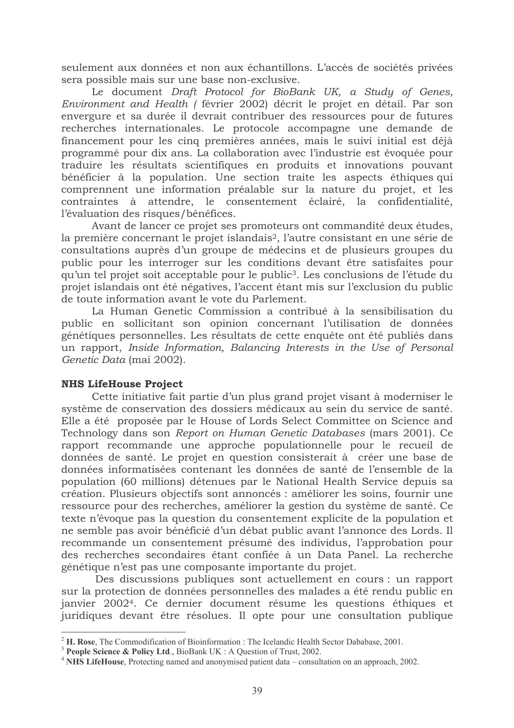seulement aux données et non aux échantillons. L'accès de sociétés privées sera possible mais sur une base non-exclusive.

Le document *Draft Protocol for BioBank UK, a Study of Genes, Environment and Health (* février 2002) décrit le projet en détail. Par son envergure et sa durée il devrait contribuer des ressources pour de futures recherches internationales. Le protocole accompagne une demande de financement pour les cinq premières années, mais le suivi initial est déjà programmé pour dix ans. La collaboration avec l'industrie est évoquée pour traduire les résultats scientifiques en produits et innovations pouvant bénéficier à la population. Une section traite les aspects éthiques qui comprennent une information préalable sur la nature du projet, et les contraintes à attendre, le consentement éclairé, la confidentialité, l'évaluation des risques/bénéfices.

Avant de lancer ce projet ses promoteurs ont commandité deux études, la première concernant le projet islandais[2], l'autre consistant en une série de consultations auprès d'un groupe de médecins et de plusieurs groupes du public pour les interroger sur les conditions devant être satisfaites pour qu'un tel projet soit acceptable pour le public[3]. Les conclusions de l'étude du projet islandais ont été négatives, l'accent étant mis sur l'exclusion du public de toute information avant le vote du Parlement.

La Human Genetic Commission a contribué à la sensibilisation du public en sollicitant son opinion concernant l'utilisation de données génétiques personnelles. Les résultats de cette enquête ont été publiés dans un rapport, *Inside Information, Balancing Interests in the Use of Personal Genetic Data* (mai 2002).

**NHS LifeHouse Project**

Cette initiative fait partie d'un plus grand projet visant à moderniser le système de conservation des dossiers médicaux au sein du service de santé. Elle a été proposée par le House of Lords Select Committee on Science and Technology dans son *Report on Human Genetic Databases* (mars 2001). Ce rapport recommande une approche populationnelle pour le recueil de données de santé. Le projet en question consisterait à créer une base de données informatisées contenant les données de santé de l'ensemble de la population (60 millions) détenues par le National Health Service depuis sa création. Plusieurs objectifs sont annoncés : améliorer les soins, fournir une ressource pour des recherches, améliorer la gestion du système de santé. Ce texte n'évoque pas la question du consentement explicite de la population et ne semble pas avoir bénéficié d'un débat public avant l'annonce des Lords. Il recommande un consentement présumé des individus, l'approbation pour des recherches secondaires étant confiée à un Data Panel. La recherche génétique n'est pas une composante importante du projet.

Des discussions publiques sont actuellement en cours : un rapport sur la protection de données personnelles des malades a été rendu public en janvier 2002[4]. Ce dernier document résume les questions éthiques et juridiques devant être résolues. Il opte pour une consultation publique

---

[2] **H. Rose**, The Commodification of Bioinformation : The Icelandic Health Sector Dababase, 2001.

[3] **People Science & Policy Ltd.**, BioBank UK : A Question of Trust, 2002.

[4] **NHS LifeHouse**, Protecting named and anonymised patient data – consultation on an approach, 2002.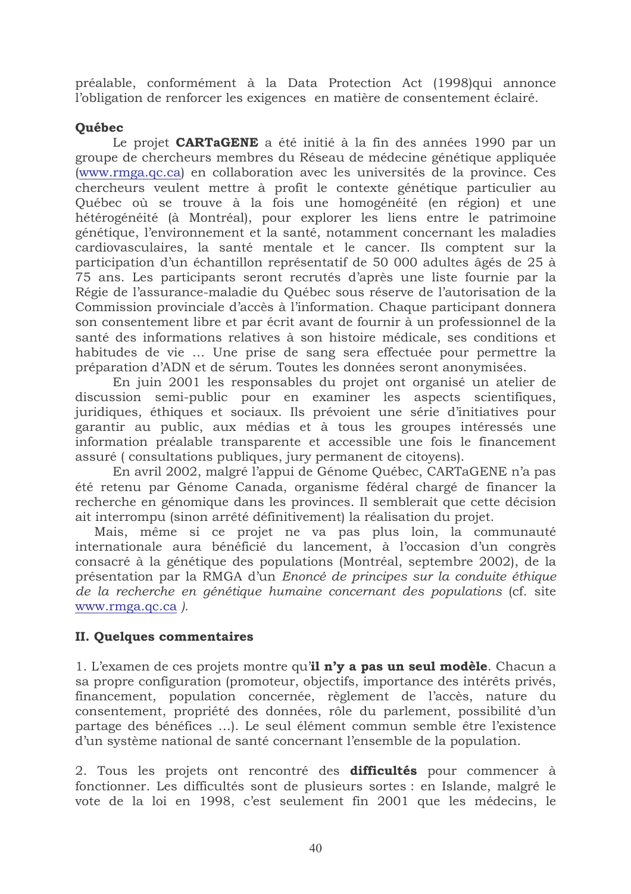préalable, conformément à la Data Protection Act (1998)qui annonce l'obligation de renforcer les exigences en matière de consentement éclairé.

**Québec**

Le projet **CARTaGENE** a été initié à la fin des années 1990 par un groupe de chercheurs membres du Réseau de médecine génétique appliquée (www.rmga.qc.ca) en collaboration avec les universités de la province. Ces chercheurs veulent mettre à profit le contexte génétique particulier au Québec où se trouve à la fois une homogénéité (en région) et une hétérogénéité (à Montréal), pour explorer les liens entre le patrimoine génétique, l'environnement et la santé, notamment concernant les maladies cardiovasculaires, la santé mentale et le cancer. Ils comptent sur la participation d'un échantillon représentatif de 50 000 adultes âgés de 25 à 75 ans. Les participants seront recrutés d'après une liste fournie par la Régie de l'assurance-maladie du Québec sous réserve de l'autorisation de la Commission provinciale d'accès à l'information. Chaque participant donnera son consentement libre et par écrit avant de fournir à un professionnel de la santé des informations relatives à son histoire médicale, ses conditions et habitudes de vie … Une prise de sang sera effectuée pour permettre la préparation d'ADN et de sérum. Toutes les données seront anonymisées.

En juin 2001 les responsables du projet ont organisé un atelier de discussion semi-public pour en examiner les aspects scientifiques, juridiques, éthiques et sociaux. Ils prévoient une série d'initiatives pour garantir au public, aux médias et à tous les groupes intéressés une information préalable transparente et accessible une fois le financement assuré ( consultations publiques, jury permanent de citoyens).

En avril 2002, malgré l'appui de Génome Québec, CARTaGENE n'a pas été retenu par Génome Canada, organisme fédéral chargé de financer la recherche en génomique dans les provinces. Il semblerait que cette décision ait interrompu (sinon arrêté définitivement) la réalisation du projet.

Mais, même si ce projet ne va pas plus loin, la communauté internationale aura bénéficié du lancement, à l'occasion d'un congrès consacré à la génétique des populations (Montréal, septembre 2002), de la présentation par la RMGA d'un *Enoncé de principes sur la conduite éthique de la recherche en génétique humaine concernant des populations* (cf. site www.rmga.qc.ca ).

**II. Quelques commentaires**

1. L'examen de ces projets montre qu'**il n'y a pas un seul modèle**. Chacun a sa propre configuration (promoteur, objectifs, importance des intérêts privés, financement, population concernée, règlement de l'accès, nature du consentement, propriété des données, rôle du parlement, possibilité d'un partage des bénéfices ...). Le seul élément commun semble être l'existence d'un système national de santé concernant l'ensemble de la population.

2. Tous les projets ont rencontré des **difficultés** pour commencer à fonctionner. Les difficultés sont de plusieurs sortes : en Islande, malgré le vote de la loi en 1998, c'est seulement fin 2001 que les médecins, le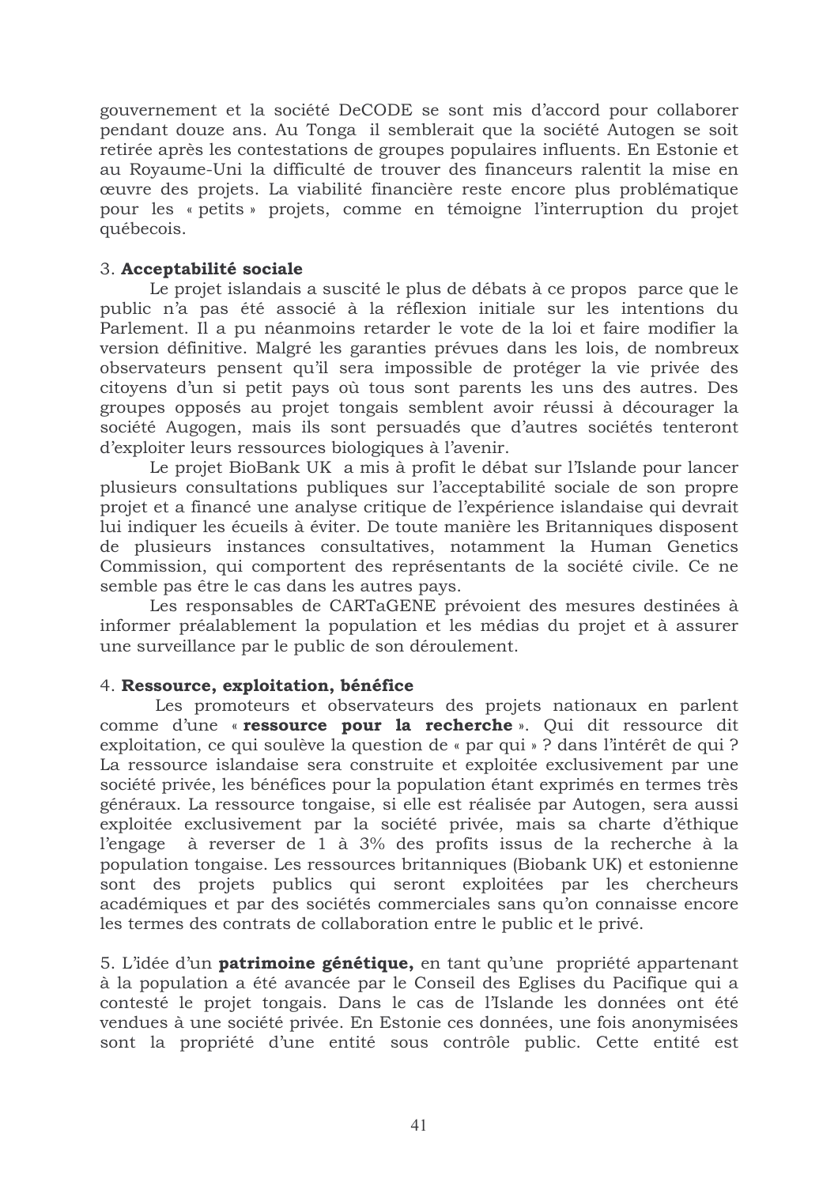gouvernement et la société DeCODE se sont mis d'accord pour collaborer pendant douze ans. Au Tonga il semblerait que la société Autogen se soit retirée après les contestations de groupes populaires influents. En Estonie et au Royaume-Uni la difficulté de trouver des financeurs ralentit la mise en œuvre des projets. La viabilité financière reste encore plus problématique pour les « petits » projets, comme en témoigne l'interruption du projet québecois.

3. **Acceptabilité sociale**

Le projet islandais a suscité le plus de débats à ce propos parce que le public n'a pas été associé à la réflexion initiale sur les intentions du Parlement. Il a pu néanmoins retarder le vote de la loi et faire modifier la version définitive. Malgré les garanties prévues dans les lois, de nombreux observateurs pensent qu'il sera impossible de protéger la vie privée des citoyens d'un si petit pays où tous sont parents les uns des autres. Des groupes opposés au projet tongais semblent avoir réussi à décourager la société Augogen, mais ils sont persuadés que d'autres sociétés tenteront d'exploiter leurs ressources biologiques à l'avenir.

Le projet BioBank UK a mis à profit le débat sur l'Islande pour lancer plusieurs consultations publiques sur l'acceptabilité sociale de son propre projet et a financé une analyse critique de l'expérience islandaise qui devrait lui indiquer les écueils à éviter. De toute manière les Britanniques disposent de plusieurs instances consultatives, notamment la Human Genetics Commission, qui comportent des représentants de la société civile. Ce ne semble pas être le cas dans les autres pays.

Les responsables de CARTaGENE prévoient des mesures destinées à informer préalablement la population et les médias du projet et à assurer une surveillance par le public de son déroulement.

4. **Ressource, exploitation, bénéfice**

Les promoteurs et observateurs des projets nationaux en parlent comme d'une « **ressource pour la recherche** ». Qui dit ressource dit exploitation, ce qui soulève la question de « par qui » ? dans l'intérêt de qui ? La ressource islandaise sera construite et exploitée exclusivement par une société privée, les bénéfices pour la population étant exprimés en termes très généraux. La ressource tongaise, si elle est réalisée par Autogen, sera aussi exploitée exclusivement par la société privée, mais sa charte d'éthique l'engage à reverser de 1 à 3% des profits issus de la recherche à la population tongaise. Les ressources britanniques (Biobank UK) et estonienne sont des projets publics qui seront exploitées par les chercheurs académiques et par des sociétés commerciales sans qu'on connaisse encore les termes des contrats de collaboration entre le public et le privé.

5. L'idée d'un **patrimoine génétique,** en tant qu'une propriété appartenant à la population a été avancée par le Conseil des Eglises du Pacifique qui a contesté le projet tongais. Dans le cas de l'Islande les données ont été vendues à une société privée. En Estonie ces données, une fois anonymisées sont la propriété d'une entité sous contrôle public. Cette entité est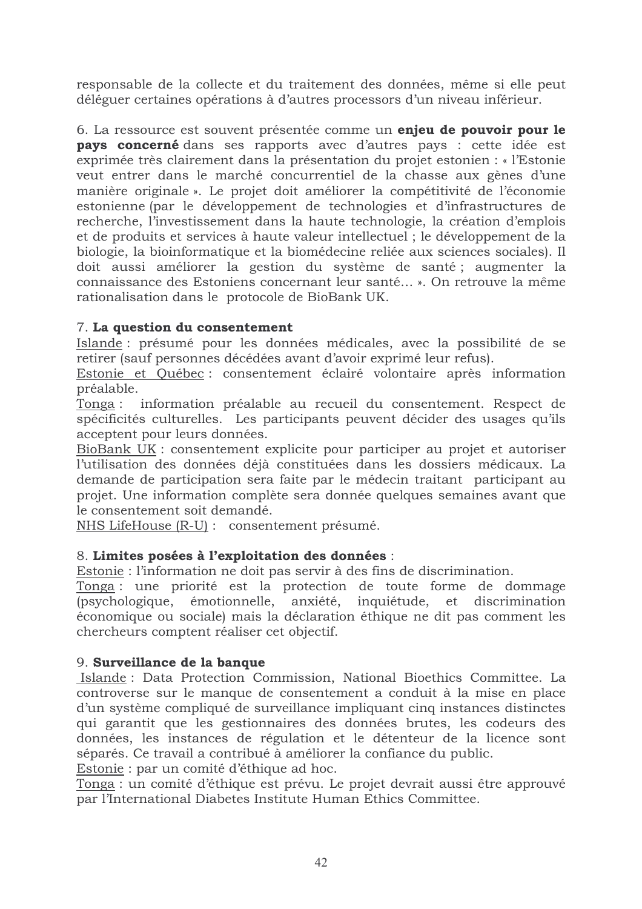responsable de la collecte et du traitement des données, même si elle peut déléguer certaines opérations à d'autres processors d'un niveau inférieur.

6. La ressource est souvent présentée comme un **enjeu de pouvoir pour le pays concerné** dans ses rapports avec d'autres pays : cette idée est exprimée très clairement dans la présentation du projet estonien : « l'Estonie veut entrer dans le marché concurrentiel de la chasse aux gènes d'une manière originale ». Le projet doit améliorer la compétitivité de l'économie estonienne (par le développement de technologies et d'infrastructures de recherche, l'investissement dans la haute technologie, la création d'emplois et de produits et services à haute valeur intellectuel ; le développement de la biologie, la bioinformatique et la biomédecine reliée aux sciences sociales). Il doit aussi améliorer la gestion du système de santé ; augmenter la connaissance des Estoniens concernant leur santé… ». On retrouve la même rationalisation dans le protocole de BioBank UK.

7. **La question du consentement**

Islande : présumé pour les données médicales, avec la possibilité de se retirer (sauf personnes décédées avant d'avoir exprimé leur refus).
Estonie et Québec : consentement éclairé volontaire après information préalable.
Tonga : information préalable au recueil du consentement. Respect de spécificités culturelles. Les participants peuvent décider des usages qu'ils acceptent pour leurs données.
BioBank UK : consentement explicite pour participer au projet et autoriser l'utilisation des données déjà constituées dans les dossiers médicaux. La demande de participation sera faite par le médecin traitant participant au projet. Une information complète sera donnée quelques semaines avant que le consentement soit demandé.
NHS LifeHouse (R-U) : consentement présumé.

8. **Limites posées à l'exploitation des données** :

Estonie : l'information ne doit pas servir à des fins de discrimination.
Tonga : une priorité est la protection de toute forme de dommage (psychologique, émotionnelle, anxiété, inquiétude, et discrimination économique ou sociale) mais la déclaration éthique ne dit pas comment les chercheurs comptent réaliser cet objectif.

9. **Surveillance de la banque**

Islande : Data Protection Commission, National Bioethics Committee. La controverse sur le manque de consentement a conduit à la mise en place d'un système compliqué de surveillance impliquant cinq instances distinctes qui garantit que les gestionnaires des données brutes, les codeurs des données, les instances de régulation et le détenteur de la licence sont séparés. Ce travail a contribué à améliorer la confiance du public.
Estonie : par un comité d'éthique ad hoc.
Tonga : un comité d'éthique est prévu. Le projet devrait aussi être approuvé par l'International Diabetes Institute Human Ethics Committee.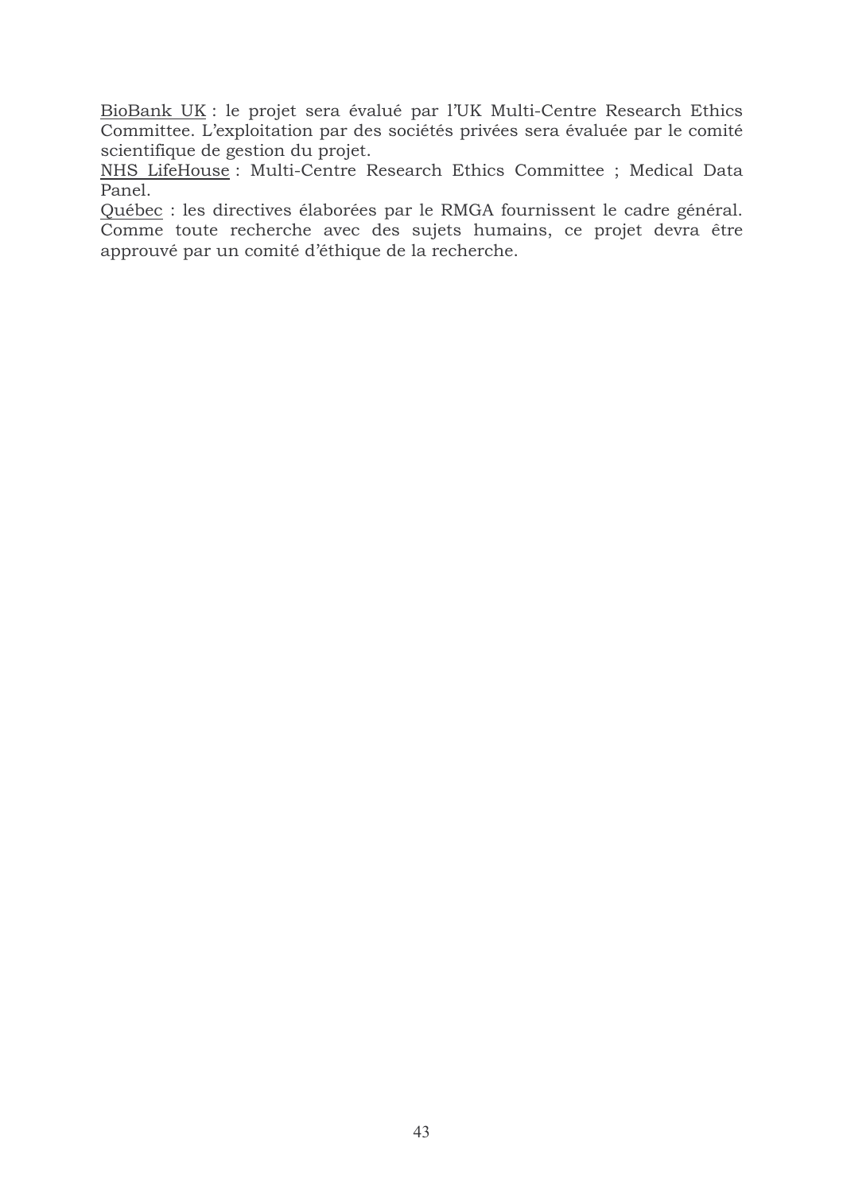<u>BioBank UK</u> : le projet sera évalué par l'UK Multi-Centre Research Ethics Committee. L'exploitation par des sociétés privées sera évaluée par le comité scientifique de gestion du projet.
<u>NHS LifeHouse</u> : Multi-Centre Research Ethics Committee ; Medical Data Panel.
<u>Québec</u> : les directives élaborées par le RMGA fournissent le cadre général. Comme toute recherche avec des sujets humains, ce projet devra être approuvé par un comité d'éthique de la recherche.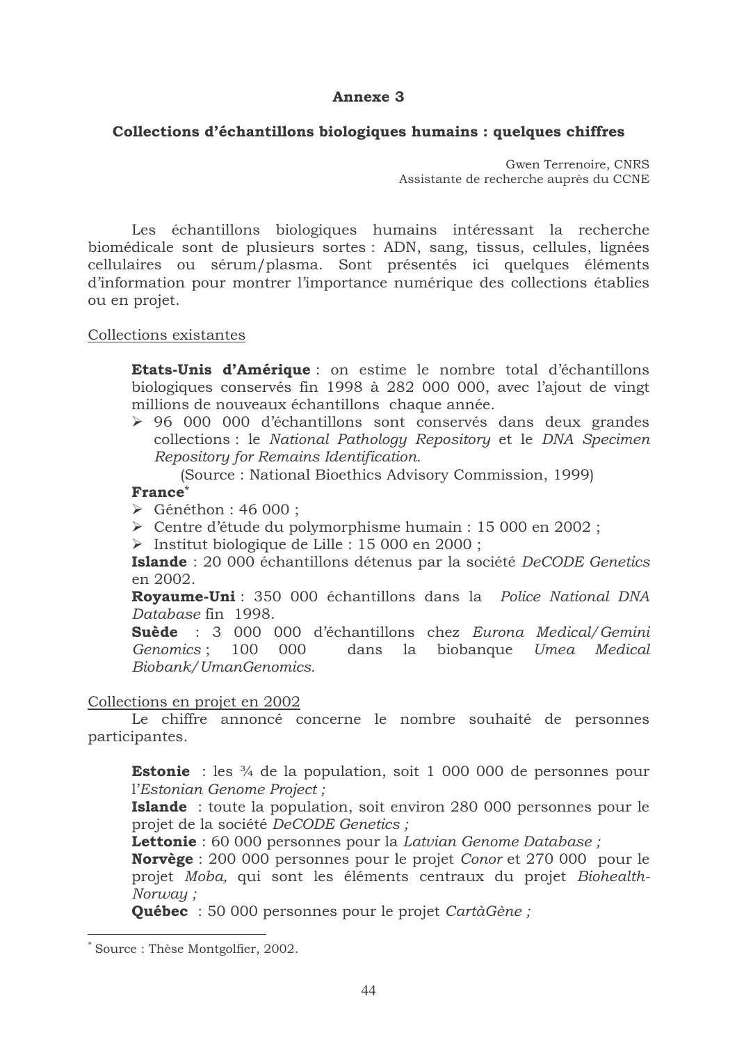### Annexe 3

### Collections d'échantillons biologiques humains : quelques chiffres

Gwen Terrenoire, CNRS
Assistante de recherche auprès du CCNE

Les échantillons biologiques humains intéressant la recherche biomédicale sont de plusieurs sortes : ADN, sang, tissus, cellules, lignées cellulaires ou sérum/plasma. Sont présentés ici quelques éléments d'information pour montrer l'importance numérique des collections établies ou en projet.

Collections existantes

**Etats-Unis d'Amérique** : on estime le nombre total d'échantillons biologiques conservés fin 1998 à 282 000 000, avec l'ajout de vingt millions de nouveaux échantillons chaque année.

- 96 000 000 d'échantillons sont conservés dans deux grandes collections : le *National Pathology Repository* et le *DNA Specimen Repository for Remains Identification*.

(Source : National Bioethics Advisory Commission, 1999)

**France**[*]

- Généthon : 46 000 ;
- Centre d'étude du polymorphisme humain : 15 000 en 2002 ;
- Institut biologique de Lille : 15 000 en 2000 ;

**Islande** : 20 000 échantillons détenus par la société *DeCODE Genetics* en 2002.

**Royaume-Uni** : 350 000 échantillons dans la *Police National DNA Database* fin 1998.

**Suède** : 3 000 000 d'échantillons chez *Eurona Medical/Gemini Genomics* ; 100 000 dans la biobanque *Umea Medical Biobank/UmanGenomics.*

Collections en projet en 2002

Le chiffre annoncé concerne le nombre souhaité de personnes participantes.

**Estonie** : les ¾ de la population, soit 1 000 000 de personnes pour l'*Estonian Genome Project ;*

**Islande** : toute la population, soit environ 280 000 personnes pour le projet de la société *DeCODE Genetics ;*

**Lettonie** : 60 000 personnes pour la *Latvian Genome Database ;*

**Norvège** : 200 000 personnes pour le projet *Conor* et 270 000 pour le projet *Moba,* qui sont les éléments centraux du projet *Biohealth-Norway ;*

**Québec** : 50 000 personnes pour le projet *CartàGène ;*

---

[*] Source : Thèse Montgolfier, 2002.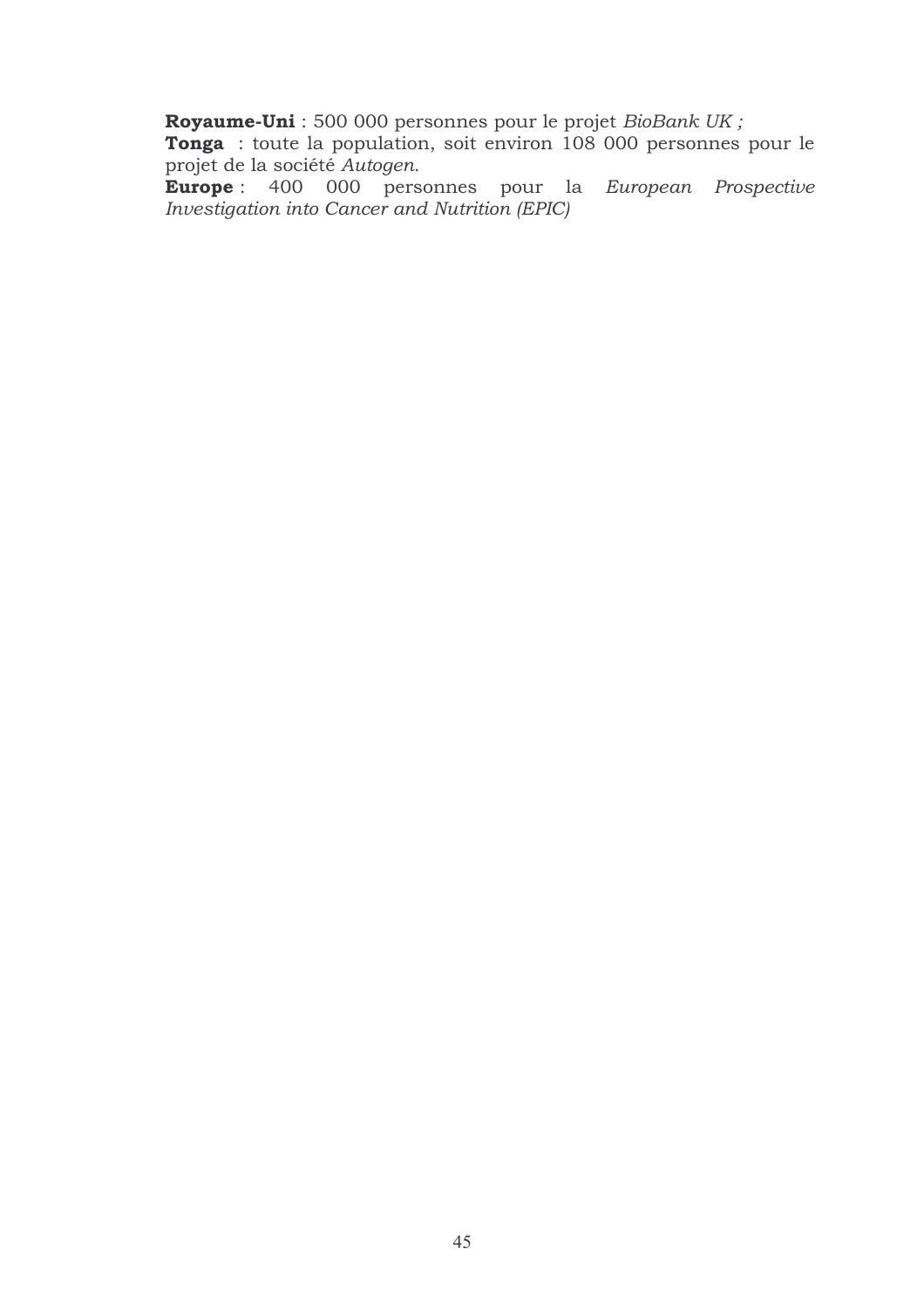**Royaume-Uni** : 500 000 personnes pour le projet *BioBank UK ;*
**Tonga** : toute la population, soit environ 108 000 personnes pour le projet de la société *Autogen.*
**Europe** : 400 000 personnes pour la *European Prospective Investigation into Cancer and Nutrition (EPIC)*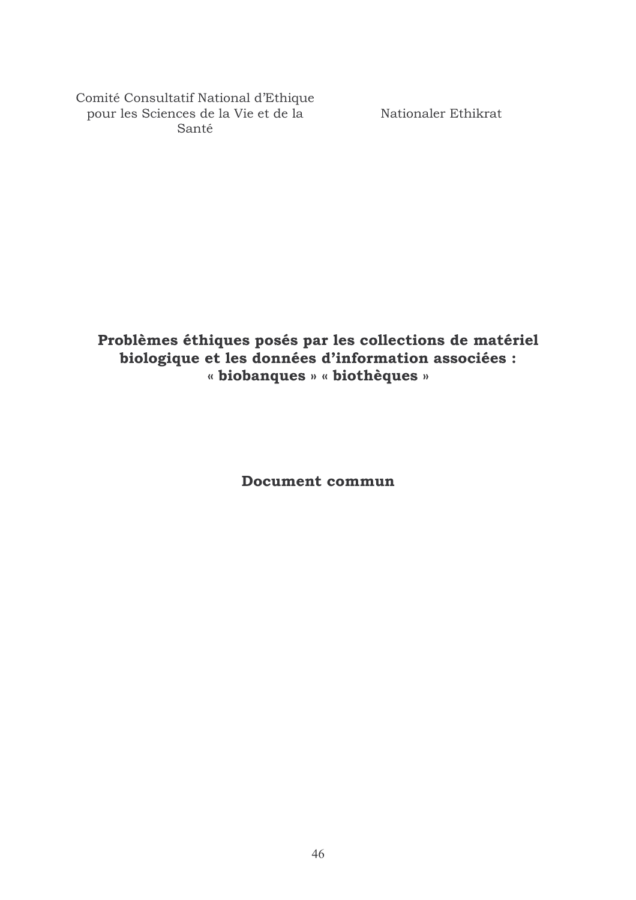Comité Consultatif National d'Ethique pour les Sciences de la Vie et de la Santé

Nationaler Ethikrat

# Problèmes éthiques posés par les collections de matériel biologique et les données d'information associées : « biobanques » « biothèques »

**Document commun**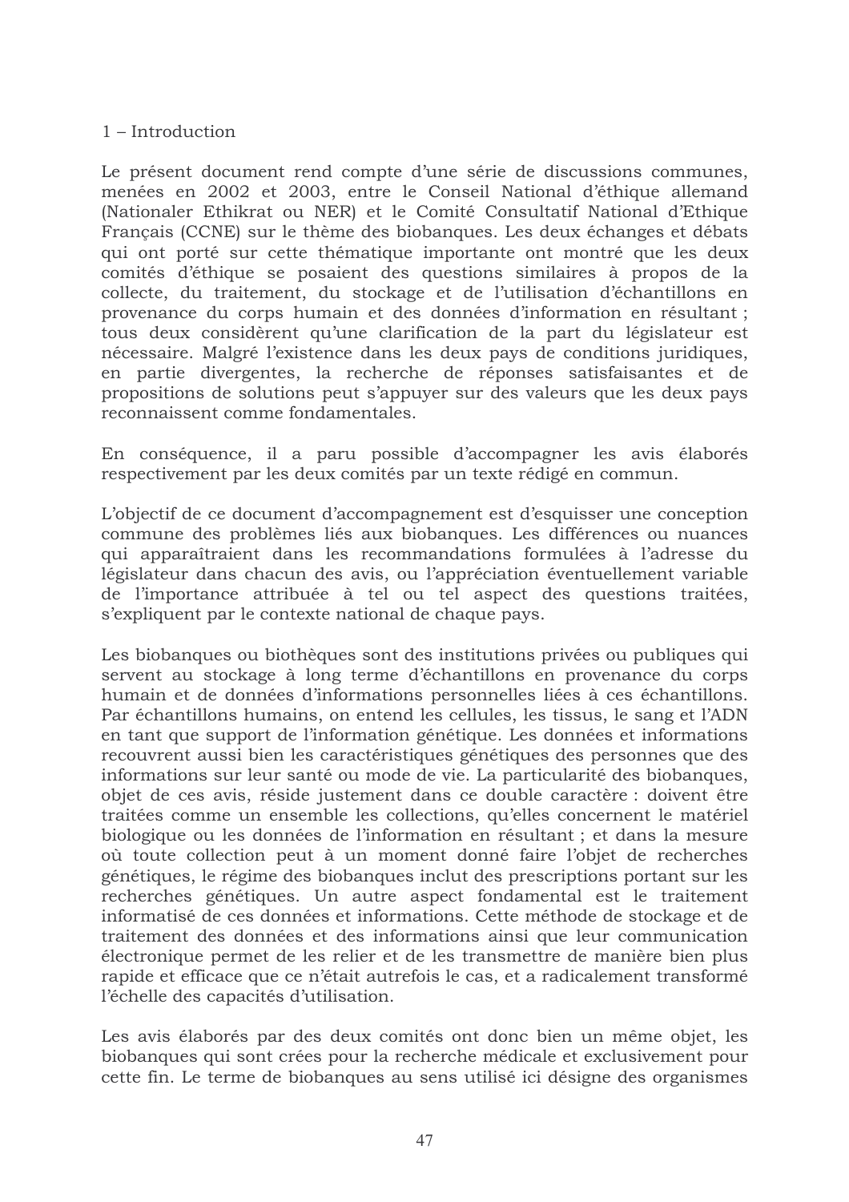## 1 – Introduction

Le présent document rend compte d'une série de discussions communes, menées en 2002 et 2003, entre le Conseil National d'éthique allemand (Nationaler Ethikrat ou NER) et le Comité Consultatif National d'Ethique Français (CCNE) sur le thème des biobanques. Les deux échanges et débats qui ont porté sur cette thématique importante ont montré que les deux comités d'éthique se posaient des questions similaires à propos de la collecte, du traitement, du stockage et de l'utilisation d'échantillons en provenance du corps humain et des données d'information en résultant ; tous deux considèrent qu'une clarification de la part du législateur est nécessaire. Malgré l'existence dans les deux pays de conditions juridiques, en partie divergentes, la recherche de réponses satisfaisantes et de propositions de solutions peut s'appuyer sur des valeurs que les deux pays reconnaissent comme fondamentales.

En conséquence, il a paru possible d'accompagner les avis élaborés respectivement par les deux comités par un texte rédigé en commun.

L'objectif de ce document d'accompagnement est d'esquisser une conception commune des problèmes liés aux biobanques. Les différences ou nuances qui apparaîtraient dans les recommandations formulées à l'adresse du législateur dans chacun des avis, ou l'appréciation éventuellement variable de l'importance attribuée à tel ou tel aspect des questions traitées, s'expliquent par le contexte national de chaque pays.

Les biobanques ou biothèques sont des institutions privées ou publiques qui servent au stockage à long terme d'échantillons en provenance du corps humain et de données d'informations personnelles liées à ces échantillons. Par échantillons humains, on entend les cellules, les tissus, le sang et l'ADN en tant que support de l'information génétique. Les données et informations recouvrent aussi bien les caractéristiques génétiques des personnes que des informations sur leur santé ou mode de vie. La particularité des biobanques, objet de ces avis, réside justement dans ce double caractère : doivent être traitées comme un ensemble les collections, qu'elles concernent le matériel biologique ou les données de l'information en résultant ; et dans la mesure où toute collection peut à un moment donné faire l'objet de recherches génétiques, le régime des biobanques inclut des prescriptions portant sur les recherches génétiques. Un autre aspect fondamental est le traitement informatisé de ces données et informations. Cette méthode de stockage et de traitement des données et des informations ainsi que leur communication électronique permet de les relier et de les transmettre de manière bien plus rapide et efficace que ce n'était autrefois le cas, et a radicalement transformé l'échelle des capacités d'utilisation.

Les avis élaborés par des deux comités ont donc bien un même objet, les biobanques qui sont crées pour la recherche médicale et exclusivement pour cette fin. Le terme de biobanques au sens utilisé ici désigne des organismes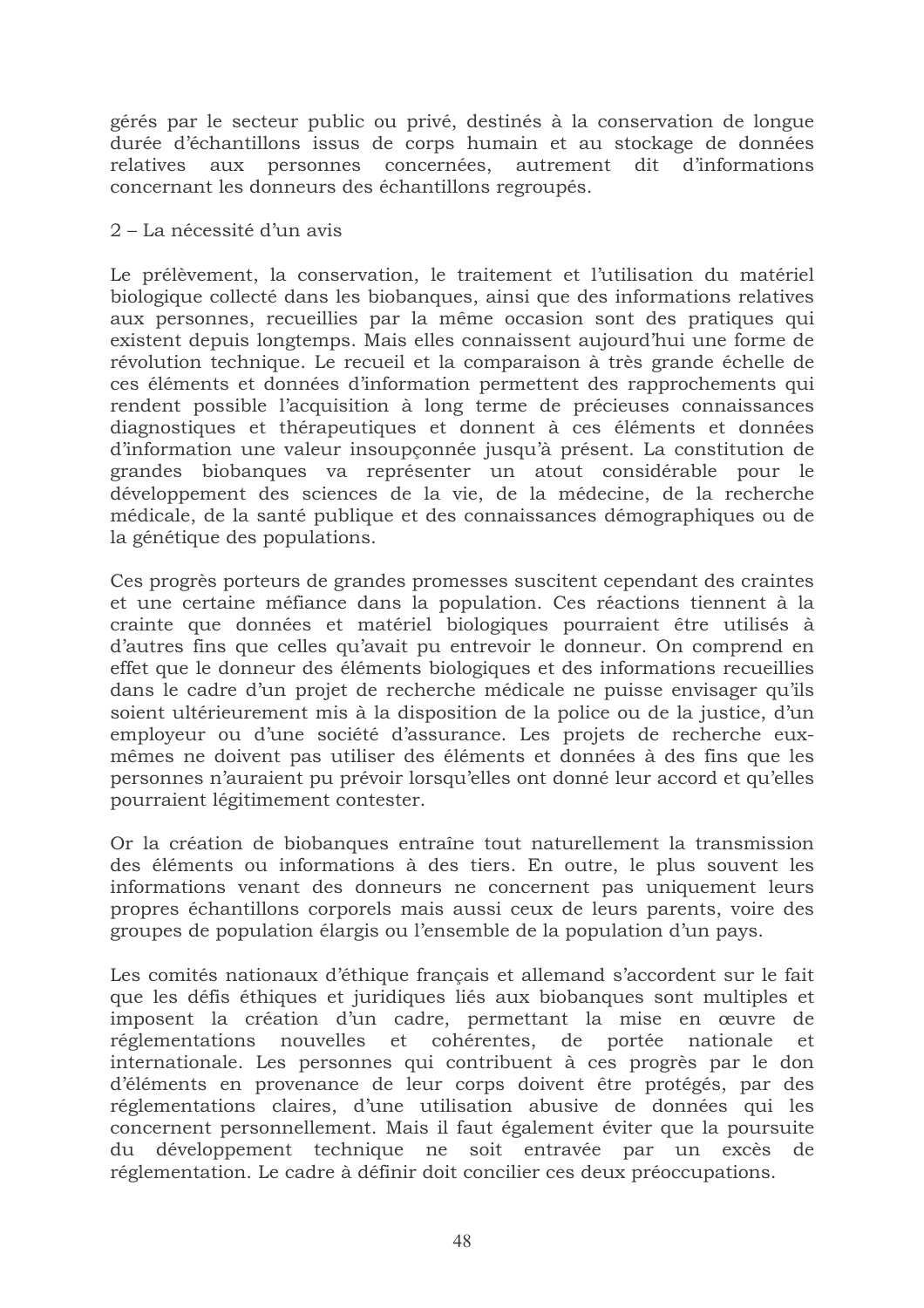gérés par le secteur public ou privé, destinés à la conservation de longue durée d'échantillons issus de corps humain et au stockage de données relatives aux personnes concernées, autrement dit d'informations concernant les donneurs des échantillons regroupés.

2 – La nécessité d'un avis

Le prélèvement, la conservation, le traitement et l'utilisation du matériel biologique collecté dans les biobanques, ainsi que des informations relatives aux personnes, recueillies par la même occasion sont des pratiques qui existent depuis longtemps. Mais elles connaissent aujourd'hui une forme de révolution technique. Le recueil et la comparaison à très grande échelle de ces éléments et données d'information permettent des rapprochements qui rendent possible l'acquisition à long terme de précieuses connaissances diagnostiques et thérapeutiques et donnent à ces éléments et données d'information une valeur insoupçonnée jusqu'à présent. La constitution de grandes biobanques va représenter un atout considérable pour le développement des sciences de la vie, de la médecine, de la recherche médicale, de la santé publique et des connaissances démographiques ou de la génétique des populations.

Ces progrès porteurs de grandes promesses suscitent cependant des craintes et une certaine méfiance dans la population. Ces réactions tiennent à la crainte que données et matériel biologiques pourraient être utilisés à d'autres fins que celles qu'avait pu entrevoir le donneur. On comprend en effet que le donneur des éléments biologiques et des informations recueillies dans le cadre d'un projet de recherche médicale ne puisse envisager qu'ils soient ultérieurement mis à la disposition de la police ou de la justice, d'un employeur ou d'une société d'assurance. Les projets de recherche eux-mêmes ne doivent pas utiliser des éléments et données à des fins que les personnes n'auraient pu prévoir lorsqu'elles ont donné leur accord et qu'elles pourraient légitimement contester.

Or la création de biobanques entraîne tout naturellement la transmission des éléments ou informations à des tiers. En outre, le plus souvent les informations venant des donneurs ne concernent pas uniquement leurs propres échantillons corporels mais aussi ceux de leurs parents, voire des groupes de population élargis ou l'ensemble de la population d'un pays.

Les comités nationaux d'éthique français et allemand s'accordent sur le fait que les défis éthiques et juridiques liés aux biobanques sont multiples et imposent la création d'un cadre, permettant la mise en œuvre de réglementations nouvelles et cohérentes, de portée nationale et internationale. Les personnes qui contribuent à ces progrès par le don d'éléments en provenance de leur corps doivent être protégés, par des réglementations claires, d'une utilisation abusive de données qui les concernent personnellement. Mais il faut également éviter que la poursuite du développement technique ne soit entravée par un excès de réglementation. Le cadre à définir doit concilier ces deux préoccupations.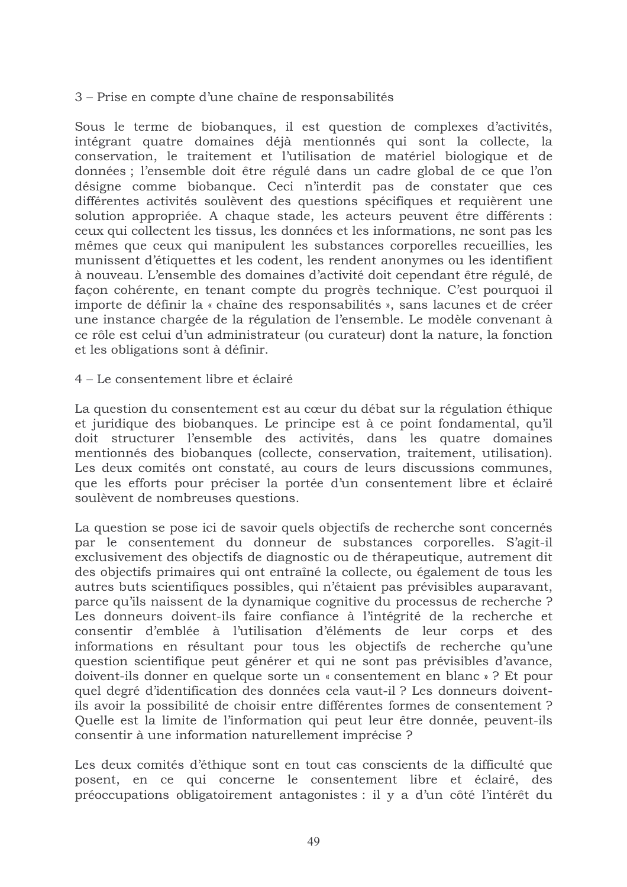3 – Prise en compte d'une chaîne de responsabilités

Sous le terme de biobanques, il est question de complexes d'activités, intégrant quatre domaines déjà mentionnés qui sont la collecte, la conservation, le traitement et l'utilisation de matériel biologique et de données ; l'ensemble doit être régulé dans un cadre global de ce que l'on désigne comme biobanque. Ceci n'interdit pas de constater que ces différentes activités soulèvent des questions spécifiques et requièrent une solution appropriée. A chaque stade, les acteurs peuvent être différents : ceux qui collectent les tissus, les données et les informations, ne sont pas les mêmes que ceux qui manipulent les substances corporelles recueillies, les munissent d'étiquettes et les codent, les rendent anonymes ou les identifient à nouveau. L'ensemble des domaines d'activité doit cependant être régulé, de façon cohérente, en tenant compte du progrès technique. C'est pourquoi il importe de définir la « chaîne des responsabilités », sans lacunes et de créer une instance chargée de la régulation de l'ensemble. Le modèle convenant à ce rôle est celui d'un administrateur (ou curateur) dont la nature, la fonction et les obligations sont à définir.

4 – Le consentement libre et éclairé

La question du consentement est au cœur du débat sur la régulation éthique et juridique des biobanques. Le principe est à ce point fondamental, qu'il doit structurer l'ensemble des activités, dans les quatre domaines mentionnés des biobanques (collecte, conservation, traitement, utilisation). Les deux comités ont constaté, au cours de leurs discussions communes, que les efforts pour préciser la portée d'un consentement libre et éclairé soulèvent de nombreuses questions.

La question se pose ici de savoir quels objectifs de recherche sont concernés par le consentement du donneur de substances corporelles. S'agit-il exclusivement des objectifs de diagnostic ou de thérapeutique, autrement dit des objectifs primaires qui ont entraîné la collecte, ou également de tous les autres buts scientifiques possibles, qui n'étaient pas prévisibles auparavant, parce qu'ils naissent de la dynamique cognitive du processus de recherche ? Les donneurs doivent-ils faire confiance à l'intégrité de la recherche et consentir d'emblée à l'utilisation d'éléments de leur corps et des informations en résultant pour tous les objectifs de recherche qu'une question scientifique peut générer et qui ne sont pas prévisibles d'avance, doivent-ils donner en quelque sorte un « consentement en blanc » ? Et pour quel degré d'identification des données cela vaut-il ? Les donneurs doivent-ils avoir la possibilité de choisir entre différentes formes de consentement ? Quelle est la limite de l'information qui peut leur être donnée, peuvent-ils consentir à une information naturellement imprécise ?

Les deux comités d'éthique sont en tout cas conscients de la difficulté que posent, en ce qui concerne le consentement libre et éclairé, des préoccupations obligatoirement antagonistes : il y a d'un côté l'intérêt du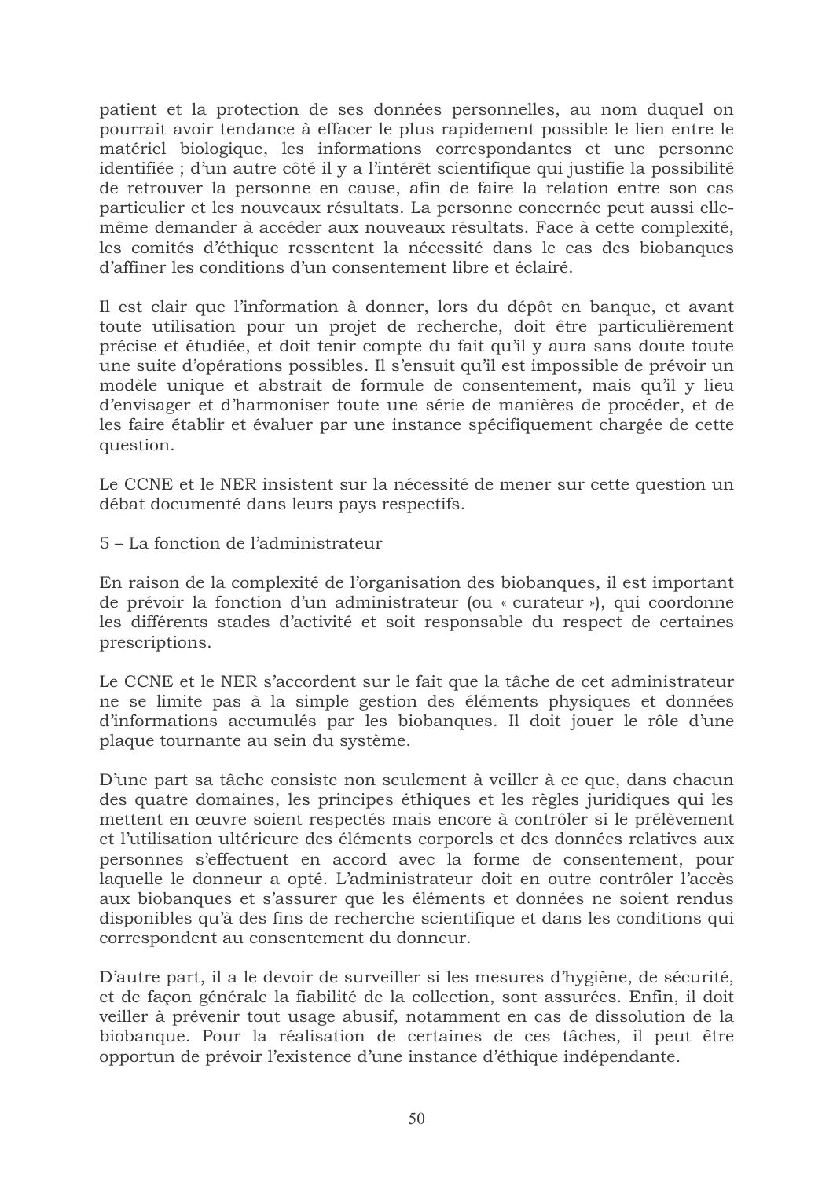patient et la protection de ses données personnelles, au nom duquel on pourrait avoir tendance à effacer le plus rapidement possible le lien entre le matériel biologique, les informations correspondantes et une personne identifiée ; d'un autre côté il y a l'intérêt scientifique qui justifie la possibilité de retrouver la personne en cause, afin de faire la relation entre son cas particulier et les nouveaux résultats. La personne concernée peut aussi elle-même demander à accéder aux nouveaux résultats. Face à cette complexité, les comités d'éthique ressentent la nécessité dans le cas des biobanques d'affiner les conditions d'un consentement libre et éclairé.

Il est clair que l'information à donner, lors du dépôt en banque, et avant toute utilisation pour un projet de recherche, doit être particulièrement précise et étudiée, et doit tenir compte du fait qu'il y aura sans doute toute une suite d'opérations possibles. Il s'ensuit qu'il est impossible de prévoir un modèle unique et abstrait de formule de consentement, mais qu'il y lieu d'envisager et d'harmoniser toute une série de manières de procéder, et de les faire établir et évaluer par une instance spécifiquement chargée de cette question.

Le CCNE et le NER insistent sur la nécessité de mener sur cette question un débat documenté dans leurs pays respectifs.

5 – La fonction de l'administrateur

En raison de la complexité de l'organisation des biobanques, il est important de prévoir la fonction d'un administrateur (ou « curateur »), qui coordonne les différents stades d'activité et soit responsable du respect de certaines prescriptions.

Le CCNE et le NER s'accordent sur le fait que la tâche de cet administrateur ne se limite pas à la simple gestion des éléments physiques et données d'informations accumulés par les biobanques. Il doit jouer le rôle d'une plaque tournante au sein du système.

D'une part sa tâche consiste non seulement à veiller à ce que, dans chacun des quatre domaines, les principes éthiques et les règles juridiques qui les mettent en œuvre soient respectés mais encore à contrôler si le prélèvement et l'utilisation ultérieure des éléments corporels et des données relatives aux personnes s'effectuent en accord avec la forme de consentement, pour laquelle le donneur a opté. L'administrateur doit en outre contrôler l'accès aux biobanques et s'assurer que les éléments et données ne soient rendus disponibles qu'à des fins de recherche scientifique et dans les conditions qui correspondent au consentement du donneur.

D'autre part, il a le devoir de surveiller si les mesures d'hygiène, de sécurité, et de façon générale la fiabilité de la collection, sont assurées. Enfin, il doit veiller à prévenir tout usage abusif, notamment en cas de dissolution de la biobanque. Pour la réalisation de certaines de ces tâches, il peut être opportun de prévoir l'existence d'une instance d'éthique indépendante.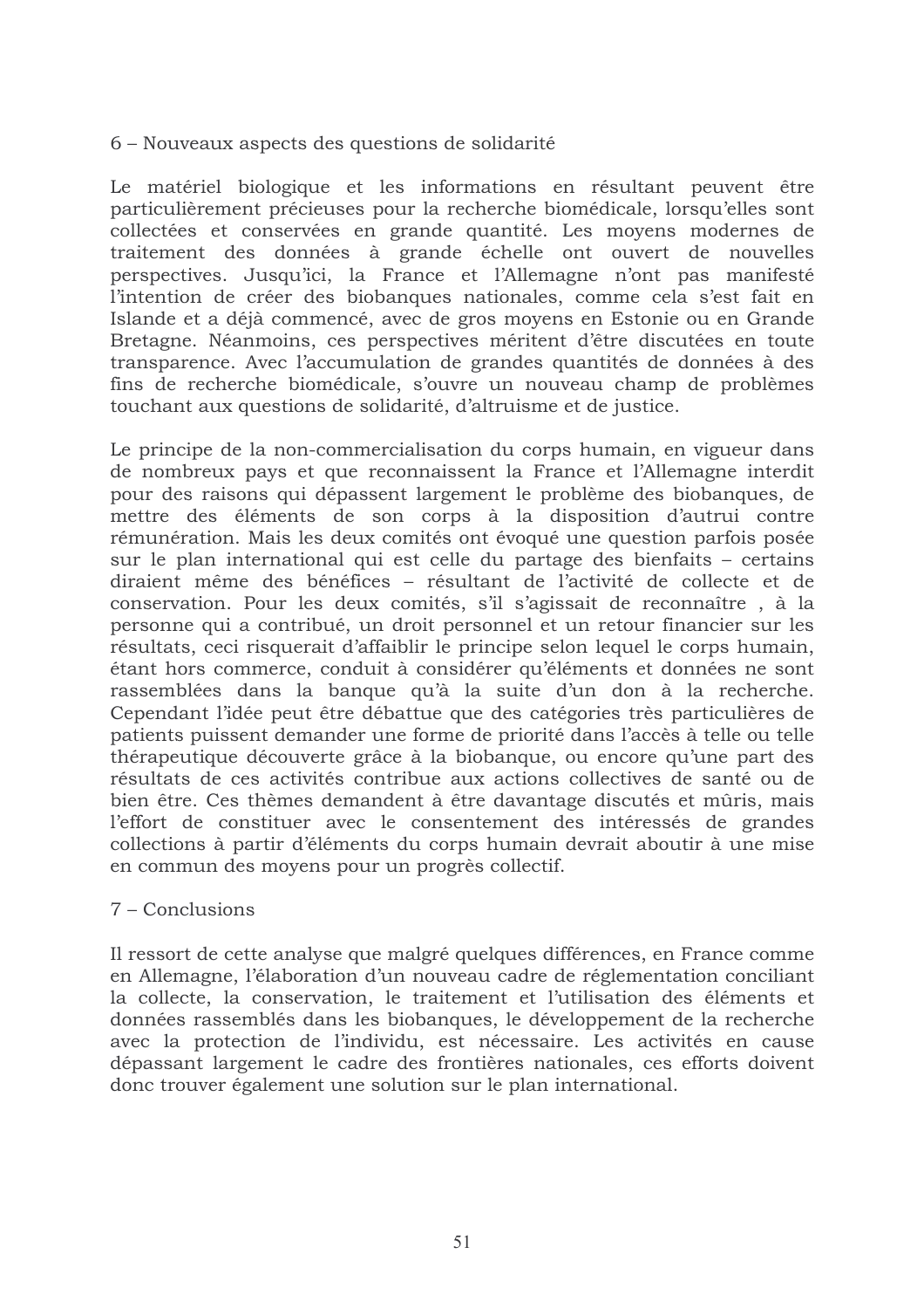## 6 – Nouveaux aspects des questions de solidarité

Le matériel biologique et les informations en résultant peuvent être particulièrement précieuses pour la recherche biomédicale, lorsqu'elles sont collectées et conservées en grande quantité. Les moyens modernes de traitement des données à grande échelle ont ouvert de nouvelles perspectives. Jusqu'ici, la France et l'Allemagne n'ont pas manifesté l'intention de créer des biobanques nationales, comme cela s'est fait en Islande et a déjà commencé, avec de gros moyens en Estonie ou en Grande Bretagne. Néanmoins, ces perspectives méritent d'être discutées en toute transparence. Avec l'accumulation de grandes quantités de données à des fins de recherche biomédicale, s'ouvre un nouveau champ de problèmes touchant aux questions de solidarité, d'altruisme et de justice.

Le principe de la non-commercialisation du corps humain, en vigueur dans de nombreux pays et que reconnaissent la France et l'Allemagne interdit pour des raisons qui dépassent largement le problème des biobanques, de mettre des éléments de son corps à la disposition d'autrui contre rémunération. Mais les deux comités ont évoqué une question parfois posée sur le plan international qui est celle du partage des bienfaits – certains diraient même des bénéfices – résultant de l'activité de collecte et de conservation. Pour les deux comités, s'il s'agissait de reconnaître , à la personne qui a contribué, un droit personnel et un retour financier sur les résultats, ceci risquerait d'affaiblir le principe selon lequel le corps humain, étant hors commerce, conduit à considérer qu'éléments et données ne sont rassemblées dans la banque qu'à la suite d'un don à la recherche. Cependant l'idée peut être débattue que des catégories très particulières de patients puissent demander une forme de priorité dans l'accès à telle ou telle thérapeutique découverte grâce à la biobanque, ou encore qu'une part des résultats de ces activités contribue aux actions collectives de santé ou de bien être. Ces thèmes demandent à être davantage discutés et mûris, mais l'effort de constituer avec le consentement des intéressés de grandes collections à partir d'éléments du corps humain devrait aboutir à une mise en commun des moyens pour un progrès collectif.

## 7 – Conclusions

Il ressort de cette analyse que malgré quelques différences, en France comme en Allemagne, l'élaboration d'un nouveau cadre de réglementation conciliant la collecte, la conservation, le traitement et l'utilisation des éléments et données rassemblés dans les biobanques, le développement de la recherche avec la protection de l'individu, est nécessaire. Les activités en cause dépassant largement le cadre des frontières nationales, ces efforts doivent donc trouver également une solution sur le plan international.